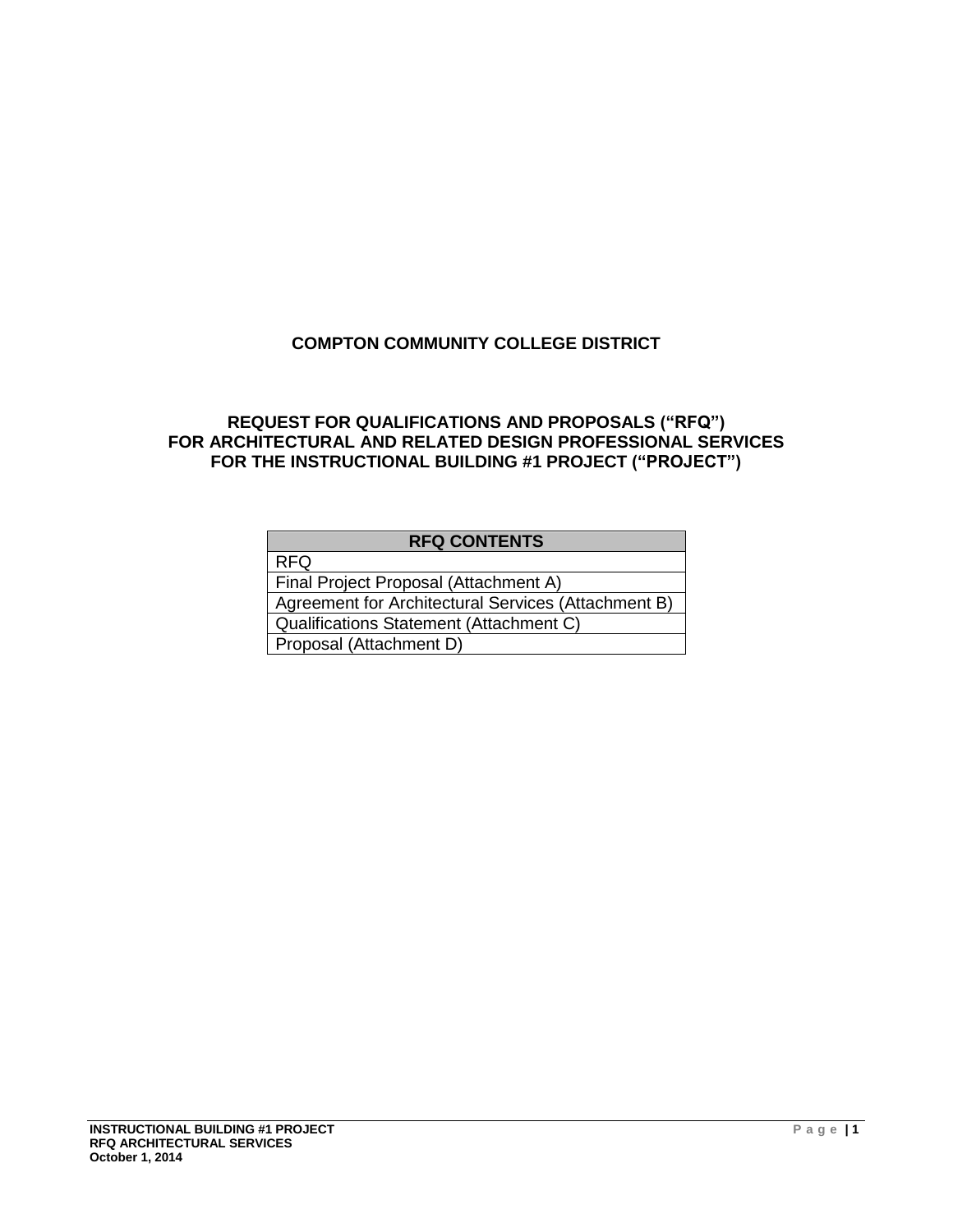# COMPTON COMMUNITY COLLEGE DISTRICT

## REQUEST FOR QUALIFICATIONS AND PROPOSALS ("RFQ") FOR ARCHITECTURAL AND RELATED DESIGN PROFESSIONAL SERVICES FOR THE INSTRUCTIONAL BUILDING #1 PROJECT ("PROJECT")

| RFQ CONTENTS |
| --- |
| RFQ |
| Final Project Proposal (Attachment A) |
| Agreement for Architectural Services (Attachment B) |
| Qualifications Statement (Attachment C) |
| Proposal (Attachment D) |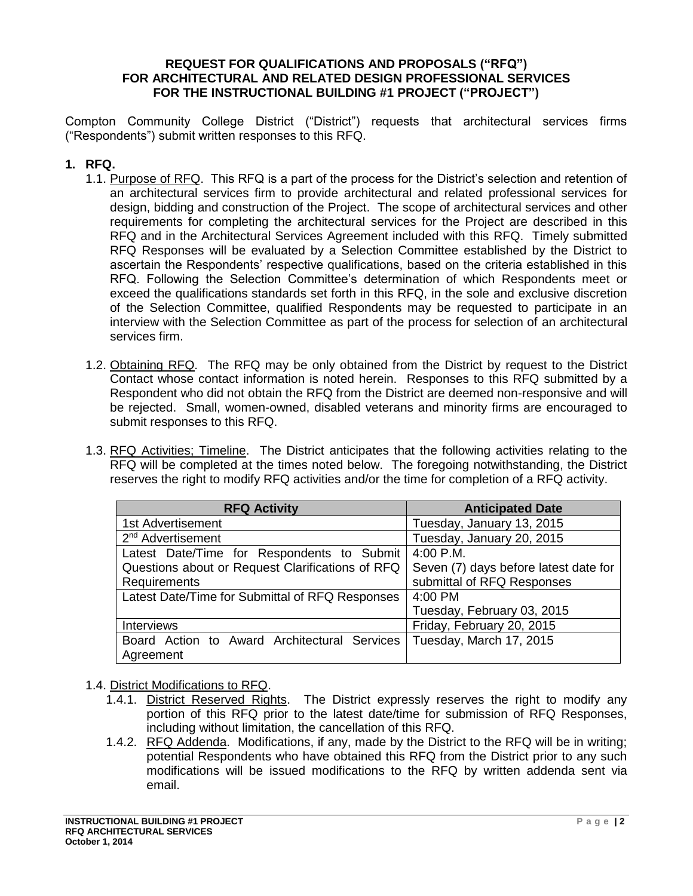**REQUEST FOR QUALIFICATIONS AND PROPOSALS ("RFQ")**
**FOR ARCHITECTURAL AND RELATED DESIGN PROFESSIONAL SERVICES**
**FOR THE INSTRUCTIONAL BUILDING #1 PROJECT ("PROJECT")**

Compton Community College District ("District") requests that architectural services firms ("Respondents") submit written responses to this RFQ.

## 1. RFQ.

1.1. Purpose of RFQ. This RFQ is a part of the process for the District's selection and retention of an architectural services firm to provide architectural and related professional services for design, bidding and construction of the Project. The scope of architectural services and other requirements for completing the architectural services for the Project are described in this RFQ and in the Architectural Services Agreement included with this RFQ. Timely submitted RFQ Responses will be evaluated by a Selection Committee established by the District to ascertain the Respondents' respective qualifications, based on the criteria established in this RFQ. Following the Selection Committee's determination of which Respondents meet or exceed the qualifications standards set forth in this RFQ, in the sole and exclusive discretion of the Selection Committee, qualified Respondents may be requested to participate in an interview with the Selection Committee as part of the process for selection of an architectural services firm.

1.2. Obtaining RFQ. The RFQ may be only obtained from the District by request to the District Contact whose contact information is noted herein. Responses to this RFQ submitted by a Respondent who did not obtain the RFQ from the District are deemed non-responsive and will be rejected. Small, women-owned, disabled veterans and minority firms are encouraged to submit responses to this RFQ.

1.3. RFQ Activities; Timeline. The District anticipates that the following activities relating to the RFQ will be completed at the times noted below. The foregoing notwithstanding, the District reserves the right to modify RFQ activities and/or the time for completion of a RFQ activity.

| RFQ Activity | Anticipated Date |
|---|---|
| 1st Advertisement | Tuesday, January 13, 2015 |
| 2nd Advertisement | Tuesday, January 20, 2015 |
| Latest Date/Time for Respondents to Submit Questions about or Request Clarifications of RFQ Requirements | 4:00 P.M. Seven (7) days before latest date for submittal of RFQ Responses |
| Latest Date/Time for Submittal of RFQ Responses | 4:00 PM Tuesday, February 03, 2015 |
| Interviews | Friday, February 20, 2015 |
| Board Action to Award Architectural Services Agreement | Tuesday, March 17, 2015 |

1.4. District Modifications to RFQ.

1.4.1. District Reserved Rights. The District expressly reserves the right to modify any portion of this RFQ prior to the latest date/time for submission of RFQ Responses, including without limitation, the cancellation of this RFQ.

1.4.2. RFQ Addenda. Modifications, if any, made by the District to the RFQ will be in writing; potential Respondents who have obtained this RFQ from the District prior to any such modifications will be issued modifications to the RFQ by written addenda sent via email.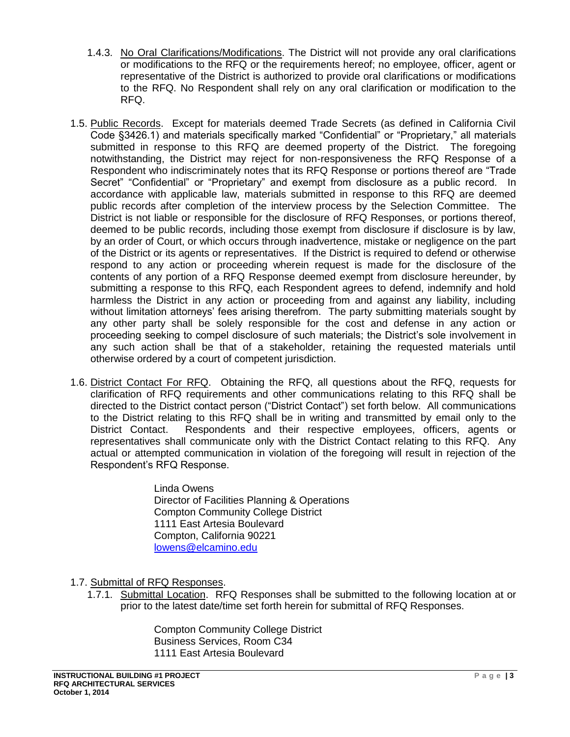1.4.3. No Oral Clarifications/Modifications. The District will not provide any oral clarifications or modifications to the RFQ or the requirements hereof; no employee, officer, agent or representative of the District is authorized to provide oral clarifications or modifications to the RFQ. No Respondent shall rely on any oral clarification or modification to the RFQ.

1.5. Public Records. Except for materials deemed Trade Secrets (as defined in California Civil Code §3426.1) and materials specifically marked "Confidential" or "Proprietary," all materials submitted in response to this RFQ are deemed property of the District. The foregoing notwithstanding, the District may reject for non-responsiveness the RFQ Response of a Respondent who indiscriminately notes that its RFQ Response or portions thereof are "Trade Secret" "Confidential" or "Proprietary" and exempt from disclosure as a public record. In accordance with applicable law, materials submitted in response to this RFQ are deemed public records after completion of the interview process by the Selection Committee. The District is not liable or responsible for the disclosure of RFQ Responses, or portions thereof, deemed to be public records, including those exempt from disclosure if disclosure is by law, by an order of Court, or which occurs through inadvertence, mistake or negligence on the part of the District or its agents or representatives. If the District is required to defend or otherwise respond to any action or proceeding wherein request is made for the disclosure of the contents of any portion of a RFQ Response deemed exempt from disclosure hereunder, by submitting a response to this RFQ, each Respondent agrees to defend, indemnify and hold harmless the District in any action or proceeding from and against any liability, including without limitation attorneys' fees arising therefrom. The party submitting materials sought by any other party shall be solely responsible for the cost and defense in any action or proceeding seeking to compel disclosure of such materials; the District's sole involvement in any such action shall be that of a stakeholder, retaining the requested materials until otherwise ordered by a court of competent jurisdiction.

1.6. District Contact For RFQ. Obtaining the RFQ, all questions about the RFQ, requests for clarification of RFQ requirements and other communications relating to this RFQ shall be directed to the District contact person ("District Contact") set forth below. All communications to the District relating to this RFQ shall be in writing and transmitted by email only to the District Contact. Respondents and their respective employees, officers, agents or representatives shall communicate only with the District Contact relating to this RFQ. Any actual or attempted communication in violation of the foregoing will result in rejection of the Respondent's RFQ Response.

Linda Owens
Director of Facilities Planning & Operations
Compton Community College District
1111 East Artesia Boulevard
Compton, California 90221
lowens@elcamino.edu

1.7. Submittal of RFQ Responses.

1.7.1. Submittal Location. RFQ Responses shall be submitted to the following location at or prior to the latest date/time set forth herein for submittal of RFQ Responses.

Compton Community College District
Business Services, Room C34
1111 East Artesia Boulevard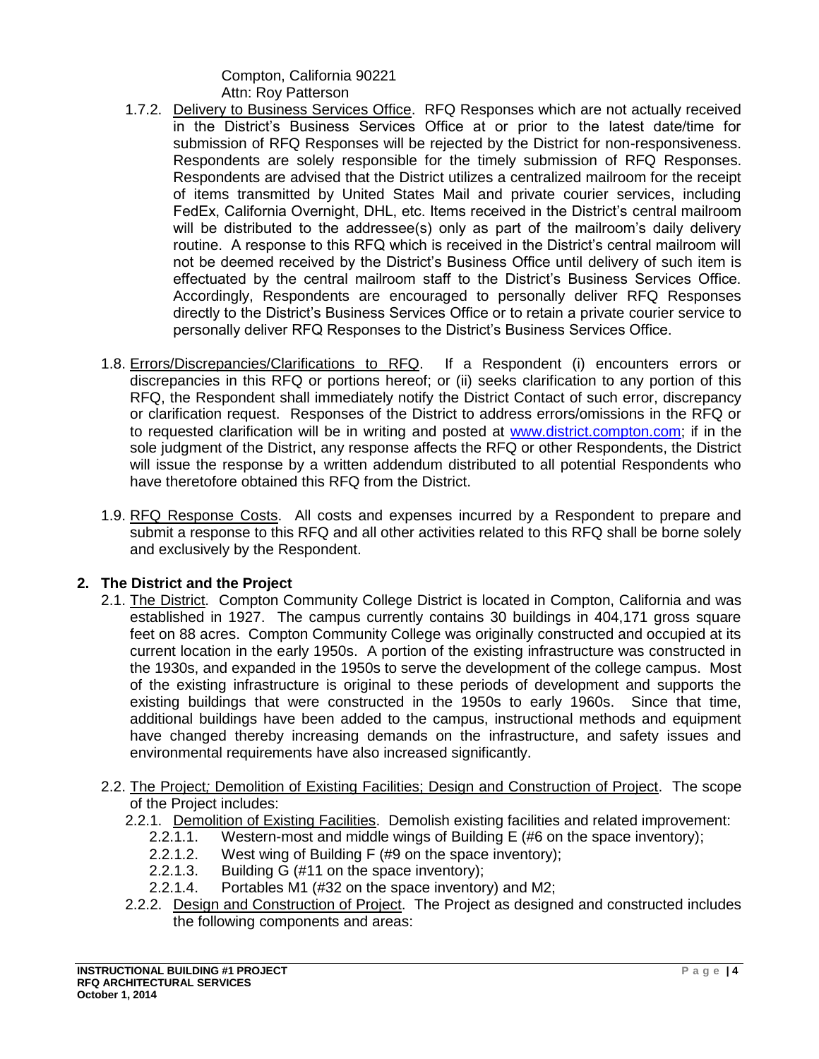Compton, California 90221
Attn: Roy Patterson

1.7.2. Delivery to Business Services Office. RFQ Responses which are not actually received in the District's Business Services Office at or prior to the latest date/time for submission of RFQ Responses will be rejected by the District for non-responsiveness. Respondents are solely responsible for the timely submission of RFQ Responses. Respondents are advised that the District utilizes a centralized mailroom for the receipt of items transmitted by United States Mail and private courier services, including FedEx, California Overnight, DHL, etc. Items received in the District's central mailroom will be distributed to the addressee(s) only as part of the mailroom's daily delivery routine. A response to this RFQ which is received in the District's central mailroom will not be deemed received by the District's Business Office until delivery of such item is effectuated by the central mailroom staff to the District's Business Services Office. Accordingly, Respondents are encouraged to personally deliver RFQ Responses directly to the District's Business Services Office or to retain a private courier service to personally deliver RFQ Responses to the District's Business Services Office.

1.8. Errors/Discrepancies/Clarifications to RFQ. If a Respondent (i) encounters errors or discrepancies in this RFQ or portions hereof; or (ii) seeks clarification to any portion of this RFQ, the Respondent shall immediately notify the District Contact of such error, discrepancy or clarification request. Responses of the District to address errors/omissions in the RFQ or to requested clarification will be in writing and posted at www.district.compton.com; if in the sole judgment of the District, any response affects the RFQ or other Respondents, the District will issue the response by a written addendum distributed to all potential Respondents who have theretofore obtained this RFQ from the District.

1.9. RFQ Response Costs. All costs and expenses incurred by a Respondent to prepare and submit a response to this RFQ and all other activities related to this RFQ shall be borne solely and exclusively by the Respondent.

## 2. The District and the Project

2.1. The District. Compton Community College District is located in Compton, California and was established in 1927. The campus currently contains 30 buildings in 404,171 gross square feet on 88 acres. Compton Community College was originally constructed and occupied at its current location in the early 1950s. A portion of the existing infrastructure was constructed in the 1930s, and expanded in the 1950s to serve the development of the college campus. Most of the existing infrastructure is original to these periods of development and supports the existing buildings that were constructed in the 1950s to early 1960s. Since that time, additional buildings have been added to the campus, instructional methods and equipment have changed thereby increasing demands on the infrastructure, and safety issues and environmental requirements have also increased significantly.

2.2. The Project*;* Demolition of Existing Facilities; Design and Construction of Project. The scope of the Project includes:

2.2.1. Demolition of Existing Facilities. Demolish existing facilities and related improvement:

2.2.1.1. Western-most and middle wings of Building E (#6 on the space inventory);

2.2.1.2. West wing of Building F (#9 on the space inventory);

2.2.1.3. Building G (#11 on the space inventory);

2.2.1.4. Portables M1 (#32 on the space inventory) and M2;

2.2.2. Design and Construction of Project. The Project as designed and constructed includes the following components and areas: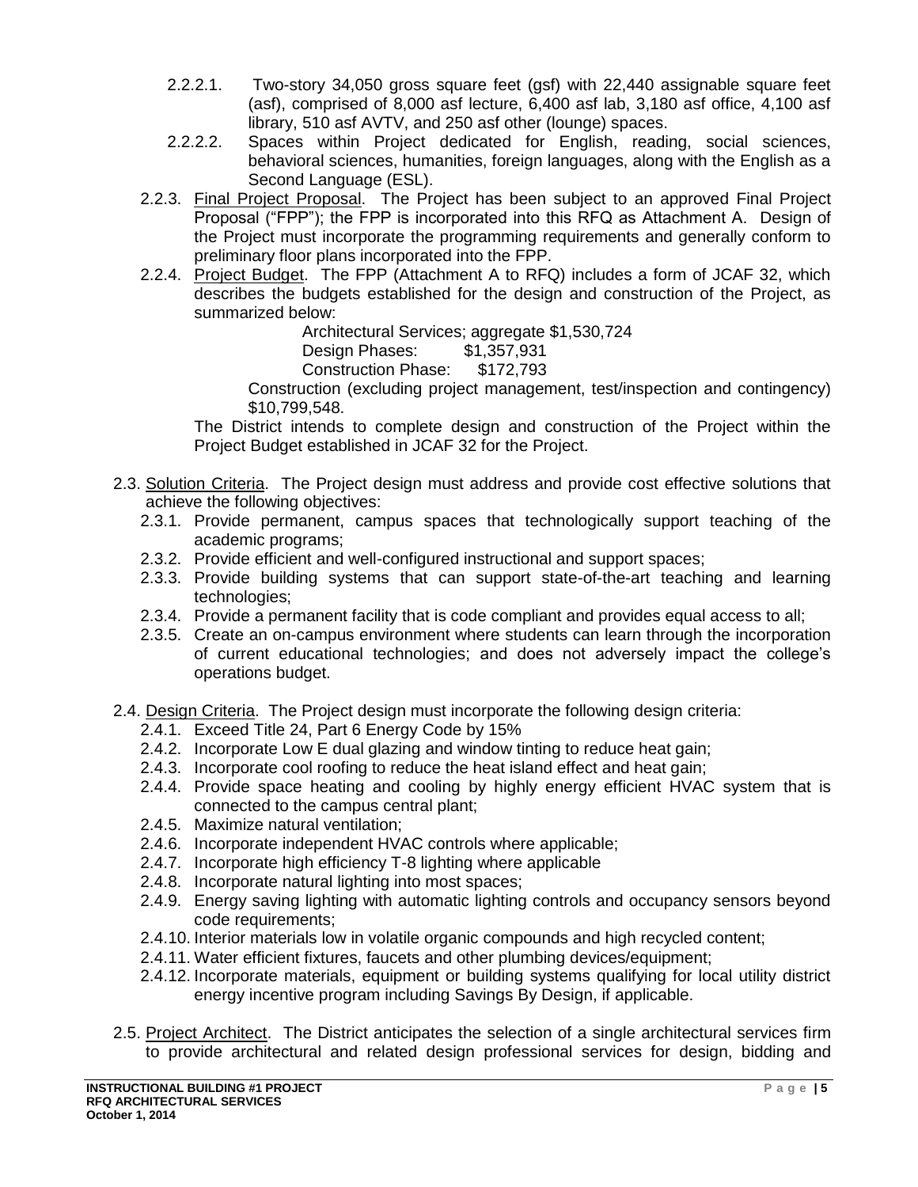- 2.2.2.1. Two-story 34,050 gross square feet (gsf) with 22,440 assignable square feet (asf), comprised of 8,000 asf lecture, 6,400 asf lab, 3,180 asf office, 4,100 asf library, 510 asf AVTV, and 250 asf other (lounge) spaces.
- 2.2.2.2. Spaces within Project dedicated for English, reading, social sciences, behavioral sciences, humanities, foreign languages, along with the English as a Second Language (ESL).

2.2.3. Final Project Proposal. The Project has been subject to an approved Final Project Proposal ("FPP"); the FPP is incorporated into this RFQ as Attachment A. Design of the Project must incorporate the programming requirements and generally conform to preliminary floor plans incorporated into the FPP.

2.2.4. Project Budget. The FPP (Attachment A to RFQ) includes a form of JCAF 32, which describes the budgets established for the design and construction of the Project, as summarized below:

Architectural Services; aggregate $1,530,724
Design Phases: $1,357,931
Construction Phase: $172,793

Construction (excluding project management, test/inspection and contingency) $10,799,548.

The District intends to complete design and construction of the Project within the Project Budget established in JCAF 32 for the Project.

2.3. Solution Criteria. The Project design must address and provide cost effective solutions that achieve the following objectives:

- 2.3.1. Provide permanent, campus spaces that technologically support teaching of the academic programs;
- 2.3.2. Provide efficient and well-configured instructional and support spaces;
- 2.3.3. Provide building systems that can support state-of-the-art teaching and learning technologies;
- 2.3.4. Provide a permanent facility that is code compliant and provides equal access to all;
- 2.3.5. Create an on-campus environment where students can learn through the incorporation of current educational technologies; and does not adversely impact the college's operations budget.

2.4. Design Criteria. The Project design must incorporate the following design criteria:

- 2.4.1. Exceed Title 24, Part 6 Energy Code by 15%
- 2.4.2. Incorporate Low E dual glazing and window tinting to reduce heat gain;
- 2.4.3. Incorporate cool roofing to reduce the heat island effect and heat gain;
- 2.4.4. Provide space heating and cooling by highly energy efficient HVAC system that is connected to the campus central plant;
- 2.4.5. Maximize natural ventilation;
- 2.4.6. Incorporate independent HVAC controls where applicable;
- 2.4.7. Incorporate high efficiency T-8 lighting where applicable
- 2.4.8. Incorporate natural lighting into most spaces;
- 2.4.9. Energy saving lighting with automatic lighting controls and occupancy sensors beyond code requirements;
- 2.4.10. Interior materials low in volatile organic compounds and high recycled content;
- 2.4.11. Water efficient fixtures, faucets and other plumbing devices/equipment;
- 2.4.12. Incorporate materials, equipment or building systems qualifying for local utility district energy incentive program including Savings By Design, if applicable.

2.5. Project Architect. The District anticipates the selection of a single architectural services firm to provide architectural and related design professional services for design, bidding and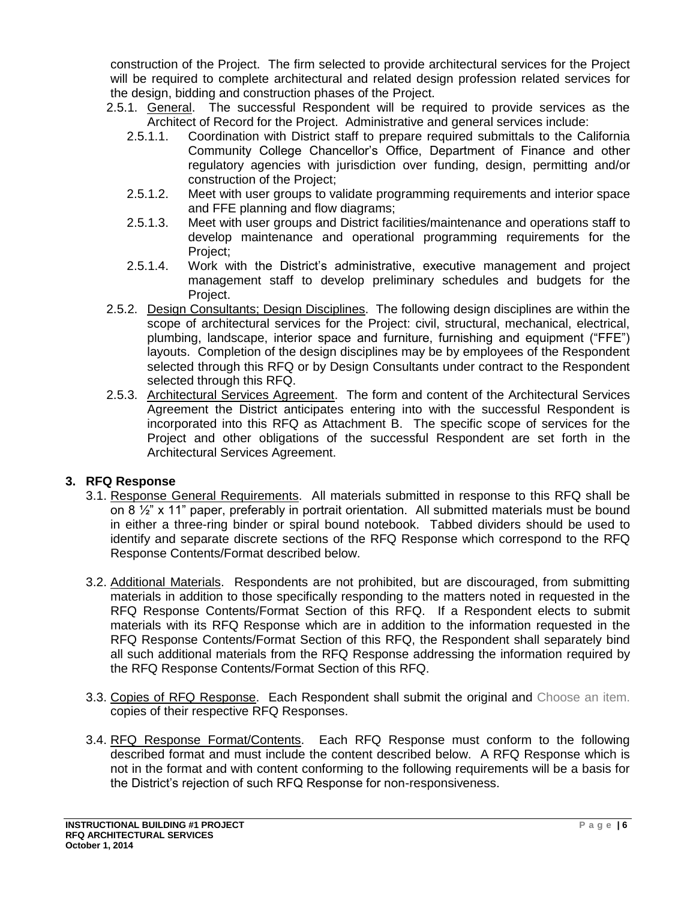construction of the Project. The firm selected to provide architectural services for the Project will be required to complete architectural and related design profession related services for the design, bidding and construction phases of the Project.

2.5.1. General. The successful Respondent will be required to provide services as the Architect of Record for the Project. Administrative and general services include:

2.5.1.1. Coordination with District staff to prepare required submittals to the California Community College Chancellor's Office, Department of Finance and other regulatory agencies with jurisdiction over funding, design, permitting and/or construction of the Project;

2.5.1.2. Meet with user groups to validate programming requirements and interior space and FFE planning and flow diagrams;

2.5.1.3. Meet with user groups and District facilities/maintenance and operations staff to develop maintenance and operational programming requirements for the Project;

2.5.1.4. Work with the District's administrative, executive management and project management staff to develop preliminary schedules and budgets for the Project.

2.5.2. Design Consultants; Design Disciplines. The following design disciplines are within the scope of architectural services for the Project: civil, structural, mechanical, electrical, plumbing, landscape, interior space and furniture, furnishing and equipment ("FFE") layouts. Completion of the design disciplines may be by employees of the Respondent selected through this RFQ or by Design Consultants under contract to the Respondent selected through this RFQ.

2.5.3. Architectural Services Agreement. The form and content of the Architectural Services Agreement the District anticipates entering into with the successful Respondent is incorporated into this RFQ as Attachment B. The specific scope of services for the Project and other obligations of the successful Respondent are set forth in the Architectural Services Agreement.

## 3. RFQ Response

3.1. Response General Requirements. All materials submitted in response to this RFQ shall be on 8 ½" x 11" paper, preferably in portrait orientation. All submitted materials must be bound in either a three-ring binder or spiral bound notebook. Tabbed dividers should be used to identify and separate discrete sections of the RFQ Response which correspond to the RFQ Response Contents/Format described below.

3.2. Additional Materials. Respondents are not prohibited, but are discouraged, from submitting materials in addition to those specifically responding to the matters noted in requested in the RFQ Response Contents/Format Section of this RFQ. If a Respondent elects to submit materials with its RFQ Response which are in addition to the information requested in the RFQ Response Contents/Format Section of this RFQ, the Respondent shall separately bind all such additional materials from the RFQ Response addressing the information required by the RFQ Response Contents/Format Section of this RFQ.

3.3. Copies of RFQ Response. Each Respondent shall submit the original and Choose an item. copies of their respective RFQ Responses.

3.4. RFQ Response Format/Contents. Each RFQ Response must conform to the following described format and must include the content described below. A RFQ Response which is not in the format and with content conforming to the following requirements will be a basis for the District's rejection of such RFQ Response for non-responsiveness.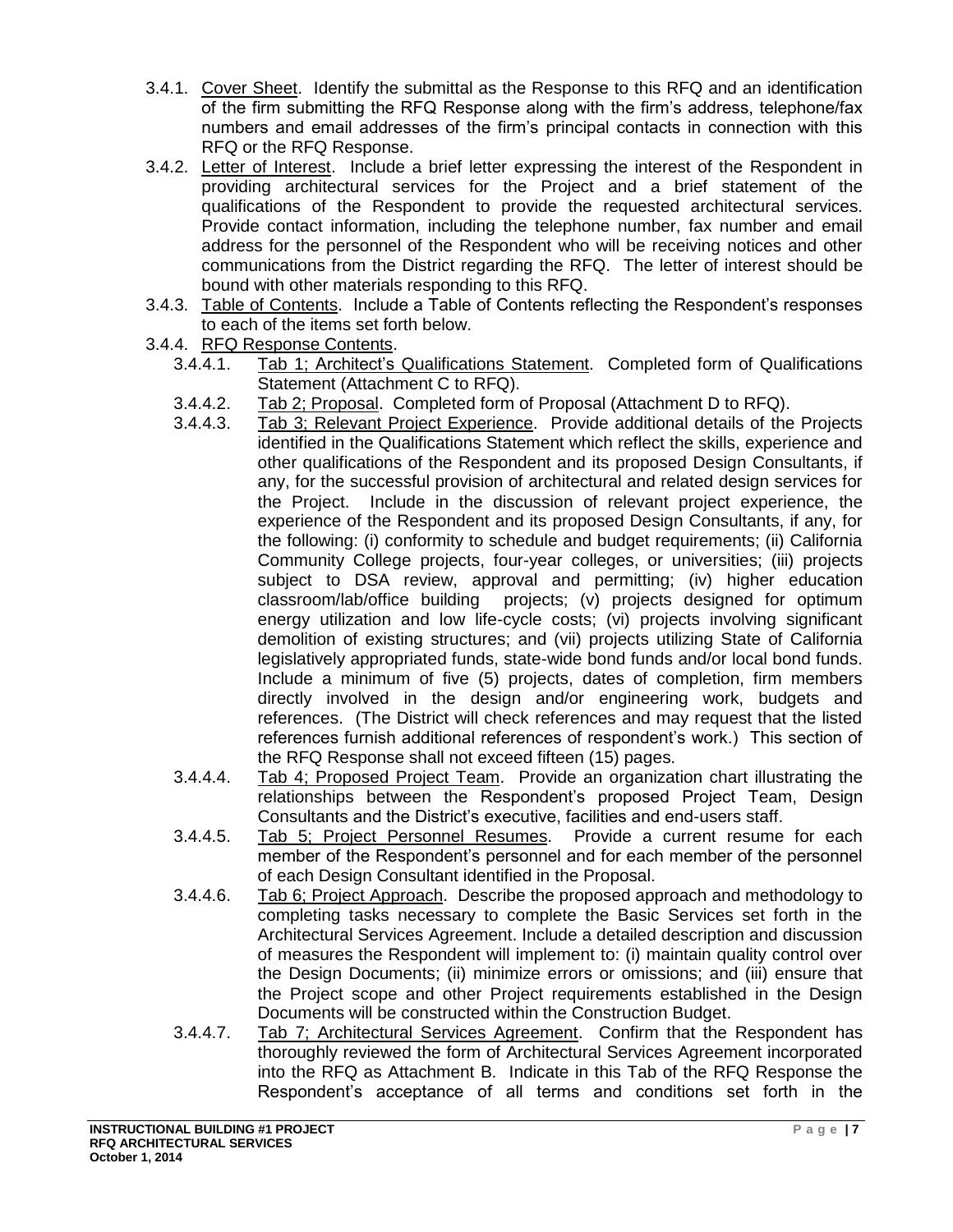- 3.4.1. Cover Sheet. Identify the submittal as the Response to this RFQ and an identification of the firm submitting the RFQ Response along with the firm's address, telephone/fax numbers and email addresses of the firm's principal contacts in connection with this RFQ or the RFQ Response.
- 3.4.2. Letter of Interest. Include a brief letter expressing the interest of the Respondent in providing architectural services for the Project and a brief statement of the qualifications of the Respondent to provide the requested architectural services. Provide contact information, including the telephone number, fax number and email address for the personnel of the Respondent who will be receiving notices and other communications from the District regarding the RFQ. The letter of interest should be bound with other materials responding to this RFQ.
- 3.4.3. Table of Contents. Include a Table of Contents reflecting the Respondent's responses to each of the items set forth below.
- 3.4.4. RFQ Response Contents.
  - 3.4.4.1. Tab 1; Architect's Qualifications Statement. Completed form of Qualifications Statement (Attachment C to RFQ).
  - 3.4.4.2. Tab 2; Proposal. Completed form of Proposal (Attachment D to RFQ).
  - 3.4.4.3. Tab 3; Relevant Project Experience. Provide additional details of the Projects identified in the Qualifications Statement which reflect the skills, experience and other qualifications of the Respondent and its proposed Design Consultants, if any, for the successful provision of architectural and related design services for the Project. Include in the discussion of relevant project experience, the experience of the Respondent and its proposed Design Consultants, if any, for the following: (i) conformity to schedule and budget requirements; (ii) California Community College projects, four-year colleges, or universities; (iii) projects subject to DSA review, approval and permitting; (iv) higher education classroom/lab/office building projects; (v) projects designed for optimum energy utilization and low life-cycle costs; (vi) projects involving significant demolition of existing structures; and (vii) projects utilizing State of California legislatively appropriated funds, state-wide bond funds and/or local bond funds. Include a minimum of five (5) projects, dates of completion, firm members directly involved in the design and/or engineering work, budgets and references. (The District will check references and may request that the listed references furnish additional references of respondent's work.) This section of the RFQ Response shall not exceed fifteen (15) pages.
  - 3.4.4.4. Tab 4; Proposed Project Team. Provide an organization chart illustrating the relationships between the Respondent's proposed Project Team, Design Consultants and the District's executive, facilities and end-users staff.
  - 3.4.4.5. Tab 5; Project Personnel Resumes. Provide a current resume for each member of the Respondent's personnel and for each member of the personnel of each Design Consultant identified in the Proposal.
  - 3.4.4.6. Tab 6; Project Approach. Describe the proposed approach and methodology to completing tasks necessary to complete the Basic Services set forth in the Architectural Services Agreement. Include a detailed description and discussion of measures the Respondent will implement to: (i) maintain quality control over the Design Documents; (ii) minimize errors or omissions; and (iii) ensure that the Project scope and other Project requirements established in the Design Documents will be constructed within the Construction Budget.
  - 3.4.4.7. Tab 7; Architectural Services Agreement. Confirm that the Respondent has thoroughly reviewed the form of Architectural Services Agreement incorporated into the RFQ as Attachment B. Indicate in this Tab of the RFQ Response the Respondent's acceptance of all terms and conditions set forth in the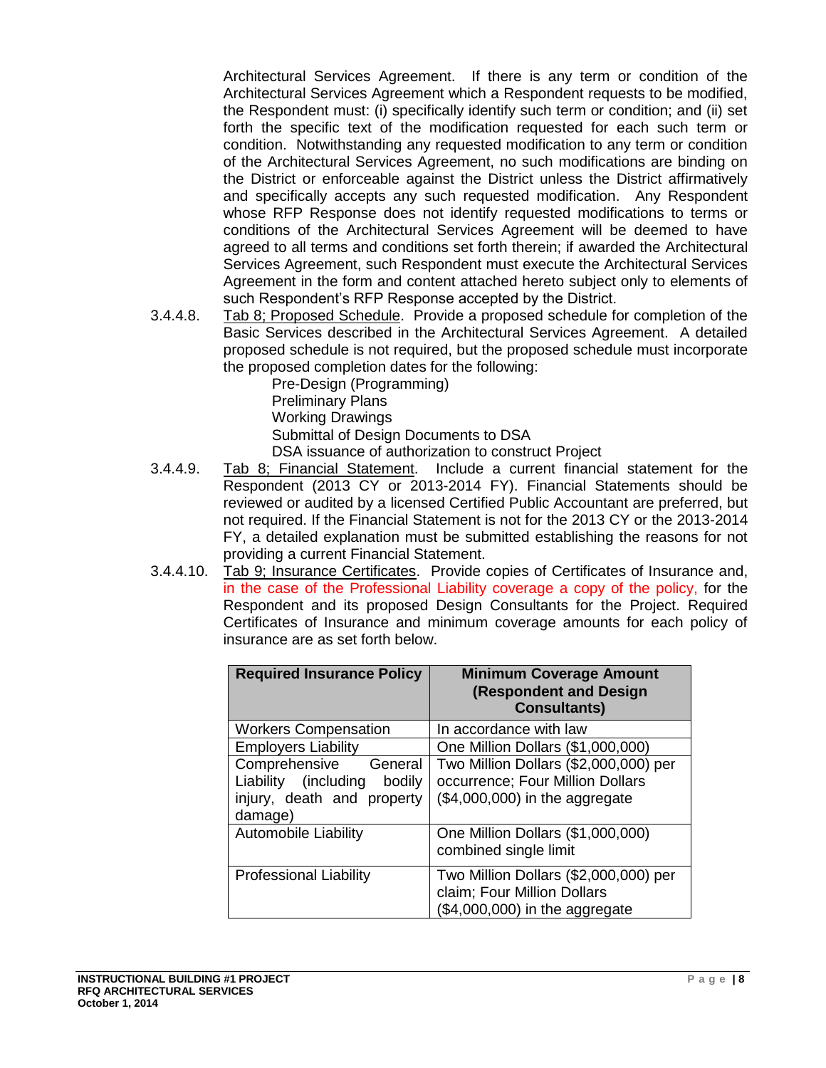Architectural Services Agreement. If there is any term or condition of the Architectural Services Agreement which a Respondent requests to be modified, the Respondent must: (i) specifically identify such term or condition; and (ii) set forth the specific text of the modification requested for each such term or condition. Notwithstanding any requested modification to any term or condition of the Architectural Services Agreement, no such modifications are binding on the District or enforceable against the District unless the District affirmatively and specifically accepts any such requested modification. Any Respondent whose RFP Response does not identify requested modifications to terms or conditions of the Architectural Services Agreement will be deemed to have agreed to all terms and conditions set forth therein; if awarded the Architectural Services Agreement, such Respondent must execute the Architectural Services Agreement in the form and content attached hereto subject only to elements of such Respondent's RFP Response accepted by the District.

3.4.4.8. Tab 8; Proposed Schedule. Provide a proposed schedule for completion of the Basic Services described in the Architectural Services Agreement. A detailed proposed schedule is not required, but the proposed schedule must incorporate the proposed completion dates for the following:

Pre-Design (Programming)
Preliminary Plans
Working Drawings
Submittal of Design Documents to DSA
DSA issuance of authorization to construct Project

3.4.4.9. Tab 8; Financial Statement. Include a current financial statement for the Respondent (2013 CY or 2013-2014 FY). Financial Statements should be reviewed or audited by a licensed Certified Public Accountant are preferred, but not required. If the Financial Statement is not for the 2013 CY or the 2013-2014 FY, a detailed explanation must be submitted establishing the reasons for not providing a current Financial Statement.

3.4.4.10. Tab 9; Insurance Certificates. Provide copies of Certificates of Insurance and, in the case of the Professional Liability coverage a copy of the policy, for the Respondent and its proposed Design Consultants for the Project. Required Certificates of Insurance and minimum coverage amounts for each policy of insurance are as set forth below.

| Required Insurance Policy | Minimum Coverage Amount (Respondent and Design Consultants) |
|---|---|
| Workers Compensation | In accordance with law |
| Employers Liability | One Million Dollars ($1,000,000) |
| Comprehensive General Liability (including bodily injury, death and property damage) | Two Million Dollars ($2,000,000) per occurrence; Four Million Dollars ($4,000,000) in the aggregate |
| Automobile Liability | One Million Dollars ($1,000,000) combined single limit |
| Professional Liability | Two Million Dollars ($2,000,000) per claim; Four Million Dollars ($4,000,000) in the aggregate |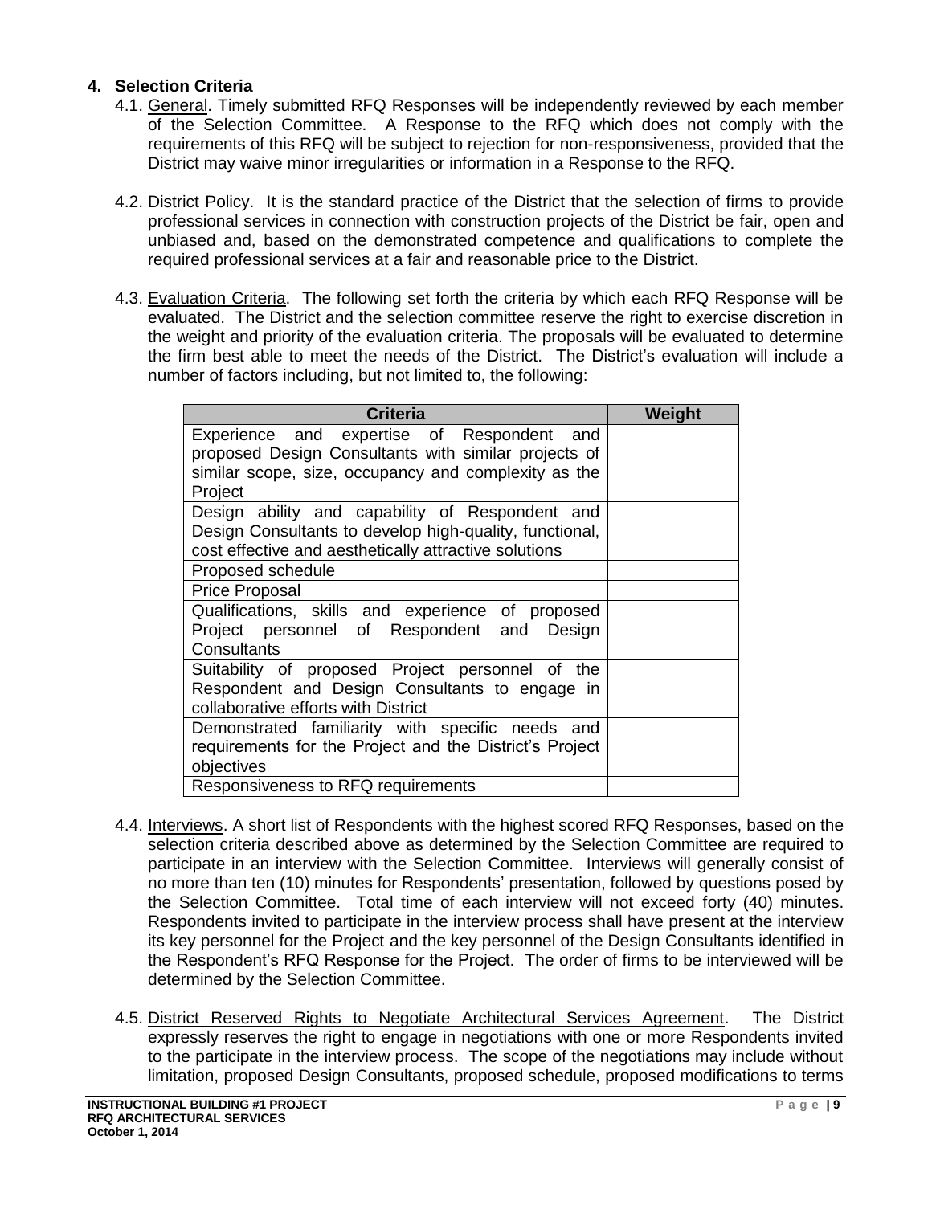## 4. Selection Criteria

4.1. General. Timely submitted RFQ Responses will be independently reviewed by each member of the Selection Committee. A Response to the RFQ which does not comply with the requirements of this RFQ will be subject to rejection for non-responsiveness, provided that the District may waive minor irregularities or information in a Response to the RFQ.

4.2. District Policy. It is the standard practice of the District that the selection of firms to provide professional services in connection with construction projects of the District be fair, open and unbiased and, based on the demonstrated competence and qualifications to complete the required professional services at a fair and reasonable price to the District.

4.3. Evaluation Criteria. The following set forth the criteria by which each RFQ Response will be evaluated. The District and the selection committee reserve the right to exercise discretion in the weight and priority of the evaluation criteria. The proposals will be evaluated to determine the firm best able to meet the needs of the District. The District's evaluation will include a number of factors including, but not limited to, the following:

| Criteria | Weight |
|---|---|
| Experience and expertise of Respondent and proposed Design Consultants with similar projects of similar scope, size, occupancy and complexity as the Project | |
| Design ability and capability of Respondent and Design Consultants to develop high-quality, functional, cost effective and aesthetically attractive solutions | |
| Proposed schedule | |
| Price Proposal | |
| Qualifications, skills and experience of proposed Project personnel of Respondent and Design Consultants | |
| Suitability of proposed Project personnel of the Respondent and Design Consultants to engage in collaborative efforts with District | |
| Demonstrated familiarity with specific needs and requirements for the Project and the District's Project objectives | |
| Responsiveness to RFQ requirements | |

4.4. Interviews. A short list of Respondents with the highest scored RFQ Responses, based on the selection criteria described above as determined by the Selection Committee are required to participate in an interview with the Selection Committee. Interviews will generally consist of no more than ten (10) minutes for Respondents' presentation, followed by questions posed by the Selection Committee. Total time of each interview will not exceed forty (40) minutes. Respondents invited to participate in the interview process shall have present at the interview its key personnel for the Project and the key personnel of the Design Consultants identified in the Respondent's RFQ Response for the Project. The order of firms to be interviewed will be determined by the Selection Committee.

4.5. District Reserved Rights to Negotiate Architectural Services Agreement. The District expressly reserves the right to engage in negotiations with one or more Respondents invited to the participate in the interview process. The scope of the negotiations may include without limitation, proposed Design Consultants, proposed schedule, proposed modifications to terms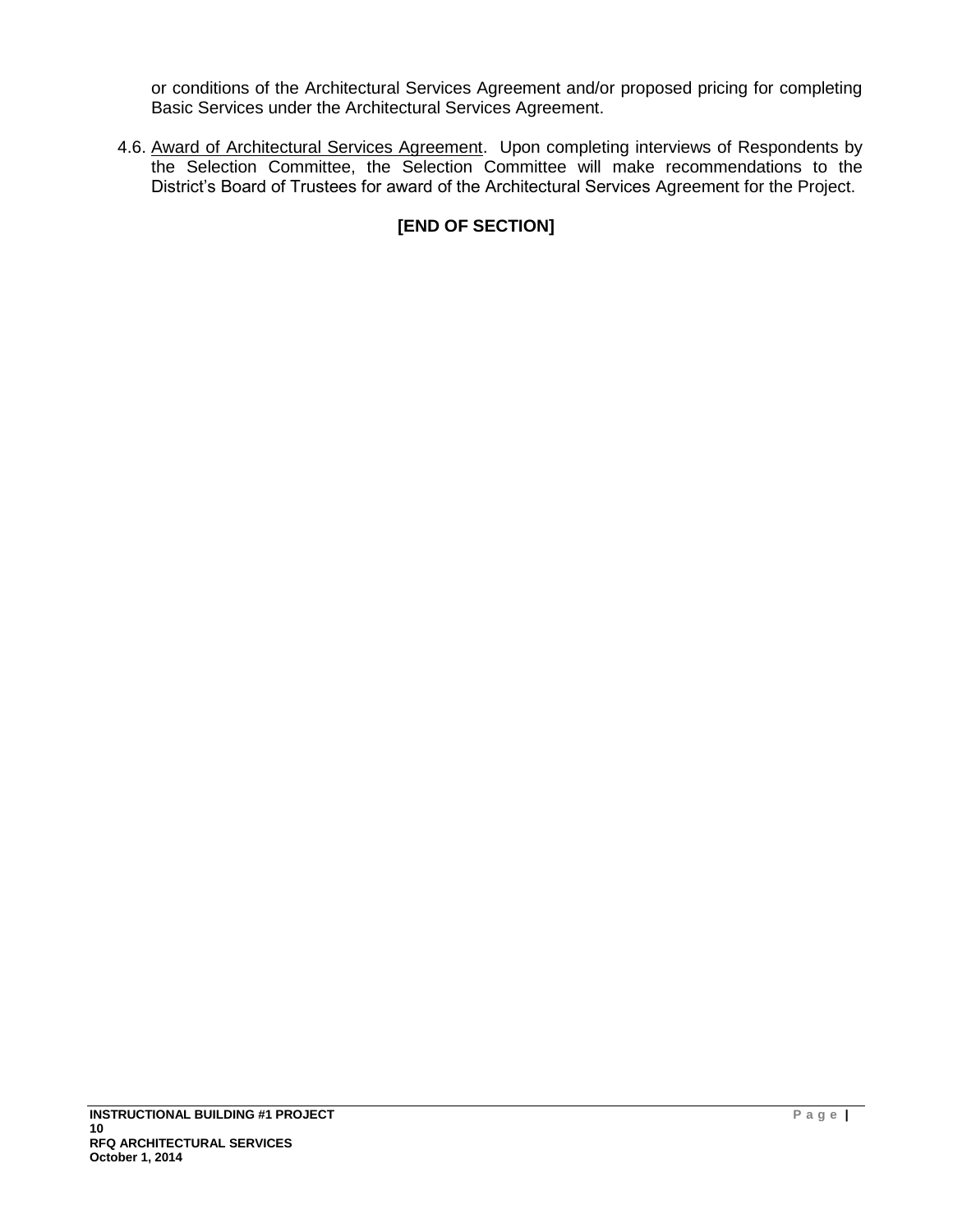or conditions of the Architectural Services Agreement and/or proposed pricing for completing Basic Services under the Architectural Services Agreement.

4.6. Award of Architectural Services Agreement. Upon completing interviews of Respondents by the Selection Committee, the Selection Committee will make recommendations to the District's Board of Trustees for award of the Architectural Services Agreement for the Project.

**[END OF SECTION]**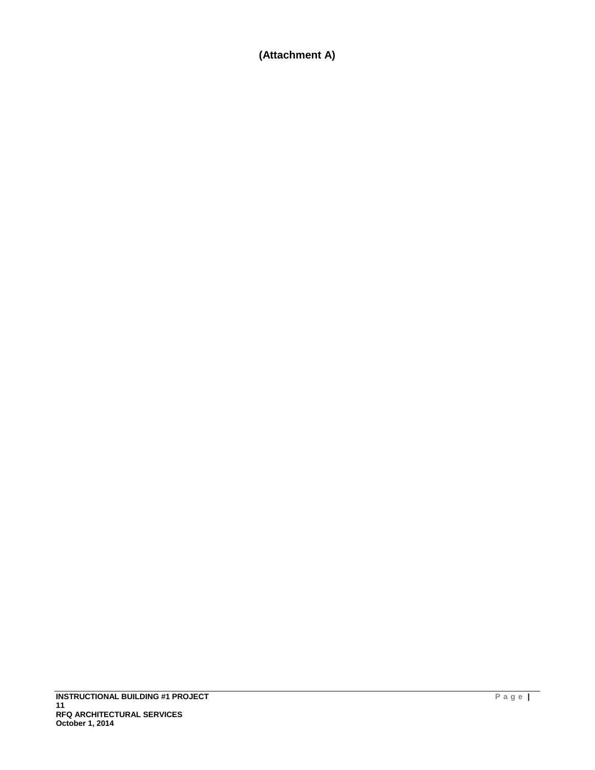**(Attachment A)**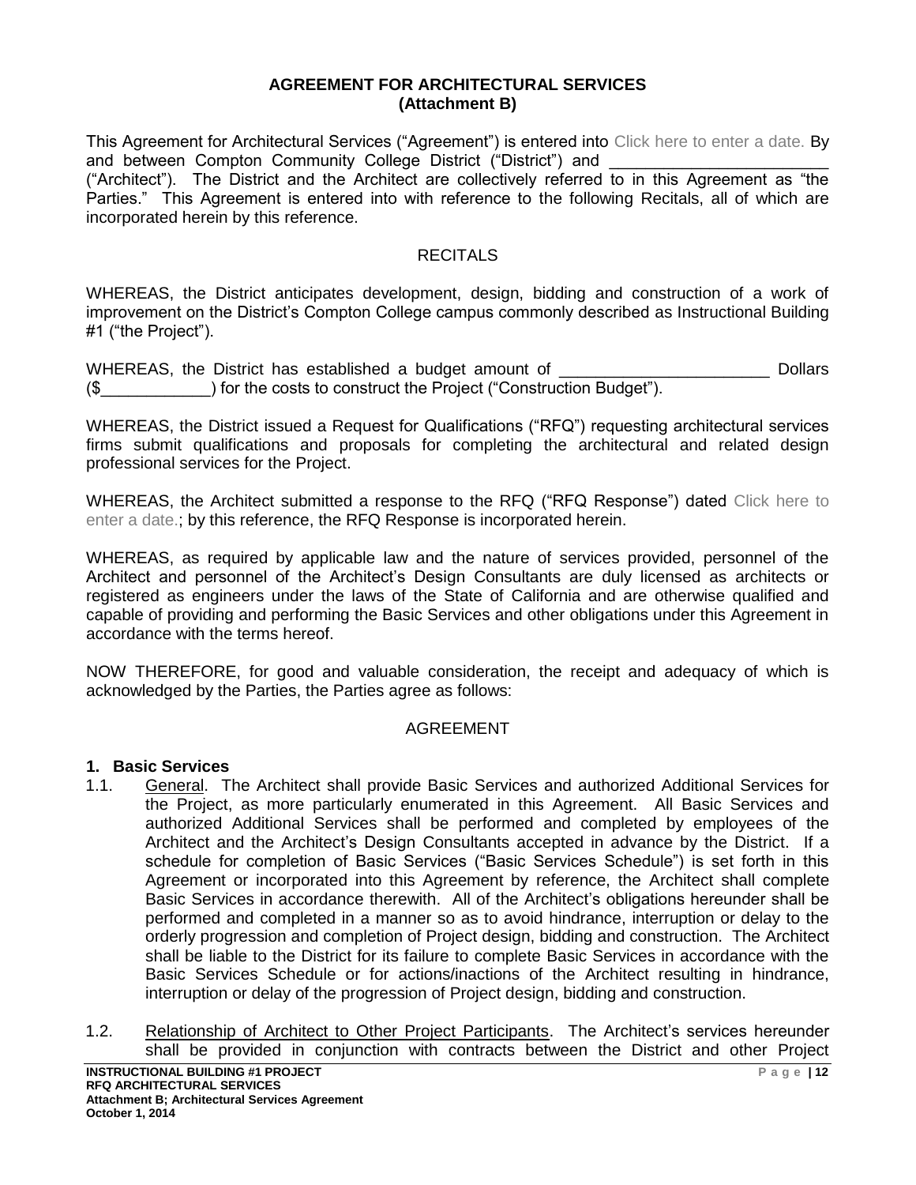**AGREEMENT FOR ARCHITECTURAL SERVICES**
**(Attachment B)**

This Agreement for Architectural Services ("Agreement") is entered into Click here to enter a date. By and between Compton Community College District ("District") and \_\_\_\_\_\_\_\_\_\_\_\_\_\_\_\_\_\_\_\_\_\_\_\_ ("Architect"). The District and the Architect are collectively referred to in this Agreement as "the Parties." This Agreement is entered into with reference to the following Recitals, all of which are incorporated herein by this reference.

RECITALS

WHEREAS, the District anticipates development, design, bidding and construction of a work of improvement on the District's Compton College campus commonly described as Instructional Building #1 ("the Project").

WHEREAS, the District has established a budget amount of \_\_\_\_\_\_\_\_\_\_\_\_\_\_\_\_\_\_\_\_\_\_\_ Dollars ($\_\_\_\_\_\_\_\_\_\_\_\_) for the costs to construct the Project ("Construction Budget").

WHEREAS, the District issued a Request for Qualifications ("RFQ") requesting architectural services firms submit qualifications and proposals for completing the architectural and related design professional services for the Project.

WHEREAS, the Architect submitted a response to the RFQ ("RFQ Response") dated Click here to enter a date.; by this reference, the RFQ Response is incorporated herein.

WHEREAS, as required by applicable law and the nature of services provided, personnel of the Architect and personnel of the Architect's Design Consultants are duly licensed as architects or registered as engineers under the laws of the State of California and are otherwise qualified and capable of providing and performing the Basic Services and other obligations under this Agreement in accordance with the terms hereof.

NOW THEREFORE, for good and valuable consideration, the receipt and adequacy of which is acknowledged by the Parties, the Parties agree as follows:

AGREEMENT

**1. Basic Services**

1.1. General. The Architect shall provide Basic Services and authorized Additional Services for the Project, as more particularly enumerated in this Agreement. All Basic Services and authorized Additional Services shall be performed and completed by employees of the Architect and the Architect's Design Consultants accepted in advance by the District. If a schedule for completion of Basic Services ("Basic Services Schedule") is set forth in this Agreement or incorporated into this Agreement by reference, the Architect shall complete Basic Services in accordance therewith. All of the Architect's obligations hereunder shall be performed and completed in a manner so as to avoid hindrance, interruption or delay to the orderly progression and completion of Project design, bidding and construction. The Architect shall be liable to the District for its failure to complete Basic Services in accordance with the Basic Services Schedule or for actions/inactions of the Architect resulting in hindrance, interruption or delay of the progression of Project design, bidding and construction.

1.2. Relationship of Architect to Other Project Participants. The Architect's services hereunder shall be provided in conjunction with contracts between the District and other Project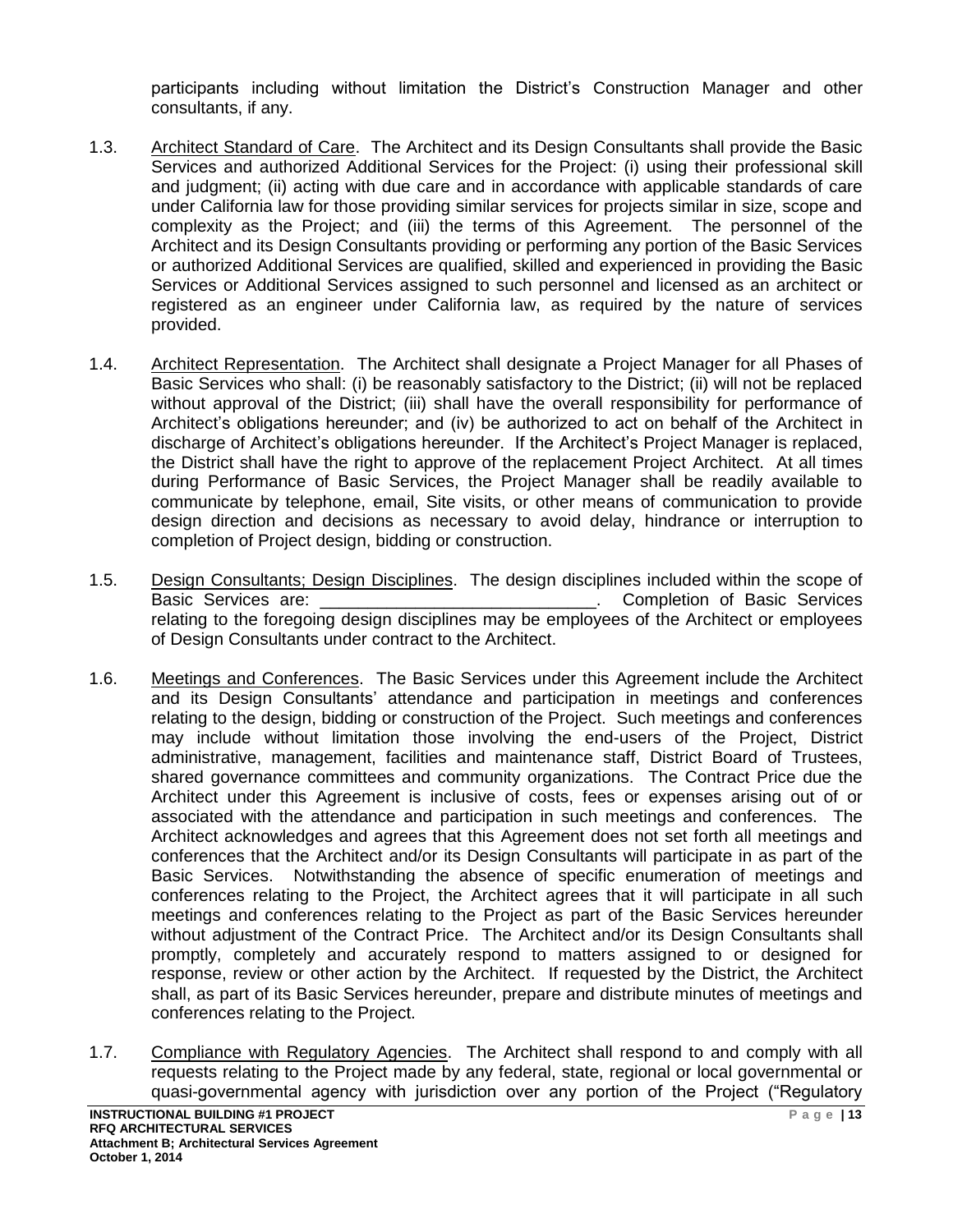participants including without limitation the District's Construction Manager and other consultants, if any.

1.3. Architect Standard of Care. The Architect and its Design Consultants shall provide the Basic Services and authorized Additional Services for the Project: (i) using their professional skill and judgment; (ii) acting with due care and in accordance with applicable standards of care under California law for those providing similar services for projects similar in size, scope and complexity as the Project; and (iii) the terms of this Agreement. The personnel of the Architect and its Design Consultants providing or performing any portion of the Basic Services or authorized Additional Services are qualified, skilled and experienced in providing the Basic Services or Additional Services assigned to such personnel and licensed as an architect or registered as an engineer under California law, as required by the nature of services provided.

1.4. Architect Representation. The Architect shall designate a Project Manager for all Phases of Basic Services who shall: (i) be reasonably satisfactory to the District; (ii) will not be replaced without approval of the District; (iii) shall have the overall responsibility for performance of Architect's obligations hereunder; and (iv) be authorized to act on behalf of the Architect in discharge of Architect's obligations hereunder. If the Architect's Project Manager is replaced, the District shall have the right to approve of the replacement Project Architect. At all times during Performance of Basic Services, the Project Manager shall be readily available to communicate by telephone, email, Site visits, or other means of communication to provide design direction and decisions as necessary to avoid delay, hindrance or interruption to completion of Project design, bidding or construction.

1.5. Design Consultants; Design Disciplines. The design disciplines included within the scope of Basic Services are: ____________________________. Completion of Basic Services relating to the foregoing design disciplines may be employees of the Architect or employees of Design Consultants under contract to the Architect.

1.6. Meetings and Conferences. The Basic Services under this Agreement include the Architect and its Design Consultants' attendance and participation in meetings and conferences relating to the design, bidding or construction of the Project. Such meetings and conferences may include without limitation those involving the end-users of the Project, District administrative, management, facilities and maintenance staff, District Board of Trustees, shared governance committees and community organizations. The Contract Price due the Architect under this Agreement is inclusive of costs, fees or expenses arising out of or associated with the attendance and participation in such meetings and conferences. The Architect acknowledges and agrees that this Agreement does not set forth all meetings and conferences that the Architect and/or its Design Consultants will participate in as part of the Basic Services. Notwithstanding the absence of specific enumeration of meetings and conferences relating to the Project, the Architect agrees that it will participate in all such meetings and conferences relating to the Project as part of the Basic Services hereunder without adjustment of the Contract Price. The Architect and/or its Design Consultants shall promptly, completely and accurately respond to matters assigned to or designed for response, review or other action by the Architect. If requested by the District, the Architect shall, as part of its Basic Services hereunder, prepare and distribute minutes of meetings and conferences relating to the Project.

1.7. Compliance with Regulatory Agencies. The Architect shall respond to and comply with all requests relating to the Project made by any federal, state, regional or local governmental or quasi-governmental agency with jurisdiction over any portion of the Project ("Regulatory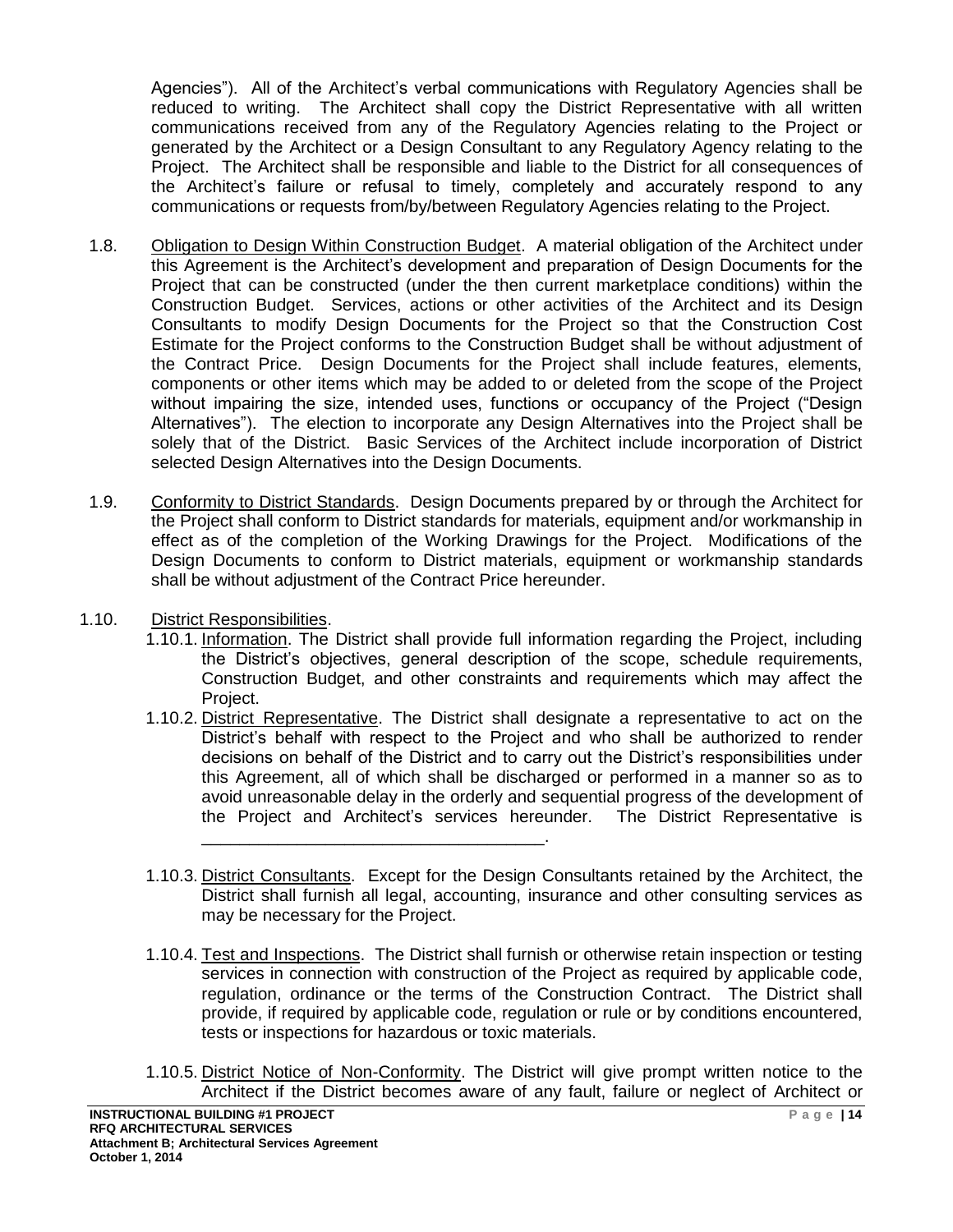Agencies"). All of the Architect's verbal communications with Regulatory Agencies shall be reduced to writing. The Architect shall copy the District Representative with all written communications received from any of the Regulatory Agencies relating to the Project or generated by the Architect or a Design Consultant to any Regulatory Agency relating to the Project. The Architect shall be responsible and liable to the District for all consequences of the Architect's failure or refusal to timely, completely and accurately respond to any communications or requests from/by/between Regulatory Agencies relating to the Project.

1.8. Obligation to Design Within Construction Budget. A material obligation of the Architect under this Agreement is the Architect's development and preparation of Design Documents for the Project that can be constructed (under the then current marketplace conditions) within the Construction Budget. Services, actions or other activities of the Architect and its Design Consultants to modify Design Documents for the Project so that the Construction Cost Estimate for the Project conforms to the Construction Budget shall be without adjustment of the Contract Price. Design Documents for the Project shall include features, elements, components or other items which may be added to or deleted from the scope of the Project without impairing the size, intended uses, functions or occupancy of the Project ("Design Alternatives"). The election to incorporate any Design Alternatives into the Project shall be solely that of the District. Basic Services of the Architect include incorporation of District selected Design Alternatives into the Design Documents.

1.9. Conformity to District Standards. Design Documents prepared by or through the Architect for the Project shall conform to District standards for materials, equipment and/or workmanship in effect as of the completion of the Working Drawings for the Project. Modifications of the Design Documents to conform to District materials, equipment or workmanship standards shall be without adjustment of the Contract Price hereunder.

1.10. District Responsibilities.

1.10.1. Information. The District shall provide full information regarding the Project, including the District's objectives, general description of the scope, schedule requirements, Construction Budget, and other constraints and requirements which may affect the Project.

1.10.2. District Representative. The District shall designate a representative to act on the District's behalf with respect to the Project and who shall be authorized to render decisions on behalf of the District and to carry out the District's responsibilities under this Agreement, all of which shall be discharged or performed in a manner so as to avoid unreasonable delay in the orderly and sequential progress of the development of the Project and Architect's services hereunder. The District Representative is ___________________________________.

1.10.3. District Consultants. Except for the Design Consultants retained by the Architect, the District shall furnish all legal, accounting, insurance and other consulting services as may be necessary for the Project.

1.10.4. Test and Inspections. The District shall furnish or otherwise retain inspection or testing services in connection with construction of the Project as required by applicable code, regulation, ordinance or the terms of the Construction Contract. The District shall provide, if required by applicable code, regulation or rule or by conditions encountered, tests or inspections for hazardous or toxic materials.

1.10.5. District Notice of Non-Conformity. The District will give prompt written notice to the Architect if the District becomes aware of any fault, failure or neglect of Architect or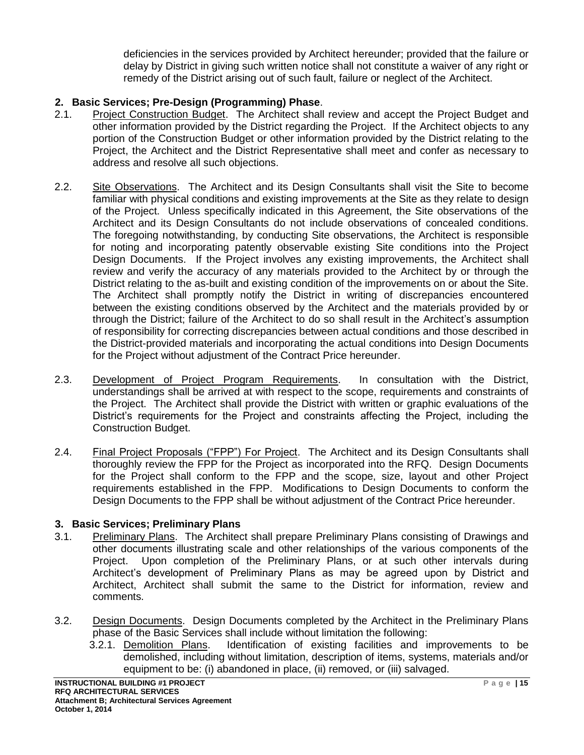deficiencies in the services provided by Architect hereunder; provided that the failure or delay by District in giving such written notice shall not constitute a waiver of any right or remedy of the District arising out of such fault, failure or neglect of the Architect.

## 2. Basic Services; Pre-Design (Programming) Phase.

2.1. Project Construction Budget. The Architect shall review and accept the Project Budget and other information provided by the District regarding the Project. If the Architect objects to any portion of the Construction Budget or other information provided by the District relating to the Project, the Architect and the District Representative shall meet and confer as necessary to address and resolve all such objections.

2.2. Site Observations. The Architect and its Design Consultants shall visit the Site to become familiar with physical conditions and existing improvements at the Site as they relate to design of the Project. Unless specifically indicated in this Agreement, the Site observations of the Architect and its Design Consultants do not include observations of concealed conditions. The foregoing notwithstanding, by conducting Site observations, the Architect is responsible for noting and incorporating patently observable existing Site conditions into the Project Design Documents. If the Project involves any existing improvements, the Architect shall review and verify the accuracy of any materials provided to the Architect by or through the District relating to the as-built and existing condition of the improvements on or about the Site. The Architect shall promptly notify the District in writing of discrepancies encountered between the existing conditions observed by the Architect and the materials provided by or through the District; failure of the Architect to do so shall result in the Architect's assumption of responsibility for correcting discrepancies between actual conditions and those described in the District-provided materials and incorporating the actual conditions into Design Documents for the Project without adjustment of the Contract Price hereunder.

2.3. Development of Project Program Requirements. In consultation with the District, understandings shall be arrived at with respect to the scope, requirements and constraints of the Project. The Architect shall provide the District with written or graphic evaluations of the District's requirements for the Project and constraints affecting the Project, including the Construction Budget.

2.4. Final Project Proposals ("FPP") For Project. The Architect and its Design Consultants shall thoroughly review the FPP for the Project as incorporated into the RFQ. Design Documents for the Project shall conform to the FPP and the scope, size, layout and other Project requirements established in the FPP. Modifications to Design Documents to conform the Design Documents to the FPP shall be without adjustment of the Contract Price hereunder.

## 3. Basic Services; Preliminary Plans

3.1. Preliminary Plans. The Architect shall prepare Preliminary Plans consisting of Drawings and other documents illustrating scale and other relationships of the various components of the Project. Upon completion of the Preliminary Plans, or at such other intervals during Architect's development of Preliminary Plans as may be agreed upon by District and Architect, Architect shall submit the same to the District for information, review and comments.

3.2. Design Documents. Design Documents completed by the Architect in the Preliminary Plans phase of the Basic Services shall include without limitation the following:

3.2.1. Demolition Plans. Identification of existing facilities and improvements to be demolished, including without limitation, description of items, systems, materials and/or equipment to be: (i) abandoned in place, (ii) removed, or (iii) salvaged.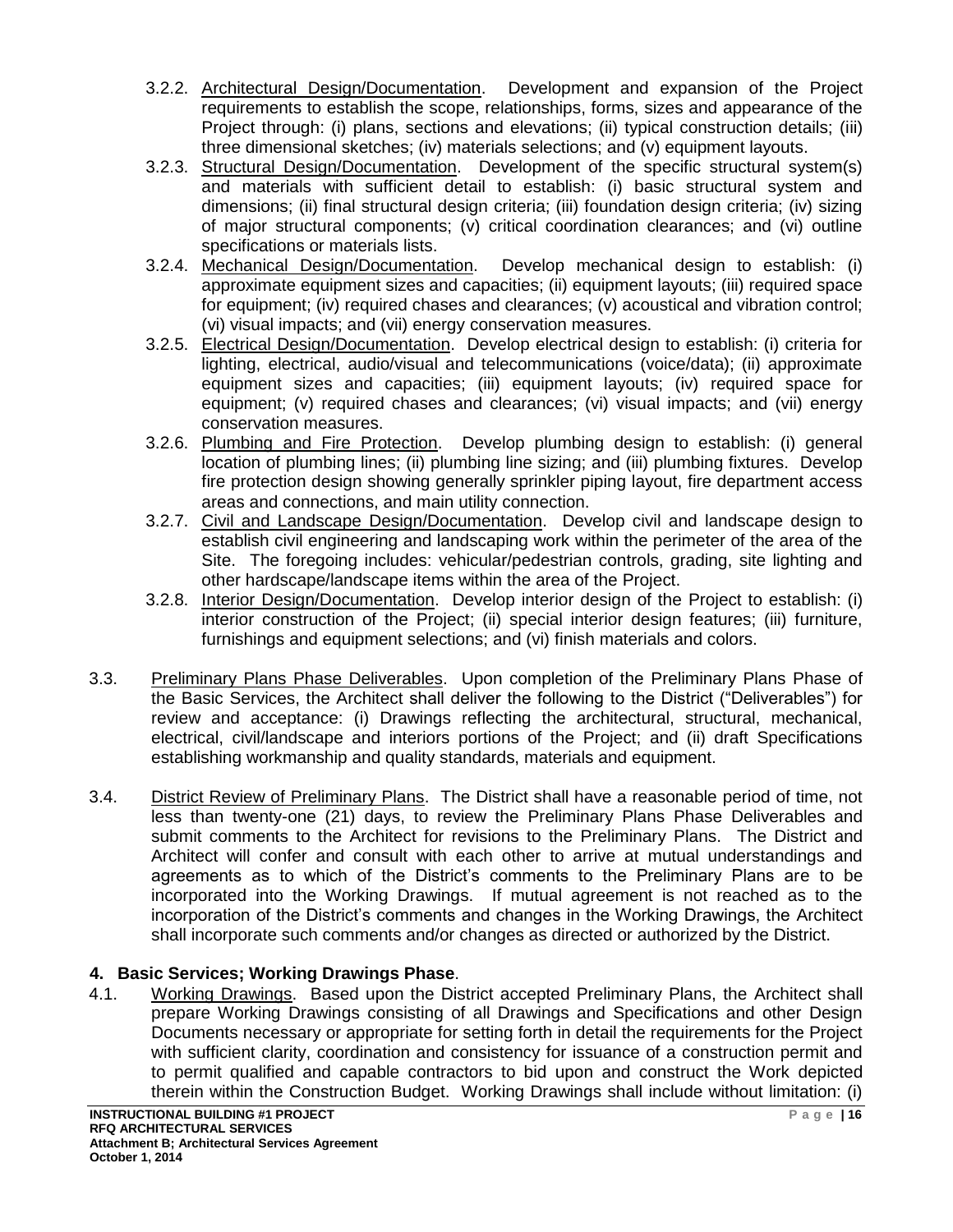3.2.2. Architectural Design/Documentation. Development and expansion of the Project requirements to establish the scope, relationships, forms, sizes and appearance of the Project through: (i) plans, sections and elevations; (ii) typical construction details; (iii) three dimensional sketches; (iv) materials selections; and (v) equipment layouts.

3.2.3. Structural Design/Documentation. Development of the specific structural system(s) and materials with sufficient detail to establish: (i) basic structural system and dimensions; (ii) final structural design criteria; (iii) foundation design criteria; (iv) sizing of major structural components; (v) critical coordination clearances; and (vi) outline specifications or materials lists.

3.2.4. Mechanical Design/Documentation. Develop mechanical design to establish: (i) approximate equipment sizes and capacities; (ii) equipment layouts; (iii) required space for equipment; (iv) required chases and clearances; (v) acoustical and vibration control; (vi) visual impacts; and (vii) energy conservation measures.

3.2.5. Electrical Design/Documentation. Develop electrical design to establish: (i) criteria for lighting, electrical, audio/visual and telecommunications (voice/data); (ii) approximate equipment sizes and capacities; (iii) equipment layouts; (iv) required space for equipment; (v) required chases and clearances; (vi) visual impacts; and (vii) energy conservation measures.

3.2.6. Plumbing and Fire Protection. Develop plumbing design to establish: (i) general location of plumbing lines; (ii) plumbing line sizing; and (iii) plumbing fixtures. Develop fire protection design showing generally sprinkler piping layout, fire department access areas and connections, and main utility connection.

3.2.7. Civil and Landscape Design/Documentation. Develop civil and landscape design to establish civil engineering and landscaping work within the perimeter of the area of the Site. The foregoing includes: vehicular/pedestrian controls, grading, site lighting and other hardscape/landscape items within the area of the Project.

3.2.8. Interior Design/Documentation. Develop interior design of the Project to establish: (i) interior construction of the Project; (ii) special interior design features; (iii) furniture, furnishings and equipment selections; and (vi) finish materials and colors.

3.3. Preliminary Plans Phase Deliverables. Upon completion of the Preliminary Plans Phase of the Basic Services, the Architect shall deliver the following to the District ("Deliverables") for review and acceptance: (i) Drawings reflecting the architectural, structural, mechanical, electrical, civil/landscape and interiors portions of the Project; and (ii) draft Specifications establishing workmanship and quality standards, materials and equipment.

3.4. District Review of Preliminary Plans. The District shall have a reasonable period of time, not less than twenty-one (21) days, to review the Preliminary Plans Phase Deliverables and submit comments to the Architect for revisions to the Preliminary Plans. The District and Architect will confer and consult with each other to arrive at mutual understandings and agreements as to which of the District's comments to the Preliminary Plans are to be incorporated into the Working Drawings. If mutual agreement is not reached as to the incorporation of the District's comments and changes in the Working Drawings, the Architect shall incorporate such comments and/or changes as directed or authorized by the District.

## 4. Basic Services; Working Drawings Phase.

4.1. Working Drawings. Based upon the District accepted Preliminary Plans, the Architect shall prepare Working Drawings consisting of all Drawings and Specifications and other Design Documents necessary or appropriate for setting forth in detail the requirements for the Project with sufficient clarity, coordination and consistency for issuance of a construction permit and to permit qualified and capable contractors to bid upon and construct the Work depicted therein within the Construction Budget. Working Drawings shall include without limitation: (i)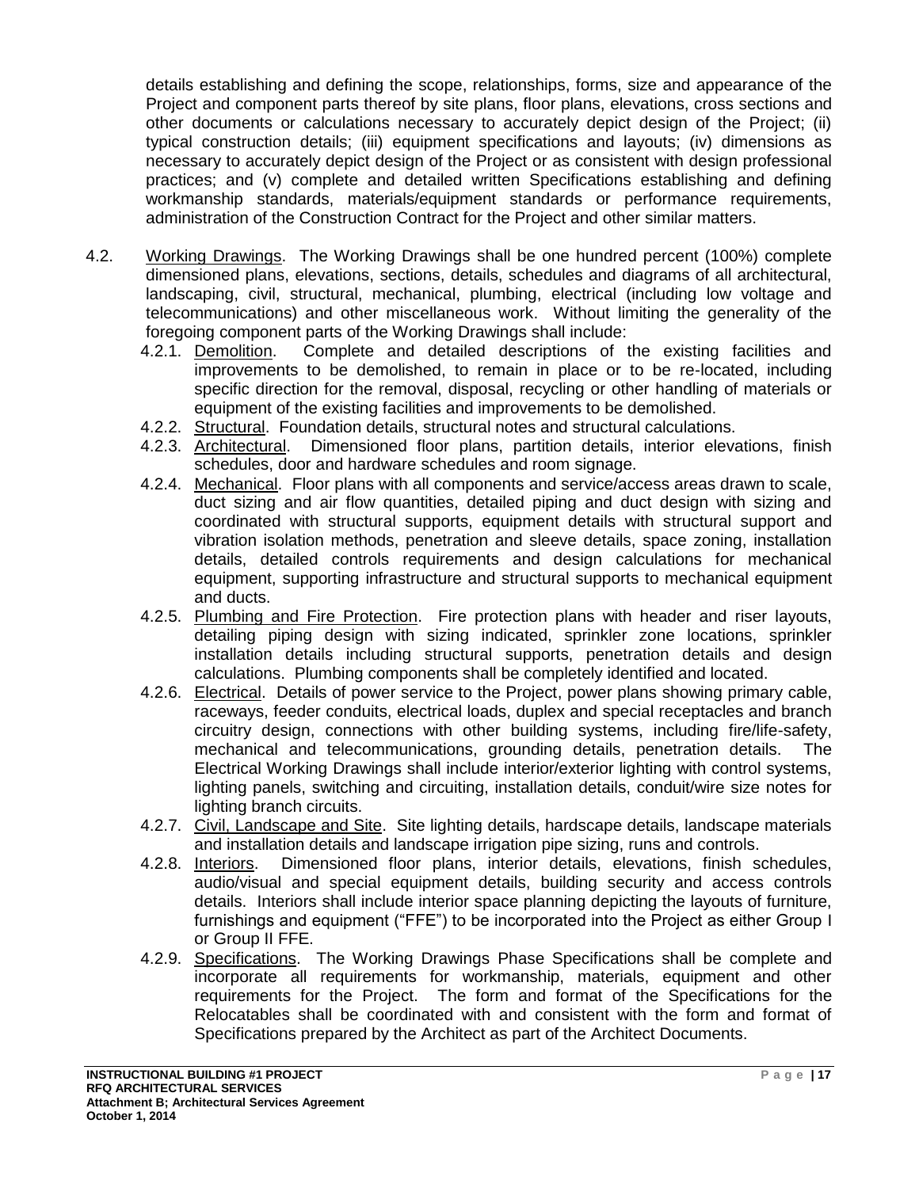details establishing and defining the scope, relationships, forms, size and appearance of the Project and component parts thereof by site plans, floor plans, elevations, cross sections and other documents or calculations necessary to accurately depict design of the Project; (ii) typical construction details; (iii) equipment specifications and layouts; (iv) dimensions as necessary to accurately depict design of the Project or as consistent with design professional practices; and (v) complete and detailed written Specifications establishing and defining workmanship standards, materials/equipment standards or performance requirements, administration of the Construction Contract for the Project and other similar matters.

4.2. Working Drawings. The Working Drawings shall be one hundred percent (100%) complete dimensioned plans, elevations, sections, details, schedules and diagrams of all architectural, landscaping, civil, structural, mechanical, plumbing, electrical (including low voltage and telecommunications) and other miscellaneous work. Without limiting the generality of the foregoing component parts of the Working Drawings shall include:

- 4.2.1. Demolition. Complete and detailed descriptions of the existing facilities and improvements to be demolished, to remain in place or to be re-located, including specific direction for the removal, disposal, recycling or other handling of materials or equipment of the existing facilities and improvements to be demolished.
- 4.2.2. Structural. Foundation details, structural notes and structural calculations.
- 4.2.3. Architectural. Dimensioned floor plans, partition details, interior elevations, finish schedules, door and hardware schedules and room signage.
- 4.2.4. Mechanical. Floor plans with all components and service/access areas drawn to scale, duct sizing and air flow quantities, detailed piping and duct design with sizing and coordinated with structural supports, equipment details with structural support and vibration isolation methods, penetration and sleeve details, space zoning, installation details, detailed controls requirements and design calculations for mechanical equipment, supporting infrastructure and structural supports to mechanical equipment and ducts.
- 4.2.5. Plumbing and Fire Protection. Fire protection plans with header and riser layouts, detailing piping design with sizing indicated, sprinkler zone locations, sprinkler installation details including structural supports, penetration details and design calculations. Plumbing components shall be completely identified and located.
- 4.2.6. Electrical. Details of power service to the Project, power plans showing primary cable, raceways, feeder conduits, electrical loads, duplex and special receptacles and branch circuitry design, connections with other building systems, including fire/life-safety, mechanical and telecommunications, grounding details, penetration details. The Electrical Working Drawings shall include interior/exterior lighting with control systems, lighting panels, switching and circuiting, installation details, conduit/wire size notes for lighting branch circuits.
- 4.2.7. Civil, Landscape and Site. Site lighting details, hardscape details, landscape materials and installation details and landscape irrigation pipe sizing, runs and controls.
- 4.2.8. Interiors. Dimensioned floor plans, interior details, elevations, finish schedules, audio/visual and special equipment details, building security and access controls details. Interiors shall include interior space planning depicting the layouts of furniture, furnishings and equipment ("FFE") to be incorporated into the Project as either Group I or Group II FFE.
- 4.2.9. Specifications. The Working Drawings Phase Specifications shall be complete and incorporate all requirements for workmanship, materials, equipment and other requirements for the Project. The form and format of the Specifications for the Relocatables shall be coordinated with and consistent with the form and format of Specifications prepared by the Architect as part of the Architect Documents.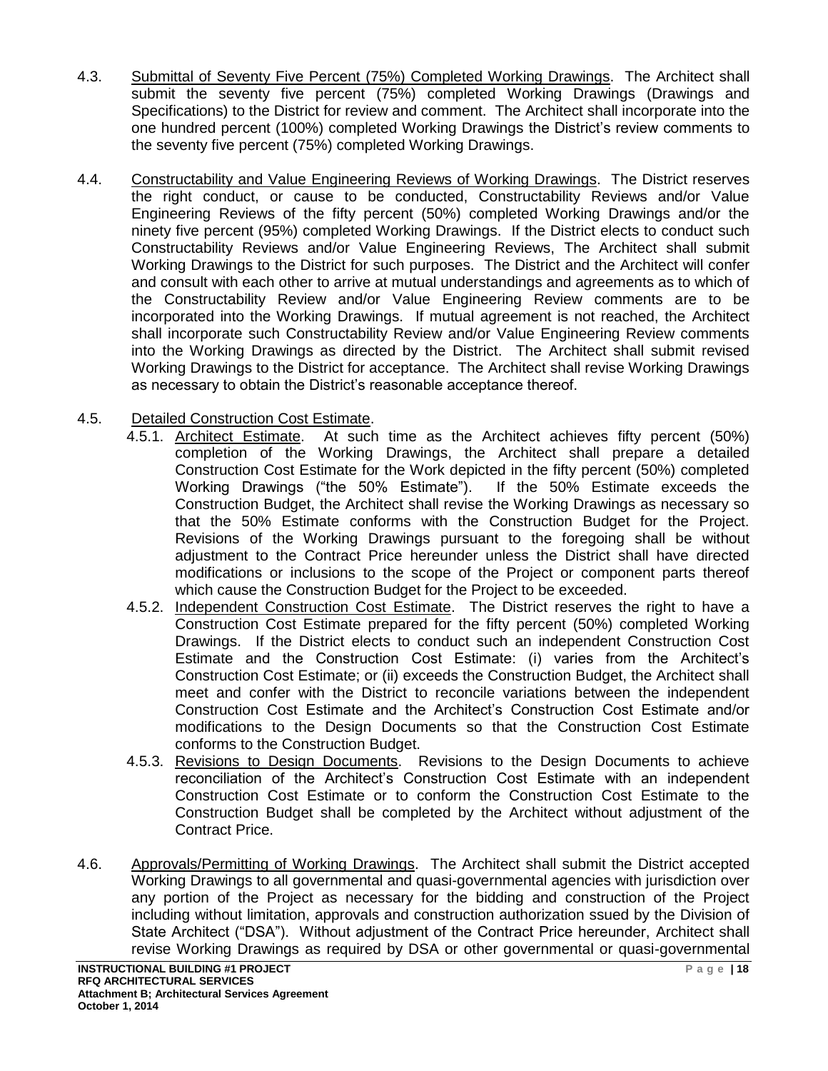4.3. Submittal of Seventy Five Percent (75%) Completed Working Drawings. The Architect shall submit the seventy five percent (75%) completed Working Drawings (Drawings and Specifications) to the District for review and comment. The Architect shall incorporate into the one hundred percent (100%) completed Working Drawings the District's review comments to the seventy five percent (75%) completed Working Drawings.

4.4. Constructability and Value Engineering Reviews of Working Drawings. The District reserves the right conduct, or cause to be conducted, Constructability Reviews and/or Value Engineering Reviews of the fifty percent (50%) completed Working Drawings and/or the ninety five percent (95%) completed Working Drawings. If the District elects to conduct such Constructability Reviews and/or Value Engineering Reviews, The Architect shall submit Working Drawings to the District for such purposes. The District and the Architect will confer and consult with each other to arrive at mutual understandings and agreements as to which of the Constructability Review and/or Value Engineering Review comments are to be incorporated into the Working Drawings. If mutual agreement is not reached, the Architect shall incorporate such Constructability Review and/or Value Engineering Review comments into the Working Drawings as directed by the District. The Architect shall submit revised Working Drawings to the District for acceptance. The Architect shall revise Working Drawings as necessary to obtain the District's reasonable acceptance thereof.

4.5. Detailed Construction Cost Estimate.

4.5.1. Architect Estimate. At such time as the Architect achieves fifty percent (50%) completion of the Working Drawings, the Architect shall prepare a detailed Construction Cost Estimate for the Work depicted in the fifty percent (50%) completed Working Drawings ("the 50% Estimate"). If the 50% Estimate exceeds the Construction Budget, the Architect shall revise the Working Drawings as necessary so that the 50% Estimate conforms with the Construction Budget for the Project. Revisions of the Working Drawings pursuant to the foregoing shall be without adjustment to the Contract Price hereunder unless the District shall have directed modifications or inclusions to the scope of the Project or component parts thereof which cause the Construction Budget for the Project to be exceeded.

4.5.2. Independent Construction Cost Estimate. The District reserves the right to have a Construction Cost Estimate prepared for the fifty percent (50%) completed Working Drawings. If the District elects to conduct such an independent Construction Cost Estimate and the Construction Cost Estimate: (i) varies from the Architect's Construction Cost Estimate; or (ii) exceeds the Construction Budget, the Architect shall meet and confer with the District to reconcile variations between the independent Construction Cost Estimate and the Architect's Construction Cost Estimate and/or modifications to the Design Documents so that the Construction Cost Estimate conforms to the Construction Budget.

4.5.3. Revisions to Design Documents. Revisions to the Design Documents to achieve reconciliation of the Architect's Construction Cost Estimate with an independent Construction Cost Estimate or to conform the Construction Cost Estimate to the Construction Budget shall be completed by the Architect without adjustment of the Contract Price.

4.6. Approvals/Permitting of Working Drawings. The Architect shall submit the District accepted Working Drawings to all governmental and quasi-governmental agencies with jurisdiction over any portion of the Project as necessary for the bidding and construction of the Project including without limitation, approvals and construction authorization ssued by the Division of State Architect ("DSA"). Without adjustment of the Contract Price hereunder, Architect shall revise Working Drawings as required by DSA or other governmental or quasi-governmental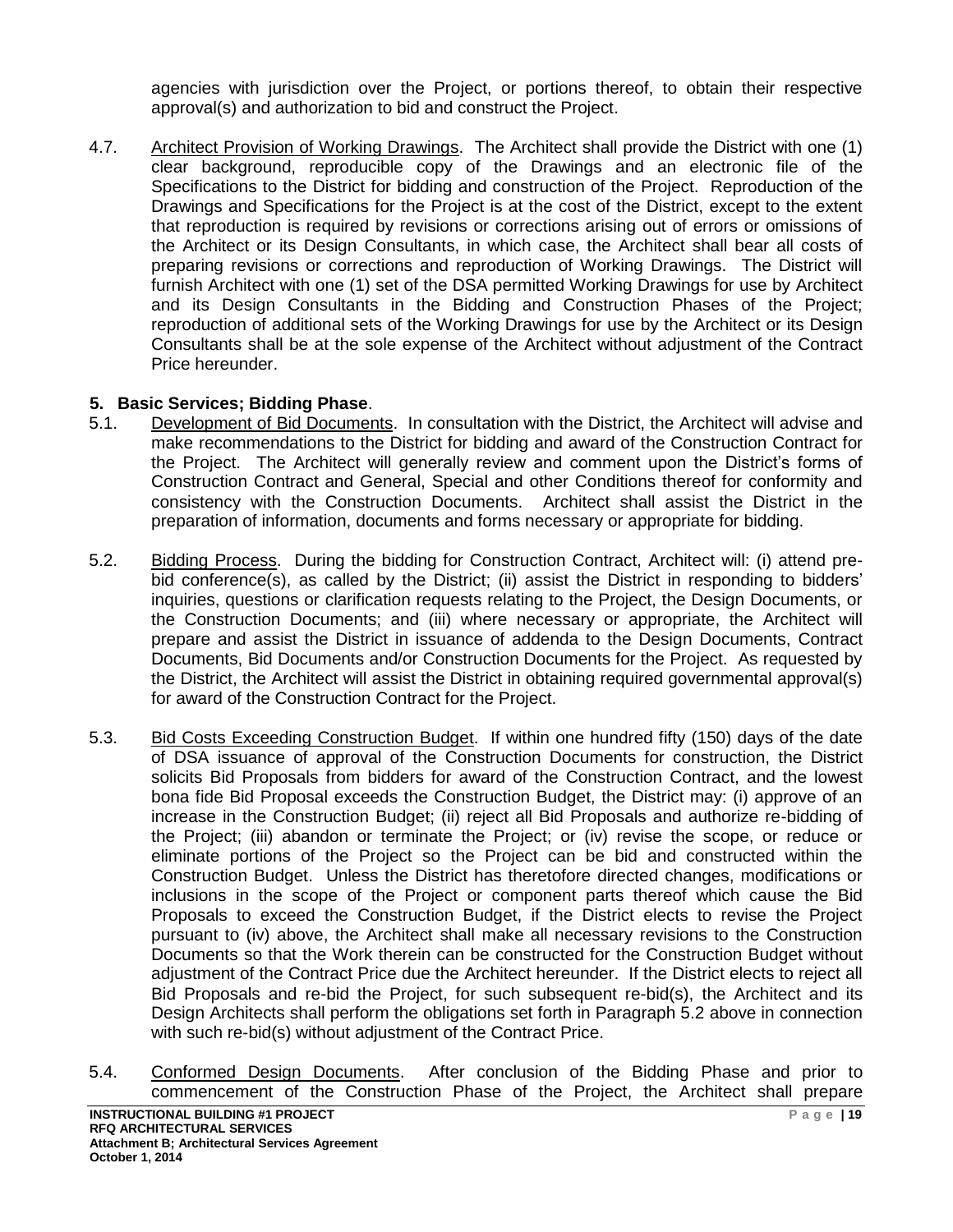agencies with jurisdiction over the Project, or portions thereof, to obtain their respective approval(s) and authorization to bid and construct the Project.

4.7. Architect Provision of Working Drawings. The Architect shall provide the District with one (1) clear background, reproducible copy of the Drawings and an electronic file of the Specifications to the District for bidding and construction of the Project. Reproduction of the Drawings and Specifications for the Project is at the cost of the District, except to the extent that reproduction is required by revisions or corrections arising out of errors or omissions of the Architect or its Design Consultants, in which case, the Architect shall bear all costs of preparing revisions or corrections and reproduction of Working Drawings. The District will furnish Architect with one (1) set of the DSA permitted Working Drawings for use by Architect and its Design Consultants in the Bidding and Construction Phases of the Project; reproduction of additional sets of the Working Drawings for use by the Architect or its Design Consultants shall be at the sole expense of the Architect without adjustment of the Contract Price hereunder.

**5. Basic Services; Bidding Phase**.

5.1. Development of Bid Documents. In consultation with the District, the Architect will advise and make recommendations to the District for bidding and award of the Construction Contract for the Project. The Architect will generally review and comment upon the District's forms of Construction Contract and General, Special and other Conditions thereof for conformity and consistency with the Construction Documents. Architect shall assist the District in the preparation of information, documents and forms necessary or appropriate for bidding.

5.2. Bidding Process. During the bidding for Construction Contract, Architect will: (i) attend pre-bid conference(s), as called by the District; (ii) assist the District in responding to bidders' inquiries, questions or clarification requests relating to the Project, the Design Documents, or the Construction Documents; and (iii) where necessary or appropriate, the Architect will prepare and assist the District in issuance of addenda to the Design Documents, Contract Documents, Bid Documents and/or Construction Documents for the Project. As requested by the District, the Architect will assist the District in obtaining required governmental approval(s) for award of the Construction Contract for the Project.

5.3. Bid Costs Exceeding Construction Budget. If within one hundred fifty (150) days of the date of DSA issuance of approval of the Construction Documents for construction, the District solicits Bid Proposals from bidders for award of the Construction Contract, and the lowest bona fide Bid Proposal exceeds the Construction Budget, the District may: (i) approve of an increase in the Construction Budget; (ii) reject all Bid Proposals and authorize re-bidding of the Project; (iii) abandon or terminate the Project; or (iv) revise the scope, or reduce or eliminate portions of the Project so the Project can be bid and constructed within the Construction Budget. Unless the District has theretofore directed changes, modifications or inclusions in the scope of the Project or component parts thereof which cause the Bid Proposals to exceed the Construction Budget, if the District elects to revise the Project pursuant to (iv) above, the Architect shall make all necessary revisions to the Construction Documents so that the Work therein can be constructed for the Construction Budget without adjustment of the Contract Price due the Architect hereunder. If the District elects to reject all Bid Proposals and re-bid the Project, for such subsequent re-bid(s), the Architect and its Design Architects shall perform the obligations set forth in Paragraph 5.2 above in connection with such re-bid(s) without adjustment of the Contract Price.

5.4. Conformed Design Documents. After conclusion of the Bidding Phase and prior to commencement of the Construction Phase of the Project, the Architect shall prepare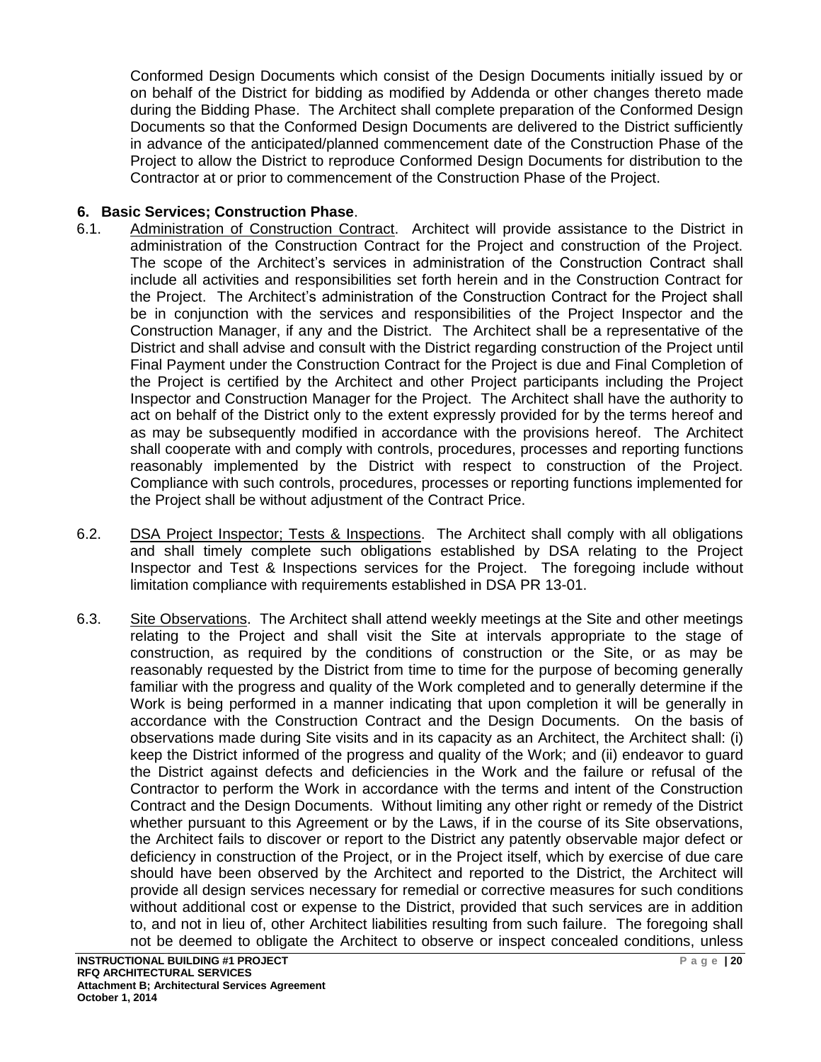Conformed Design Documents which consist of the Design Documents initially issued by or on behalf of the District for bidding as modified by Addenda or other changes thereto made during the Bidding Phase. The Architect shall complete preparation of the Conformed Design Documents so that the Conformed Design Documents are delivered to the District sufficiently in advance of the anticipated/planned commencement date of the Construction Phase of the Project to allow the District to reproduce Conformed Design Documents for distribution to the Contractor at or prior to commencement of the Construction Phase of the Project.

**6. Basic Services; Construction Phase**.

6.1. Administration of Construction Contract. Architect will provide assistance to the District in administration of the Construction Contract for the Project and construction of the Project. The scope of the Architect's services in administration of the Construction Contract shall include all activities and responsibilities set forth herein and in the Construction Contract for the Project. The Architect's administration of the Construction Contract for the Project shall be in conjunction with the services and responsibilities of the Project Inspector and the Construction Manager, if any and the District. The Architect shall be a representative of the District and shall advise and consult with the District regarding construction of the Project until Final Payment under the Construction Contract for the Project is due and Final Completion of the Project is certified by the Architect and other Project participants including the Project Inspector and Construction Manager for the Project. The Architect shall have the authority to act on behalf of the District only to the extent expressly provided for by the terms hereof and as may be subsequently modified in accordance with the provisions hereof. The Architect shall cooperate with and comply with controls, procedures, processes and reporting functions reasonably implemented by the District with respect to construction of the Project. Compliance with such controls, procedures, processes or reporting functions implemented for the Project shall be without adjustment of the Contract Price.

6.2. DSA Project Inspector; Tests & Inspections. The Architect shall comply with all obligations and shall timely complete such obligations established by DSA relating to the Project Inspector and Test & Inspections services for the Project. The foregoing include without limitation compliance with requirements established in DSA PR 13-01.

6.3. Site Observations. The Architect shall attend weekly meetings at the Site and other meetings relating to the Project and shall visit the Site at intervals appropriate to the stage of construction, as required by the conditions of construction or the Site, or as may be reasonably requested by the District from time to time for the purpose of becoming generally familiar with the progress and quality of the Work completed and to generally determine if the Work is being performed in a manner indicating that upon completion it will be generally in accordance with the Construction Contract and the Design Documents. On the basis of observations made during Site visits and in its capacity as an Architect, the Architect shall: (i) keep the District informed of the progress and quality of the Work; and (ii) endeavor to guard the District against defects and deficiencies in the Work and the failure or refusal of the Contractor to perform the Work in accordance with the terms and intent of the Construction Contract and the Design Documents. Without limiting any other right or remedy of the District whether pursuant to this Agreement or by the Laws, if in the course of its Site observations, the Architect fails to discover or report to the District any patently observable major defect or deficiency in construction of the Project, or in the Project itself, which by exercise of due care should have been observed by the Architect and reported to the District, the Architect will provide all design services necessary for remedial or corrective measures for such conditions without additional cost or expense to the District, provided that such services are in addition to, and not in lieu of, other Architect liabilities resulting from such failure. The foregoing shall not be deemed to obligate the Architect to observe or inspect concealed conditions, unless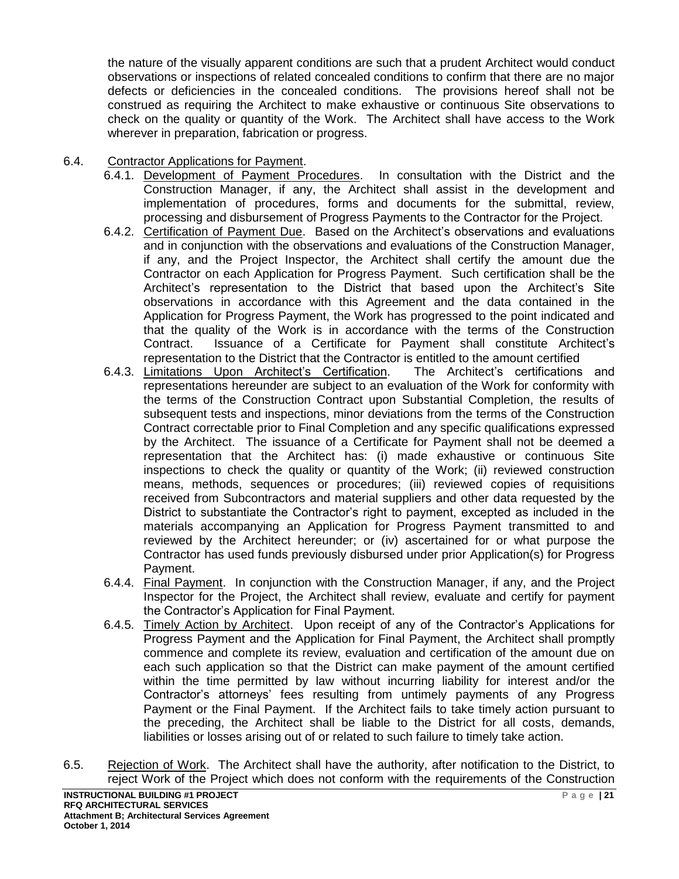the nature of the visually apparent conditions are such that a prudent Architect would conduct observations or inspections of related concealed conditions to confirm that there are no major defects or deficiencies in the concealed conditions. The provisions hereof shall not be construed as requiring the Architect to make exhaustive or continuous Site observations to check on the quality or quantity of the Work. The Architect shall have access to the Work wherever in preparation, fabrication or progress.

6.4. Contractor Applications for Payment.

6.4.1. Development of Payment Procedures. In consultation with the District and the Construction Manager, if any, the Architect shall assist in the development and implementation of procedures, forms and documents for the submittal, review, processing and disbursement of Progress Payments to the Contractor for the Project.

6.4.2. Certification of Payment Due. Based on the Architect's observations and evaluations and in conjunction with the observations and evaluations of the Construction Manager, if any, and the Project Inspector, the Architect shall certify the amount due the Contractor on each Application for Progress Payment. Such certification shall be the Architect's representation to the District that based upon the Architect's Site observations in accordance with this Agreement and the data contained in the Application for Progress Payment, the Work has progressed to the point indicated and that the quality of the Work is in accordance with the terms of the Construction Contract. Issuance of a Certificate for Payment shall constitute Architect's representation to the District that the Contractor is entitled to the amount certified

6.4.3. Limitations Upon Architect's Certification. The Architect's certifications and representations hereunder are subject to an evaluation of the Work for conformity with the terms of the Construction Contract upon Substantial Completion, the results of subsequent tests and inspections, minor deviations from the terms of the Construction Contract correctable prior to Final Completion and any specific qualifications expressed by the Architect. The issuance of a Certificate for Payment shall not be deemed a representation that the Architect has: (i) made exhaustive or continuous Site inspections to check the quality or quantity of the Work; (ii) reviewed construction means, methods, sequences or procedures; (iii) reviewed copies of requisitions received from Subcontractors and material suppliers and other data requested by the District to substantiate the Contractor's right to payment, excepted as included in the materials accompanying an Application for Progress Payment transmitted to and reviewed by the Architect hereunder; or (iv) ascertained for or what purpose the Contractor has used funds previously disbursed under prior Application(s) for Progress Payment.

6.4.4. Final Payment. In conjunction with the Construction Manager, if any, and the Project Inspector for the Project, the Architect shall review, evaluate and certify for payment the Contractor's Application for Final Payment.

6.4.5. Timely Action by Architect. Upon receipt of any of the Contractor's Applications for Progress Payment and the Application for Final Payment, the Architect shall promptly commence and complete its review, evaluation and certification of the amount due on each such application so that the District can make payment of the amount certified within the time permitted by law without incurring liability for interest and/or the Contractor's attorneys' fees resulting from untimely payments of any Progress Payment or the Final Payment. If the Architect fails to take timely action pursuant to the preceding, the Architect shall be liable to the District for all costs, demands, liabilities or losses arising out of or related to such failure to timely take action.

6.5. Rejection of Work. The Architect shall have the authority, after notification to the District, to reject Work of the Project which does not conform with the requirements of the Construction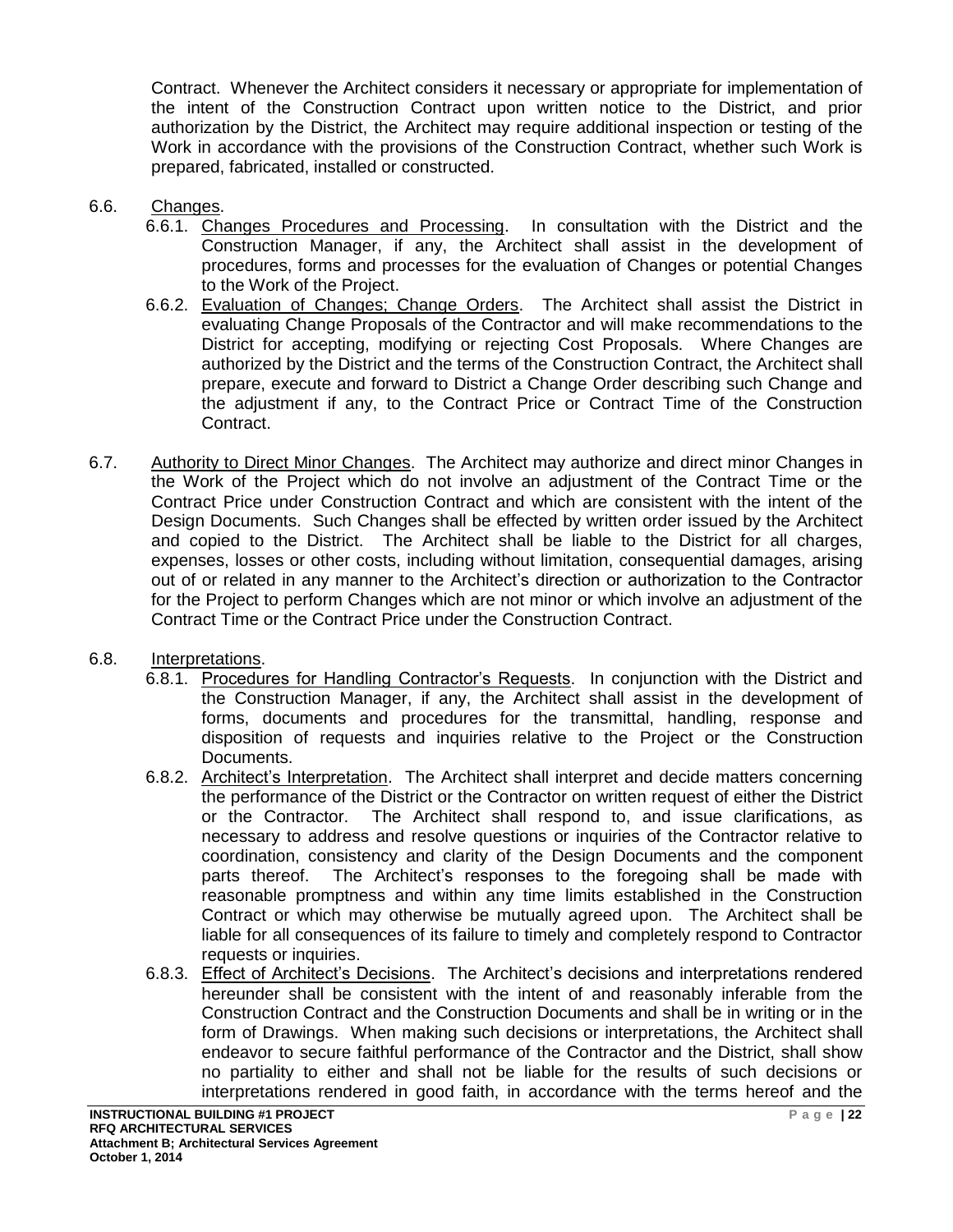Contract. Whenever the Architect considers it necessary or appropriate for implementation of the intent of the Construction Contract upon written notice to the District, and prior authorization by the District, the Architect may require additional inspection or testing of the Work in accordance with the provisions of the Construction Contract, whether such Work is prepared, fabricated, installed or constructed.

6.6. Changes.

6.6.1. Changes Procedures and Processing. In consultation with the District and the Construction Manager, if any, the Architect shall assist in the development of procedures, forms and processes for the evaluation of Changes or potential Changes to the Work of the Project.

6.6.2. Evaluation of Changes; Change Orders. The Architect shall assist the District in evaluating Change Proposals of the Contractor and will make recommendations to the District for accepting, modifying or rejecting Cost Proposals. Where Changes are authorized by the District and the terms of the Construction Contract, the Architect shall prepare, execute and forward to District a Change Order describing such Change and the adjustment if any, to the Contract Price or Contract Time of the Construction Contract.

6.7. Authority to Direct Minor Changes. The Architect may authorize and direct minor Changes in the Work of the Project which do not involve an adjustment of the Contract Time or the Contract Price under Construction Contract and which are consistent with the intent of the Design Documents. Such Changes shall be effected by written order issued by the Architect and copied to the District. The Architect shall be liable to the District for all charges, expenses, losses or other costs, including without limitation, consequential damages, arising out of or related in any manner to the Architect's direction or authorization to the Contractor for the Project to perform Changes which are not minor or which involve an adjustment of the Contract Time or the Contract Price under the Construction Contract.

6.8. Interpretations.

6.8.1. Procedures for Handling Contractor's Requests. In conjunction with the District and the Construction Manager, if any, the Architect shall assist in the development of forms, documents and procedures for the transmittal, handling, response and disposition of requests and inquiries relative to the Project or the Construction Documents.

6.8.2. Architect's Interpretation. The Architect shall interpret and decide matters concerning the performance of the District or the Contractor on written request of either the District or the Contractor. The Architect shall respond to, and issue clarifications, as necessary to address and resolve questions or inquiries of the Contractor relative to coordination, consistency and clarity of the Design Documents and the component parts thereof. The Architect's responses to the foregoing shall be made with reasonable promptness and within any time limits established in the Construction Contract or which may otherwise be mutually agreed upon. The Architect shall be liable for all consequences of its failure to timely and completely respond to Contractor requests or inquiries.

6.8.3. Effect of Architect's Decisions. The Architect's decisions and interpretations rendered hereunder shall be consistent with the intent of and reasonably inferable from the Construction Contract and the Construction Documents and shall be in writing or in the form of Drawings. When making such decisions or interpretations, the Architect shall endeavor to secure faithful performance of the Contractor and the District, shall show no partiality to either and shall not be liable for the results of such decisions or interpretations rendered in good faith, in accordance with the terms hereof and the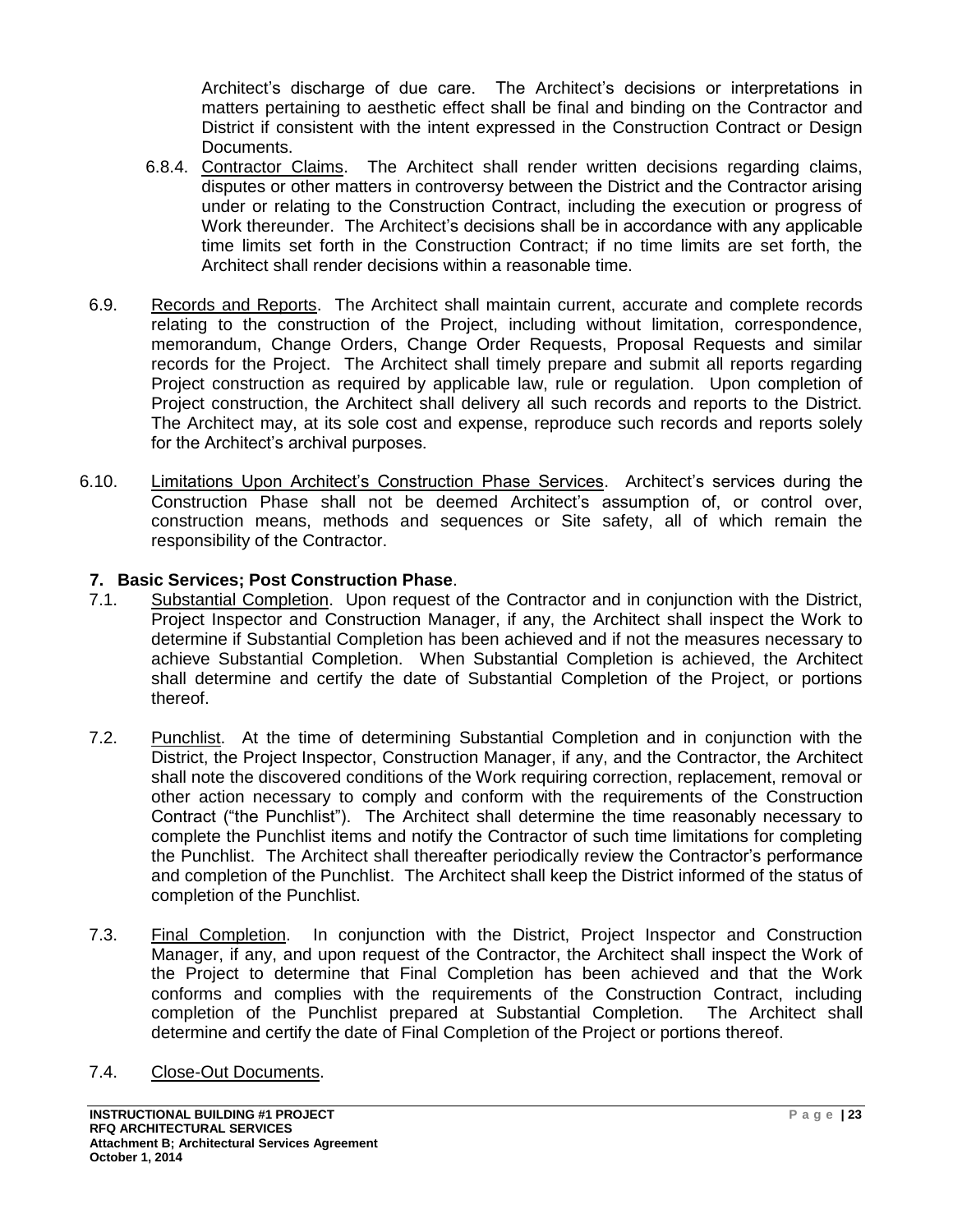Architect's discharge of due care. The Architect's decisions or interpretations in matters pertaining to aesthetic effect shall be final and binding on the Contractor and District if consistent with the intent expressed in the Construction Contract or Design Documents.

6.8.4. Contractor Claims. The Architect shall render written decisions regarding claims, disputes or other matters in controversy between the District and the Contractor arising under or relating to the Construction Contract, including the execution or progress of Work thereunder. The Architect's decisions shall be in accordance with any applicable time limits set forth in the Construction Contract; if no time limits are set forth, the Architect shall render decisions within a reasonable time.

6.9. Records and Reports. The Architect shall maintain current, accurate and complete records relating to the construction of the Project, including without limitation, correspondence, memorandum, Change Orders, Change Order Requests, Proposal Requests and similar records for the Project. The Architect shall timely prepare and submit all reports regarding Project construction as required by applicable law, rule or regulation. Upon completion of Project construction, the Architect shall delivery all such records and reports to the District. The Architect may, at its sole cost and expense, reproduce such records and reports solely for the Architect's archival purposes.

6.10. Limitations Upon Architect's Construction Phase Services. Architect's services during the Construction Phase shall not be deemed Architect's assumption of, or control over, construction means, methods and sequences or Site safety, all of which remain the responsibility of the Contractor.

**7. Basic Services; Post Construction Phase**.

7.1. Substantial Completion. Upon request of the Contractor and in conjunction with the District, Project Inspector and Construction Manager, if any, the Architect shall inspect the Work to determine if Substantial Completion has been achieved and if not the measures necessary to achieve Substantial Completion. When Substantial Completion is achieved, the Architect shall determine and certify the date of Substantial Completion of the Project, or portions thereof.

7.2. Punchlist. At the time of determining Substantial Completion and in conjunction with the District, the Project Inspector, Construction Manager, if any, and the Contractor, the Architect shall note the discovered conditions of the Work requiring correction, replacement, removal or other action necessary to comply and conform with the requirements of the Construction Contract ("the Punchlist"). The Architect shall determine the time reasonably necessary to complete the Punchlist items and notify the Contractor of such time limitations for completing the Punchlist. The Architect shall thereafter periodically review the Contractor's performance and completion of the Punchlist. The Architect shall keep the District informed of the status of completion of the Punchlist.

7.3. Final Completion. In conjunction with the District, Project Inspector and Construction Manager, if any, and upon request of the Contractor, the Architect shall inspect the Work of the Project to determine that Final Completion has been achieved and that the Work conforms and complies with the requirements of the Construction Contract, including completion of the Punchlist prepared at Substantial Completion. The Architect shall determine and certify the date of Final Completion of the Project or portions thereof.

7.4. Close-Out Documents.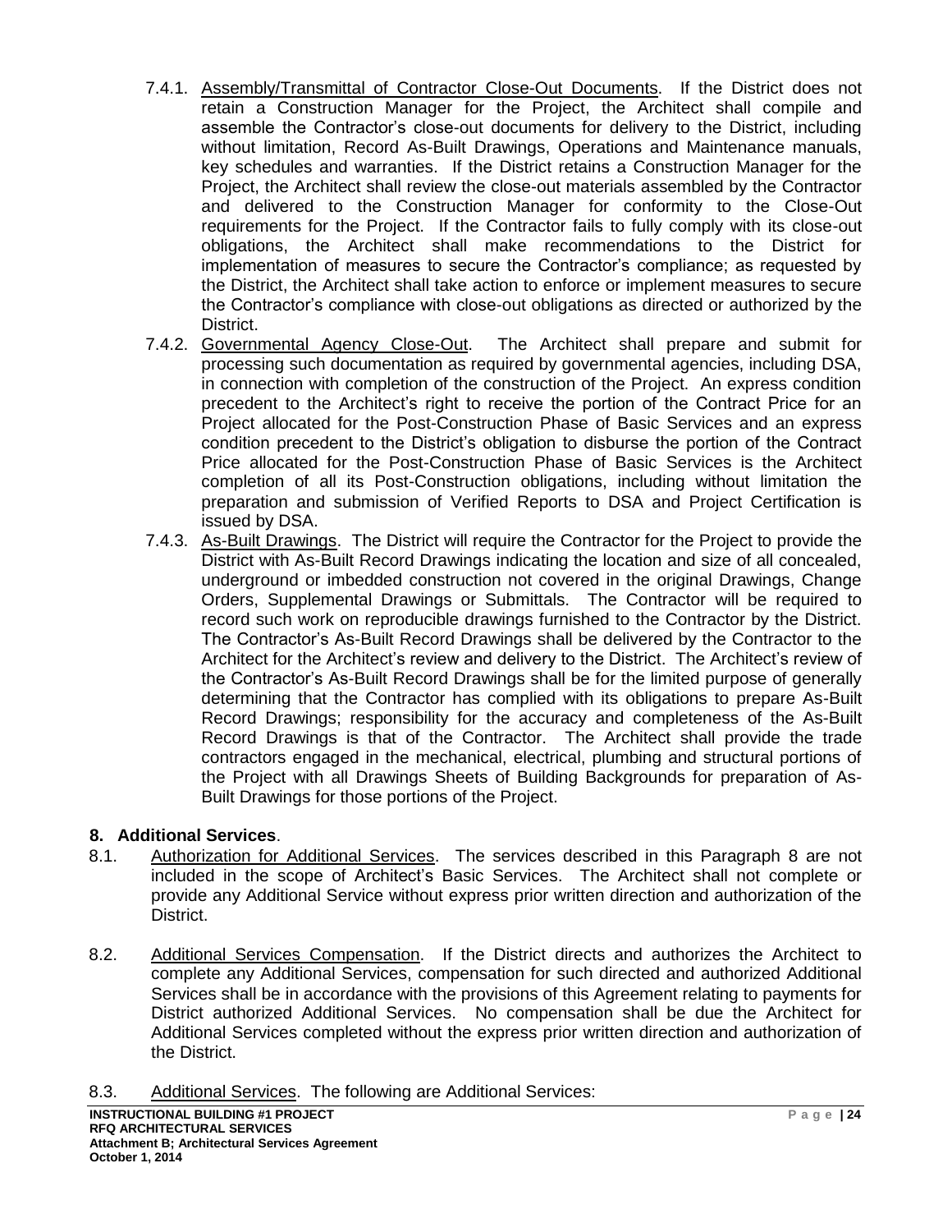7.4.1. Assembly/Transmittal of Contractor Close-Out Documents. If the District does not retain a Construction Manager for the Project, the Architect shall compile and assemble the Contractor's close-out documents for delivery to the District, including without limitation, Record As-Built Drawings, Operations and Maintenance manuals, key schedules and warranties. If the District retains a Construction Manager for the Project, the Architect shall review the close-out materials assembled by the Contractor and delivered to the Construction Manager for conformity to the Close-Out requirements for the Project. If the Contractor fails to fully comply with its close-out obligations, the Architect shall make recommendations to the District for implementation of measures to secure the Contractor's compliance; as requested by the District, the Architect shall take action to enforce or implement measures to secure the Contractor's compliance with close-out obligations as directed or authorized by the District.

7.4.2. Governmental Agency Close-Out. The Architect shall prepare and submit for processing such documentation as required by governmental agencies, including DSA, in connection with completion of the construction of the Project. An express condition precedent to the Architect's right to receive the portion of the Contract Price for an Project allocated for the Post-Construction Phase of Basic Services and an express condition precedent to the District's obligation to disburse the portion of the Contract Price allocated for the Post-Construction Phase of Basic Services is the Architect completion of all its Post-Construction obligations, including without limitation the preparation and submission of Verified Reports to DSA and Project Certification is issued by DSA.

7.4.3. As-Built Drawings. The District will require the Contractor for the Project to provide the District with As-Built Record Drawings indicating the location and size of all concealed, underground or imbedded construction not covered in the original Drawings, Change Orders, Supplemental Drawings or Submittals. The Contractor will be required to record such work on reproducible drawings furnished to the Contractor by the District. The Contractor's As-Built Record Drawings shall be delivered by the Contractor to the Architect for the Architect's review and delivery to the District. The Architect's review of the Contractor's As-Built Record Drawings shall be for the limited purpose of generally determining that the Contractor has complied with its obligations to prepare As-Built Record Drawings; responsibility for the accuracy and completeness of the As-Built Record Drawings is that of the Contractor. The Architect shall provide the trade contractors engaged in the mechanical, electrical, plumbing and structural portions of the Project with all Drawings Sheets of Building Backgrounds for preparation of As-Built Drawings for those portions of the Project.

## 8. Additional Services.

8.1. Authorization for Additional Services. The services described in this Paragraph 8 are not included in the scope of Architect's Basic Services. The Architect shall not complete or provide any Additional Service without express prior written direction and authorization of the District.

8.2. Additional Services Compensation. If the District directs and authorizes the Architect to complete any Additional Services, compensation for such directed and authorized Additional Services shall be in accordance with the provisions of this Agreement relating to payments for District authorized Additional Services. No compensation shall be due the Architect for Additional Services completed without the express prior written direction and authorization of the District.

8.3. Additional Services. The following are Additional Services: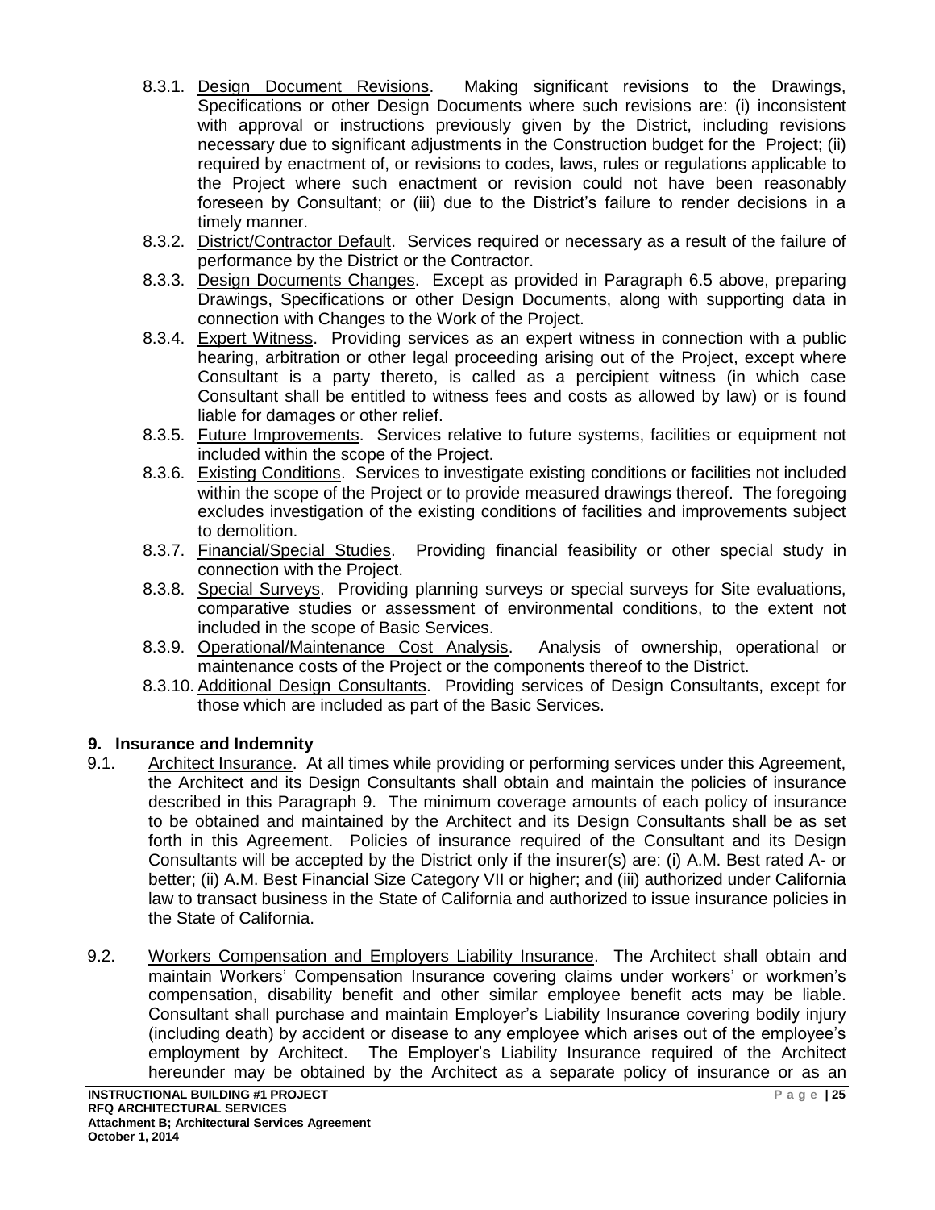8.3.1. Design Document Revisions. Making significant revisions to the Drawings, Specifications or other Design Documents where such revisions are: (i) inconsistent with approval or instructions previously given by the District, including revisions necessary due to significant adjustments in the Construction budget for the Project; (ii) required by enactment of, or revisions to codes, laws, rules or regulations applicable to the Project where such enactment or revision could not have been reasonably foreseen by Consultant; or (iii) due to the District's failure to render decisions in a timely manner.

8.3.2. District/Contractor Default. Services required or necessary as a result of the failure of performance by the District or the Contractor.

8.3.3. Design Documents Changes. Except as provided in Paragraph 6.5 above, preparing Drawings, Specifications or other Design Documents, along with supporting data in connection with Changes to the Work of the Project.

8.3.4. Expert Witness. Providing services as an expert witness in connection with a public hearing, arbitration or other legal proceeding arising out of the Project, except where Consultant is a party thereto, is called as a percipient witness (in which case Consultant shall be entitled to witness fees and costs as allowed by law) or is found liable for damages or other relief.

8.3.5. Future Improvements. Services relative to future systems, facilities or equipment not included within the scope of the Project.

8.3.6. Existing Conditions. Services to investigate existing conditions or facilities not included within the scope of the Project or to provide measured drawings thereof. The foregoing excludes investigation of the existing conditions of facilities and improvements subject to demolition.

8.3.7. Financial/Special Studies. Providing financial feasibility or other special study in connection with the Project.

8.3.8. Special Surveys. Providing planning surveys or special surveys for Site evaluations, comparative studies or assessment of environmental conditions, to the extent not included in the scope of Basic Services.

8.3.9. Operational/Maintenance Cost Analysis. Analysis of ownership, operational or maintenance costs of the Project or the components thereof to the District.

8.3.10. Additional Design Consultants. Providing services of Design Consultants, except for those which are included as part of the Basic Services.

## 9. Insurance and Indemnity

9.1. Architect Insurance. At all times while providing or performing services under this Agreement, the Architect and its Design Consultants shall obtain and maintain the policies of insurance described in this Paragraph 9. The minimum coverage amounts of each policy of insurance to be obtained and maintained by the Architect and its Design Consultants shall be as set forth in this Agreement. Policies of insurance required of the Consultant and its Design Consultants will be accepted by the District only if the insurer(s) are: (i) A.M. Best rated A- or better; (ii) A.M. Best Financial Size Category VII or higher; and (iii) authorized under California law to transact business in the State of California and authorized to issue insurance policies in the State of California.

9.2. Workers Compensation and Employers Liability Insurance. The Architect shall obtain and maintain Workers' Compensation Insurance covering claims under workers' or workmen's compensation, disability benefit and other similar employee benefit acts may be liable. Consultant shall purchase and maintain Employer's Liability Insurance covering bodily injury (including death) by accident or disease to any employee which arises out of the employee's employment by Architect. The Employer's Liability Insurance required of the Architect hereunder may be obtained by the Architect as a separate policy of insurance or as an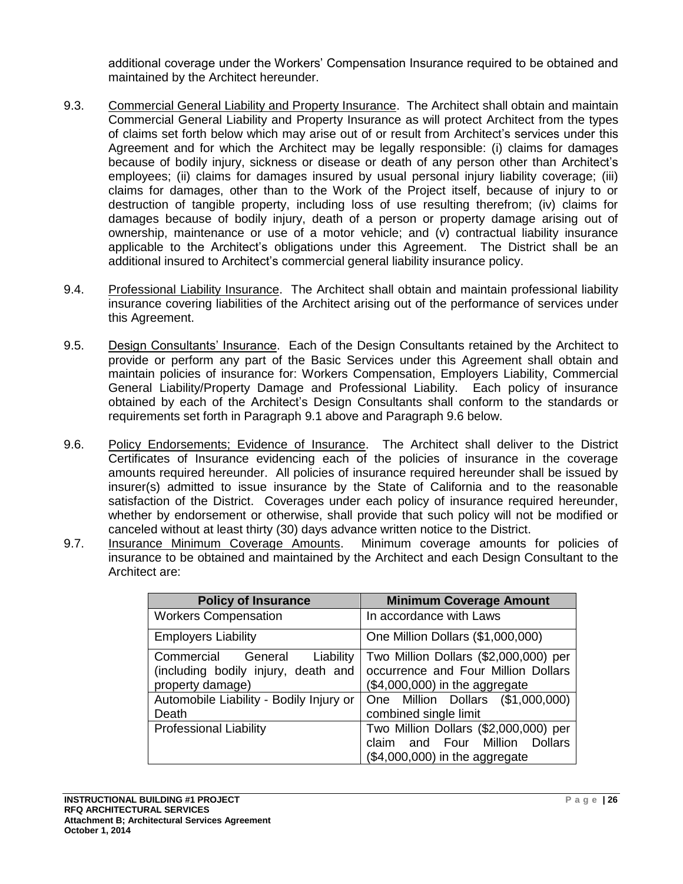additional coverage under the Workers' Compensation Insurance required to be obtained and maintained by the Architect hereunder.

9.3. Commercial General Liability and Property Insurance. The Architect shall obtain and maintain Commercial General Liability and Property Insurance as will protect Architect from the types of claims set forth below which may arise out of or result from Architect's services under this Agreement and for which the Architect may be legally responsible: (i) claims for damages because of bodily injury, sickness or disease or death of any person other than Architect's employees; (ii) claims for damages insured by usual personal injury liability coverage; (iii) claims for damages, other than to the Work of the Project itself, because of injury to or destruction of tangible property, including loss of use resulting therefrom; (iv) claims for damages because of bodily injury, death of a person or property damage arising out of ownership, maintenance or use of a motor vehicle; and (v) contractual liability insurance applicable to the Architect's obligations under this Agreement. The District shall be an additional insured to Architect's commercial general liability insurance policy.

9.4. Professional Liability Insurance. The Architect shall obtain and maintain professional liability insurance covering liabilities of the Architect arising out of the performance of services under this Agreement.

9.5. Design Consultants' Insurance. Each of the Design Consultants retained by the Architect to provide or perform any part of the Basic Services under this Agreement shall obtain and maintain policies of insurance for: Workers Compensation, Employers Liability, Commercial General Liability/Property Damage and Professional Liability. Each policy of insurance obtained by each of the Architect's Design Consultants shall conform to the standards or requirements set forth in Paragraph 9.1 above and Paragraph 9.6 below.

9.6. Policy Endorsements; Evidence of Insurance. The Architect shall deliver to the District Certificates of Insurance evidencing each of the policies of insurance in the coverage amounts required hereunder. All policies of insurance required hereunder shall be issued by insurer(s) admitted to issue insurance by the State of California and to the reasonable satisfaction of the District. Coverages under each policy of insurance required hereunder, whether by endorsement or otherwise, shall provide that such policy will not be modified or canceled without at least thirty (30) days advance written notice to the District.

9.7. Insurance Minimum Coverage Amounts. Minimum coverage amounts for policies of insurance to be obtained and maintained by the Architect and each Design Consultant to the Architect are:

| Policy of Insurance | Minimum Coverage Amount |
|---|---|
| Workers Compensation | In accordance with Laws |
| Employers Liability | One Million Dollars ($1,000,000) |
| Commercial General Liability (including bodily injury, death and property damage) | Two Million Dollars ($2,000,000) per occurrence and Four Million Dollars ($4,000,000) in the aggregate |
| Automobile Liability - Bodily Injury or Death | One Million Dollars ($1,000,000) combined single limit |
| Professional Liability | Two Million Dollars ($2,000,000) per claim and Four Million Dollars ($4,000,000) in the aggregate |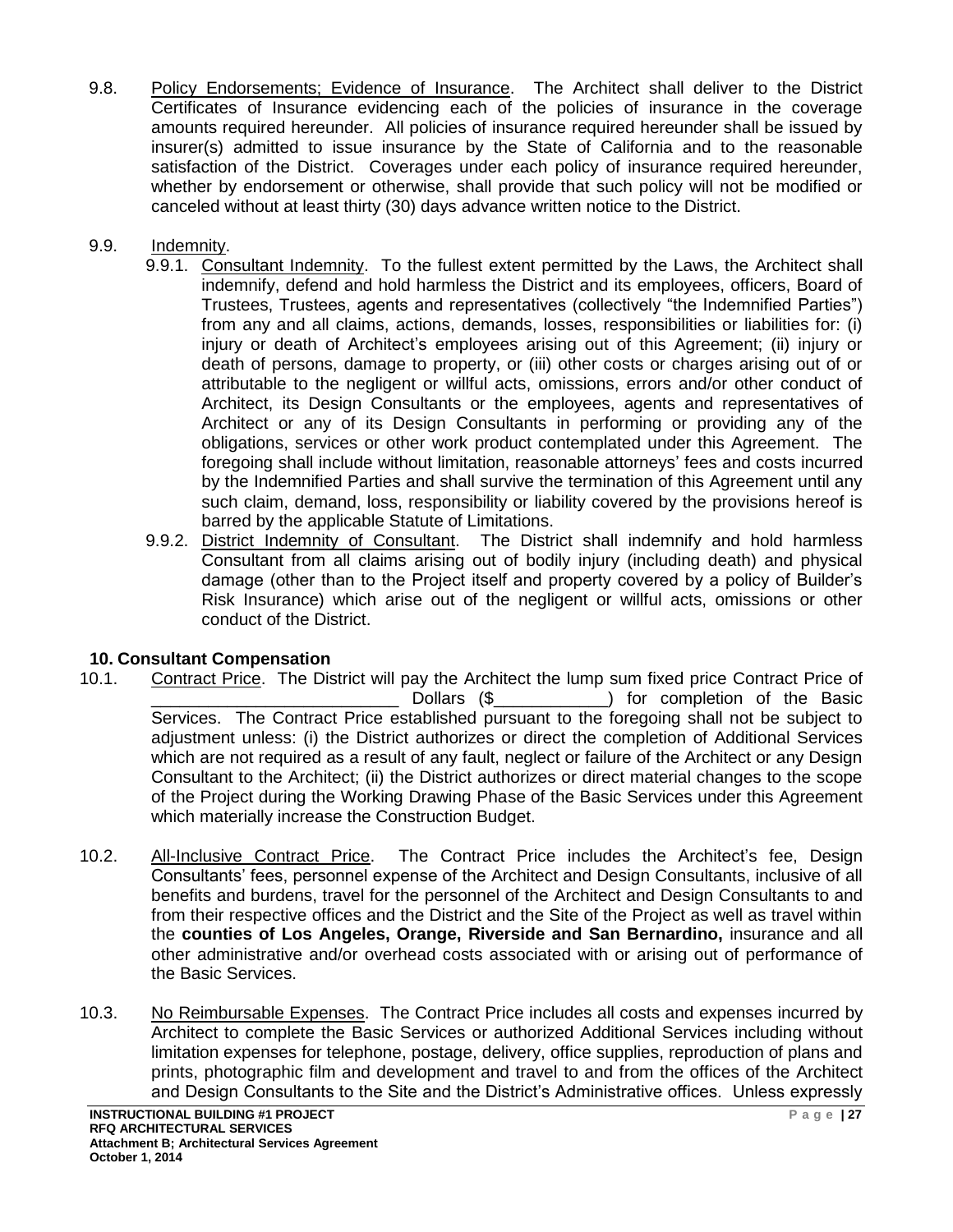9.8. Policy Endorsements; Evidence of Insurance. The Architect shall deliver to the District Certificates of Insurance evidencing each of the policies of insurance in the coverage amounts required hereunder. All policies of insurance required hereunder shall be issued by insurer(s) admitted to issue insurance by the State of California and to the reasonable satisfaction of the District. Coverages under each policy of insurance required hereunder, whether by endorsement or otherwise, shall provide that such policy will not be modified or canceled without at least thirty (30) days advance written notice to the District.

9.9. Indemnity.

9.9.1. Consultant Indemnity. To the fullest extent permitted by the Laws, the Architect shall indemnify, defend and hold harmless the District and its employees, officers, Board of Trustees, Trustees, agents and representatives (collectively "the Indemnified Parties") from any and all claims, actions, demands, losses, responsibilities or liabilities for: (i) injury or death of Architect's employees arising out of this Agreement; (ii) injury or death of persons, damage to property, or (iii) other costs or charges arising out of or attributable to the negligent or willful acts, omissions, errors and/or other conduct of Architect, its Design Consultants or the employees, agents and representatives of Architect or any of its Design Consultants in performing or providing any of the obligations, services or other work product contemplated under this Agreement. The foregoing shall include without limitation, reasonable attorneys' fees and costs incurred by the Indemnified Parties and shall survive the termination of this Agreement until any such claim, demand, loss, responsibility or liability covered by the provisions hereof is barred by the applicable Statute of Limitations.

9.9.2. District Indemnity of Consultant. The District shall indemnify and hold harmless Consultant from all claims arising out of bodily injury (including death) and physical damage (other than to the Project itself and property covered by a policy of Builder's Risk Insurance) which arise out of the negligent or willful acts, omissions or other conduct of the District.

## 10. Consultant Compensation

10.1. Contract Price. The District will pay the Architect the lump sum fixed price Contract Price of __________________________ Dollars ($____________) for completion of the Basic Services. The Contract Price established pursuant to the foregoing shall not be subject to adjustment unless: (i) the District authorizes or direct the completion of Additional Services which are not required as a result of any fault, neglect or failure of the Architect or any Design Consultant to the Architect; (ii) the District authorizes or direct material changes to the scope of the Project during the Working Drawing Phase of the Basic Services under this Agreement which materially increase the Construction Budget.

10.2. All-Inclusive Contract Price. The Contract Price includes the Architect's fee, Design Consultants' fees, personnel expense of the Architect and Design Consultants, inclusive of all benefits and burdens, travel for the personnel of the Architect and Design Consultants to and from their respective offices and the District and the Site of the Project as well as travel within the **counties of Los Angeles, Orange, Riverside and San Bernardino,** insurance and all other administrative and/or overhead costs associated with or arising out of performance of the Basic Services.

10.3. No Reimbursable Expenses. The Contract Price includes all costs and expenses incurred by Architect to complete the Basic Services or authorized Additional Services including without limitation expenses for telephone, postage, delivery, office supplies, reproduction of plans and prints, photographic film and development and travel to and from the offices of the Architect and Design Consultants to the Site and the District's Administrative offices. Unless expressly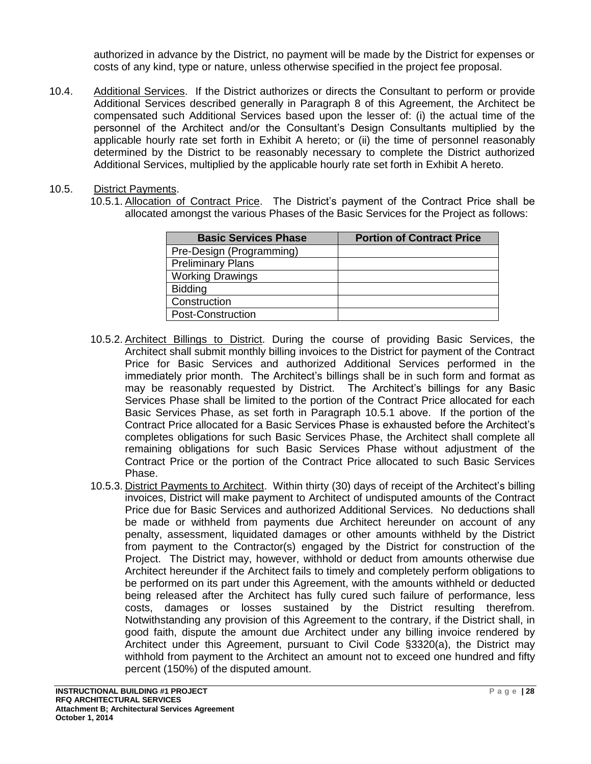authorized in advance by the District, no payment will be made by the District for expenses or costs of any kind, type or nature, unless otherwise specified in the project fee proposal.

10.4. Additional Services. If the District authorizes or directs the Consultant to perform or provide Additional Services described generally in Paragraph 8 of this Agreement, the Architect be compensated such Additional Services based upon the lesser of: (i) the actual time of the personnel of the Architect and/or the Consultant's Design Consultants multiplied by the applicable hourly rate set forth in Exhibit A hereto; or (ii) the time of personnel reasonably determined by the District to be reasonably necessary to complete the District authorized Additional Services, multiplied by the applicable hourly rate set forth in Exhibit A hereto.

10.5. District Payments.

10.5.1. Allocation of Contract Price. The District's payment of the Contract Price shall be allocated amongst the various Phases of the Basic Services for the Project as follows:

| Basic Services Phase | Portion of Contract Price |
|---|---|
| Pre-Design (Programming) | |
| Preliminary Plans | |
| Working Drawings | |
| Bidding | |
| Construction | |
| Post-Construction | |

10.5.2. Architect Billings to District. During the course of providing Basic Services, the Architect shall submit monthly billing invoices to the District for payment of the Contract Price for Basic Services and authorized Additional Services performed in the immediately prior month. The Architect's billings shall be in such form and format as may be reasonably requested by District. The Architect's billings for any Basic Services Phase shall be limited to the portion of the Contract Price allocated for each Basic Services Phase, as set forth in Paragraph 10.5.1 above. If the portion of the Contract Price allocated for a Basic Services Phase is exhausted before the Architect's completes obligations for such Basic Services Phase, the Architect shall complete all remaining obligations for such Basic Services Phase without adjustment of the Contract Price or the portion of the Contract Price allocated to such Basic Services Phase.

10.5.3. District Payments to Architect. Within thirty (30) days of receipt of the Architect's billing invoices, District will make payment to Architect of undisputed amounts of the Contract Price due for Basic Services and authorized Additional Services. No deductions shall be made or withheld from payments due Architect hereunder on account of any penalty, assessment, liquidated damages or other amounts withheld by the District from payment to the Contractor(s) engaged by the District for construction of the Project. The District may, however, withhold or deduct from amounts otherwise due Architect hereunder if the Architect fails to timely and completely perform obligations to be performed on its part under this Agreement, with the amounts withheld or deducted being released after the Architect has fully cured such failure of performance, less costs, damages or losses sustained by the District resulting therefrom. Notwithstanding any provision of this Agreement to the contrary, if the District shall, in good faith, dispute the amount due Architect under any billing invoice rendered by Architect under this Agreement, pursuant to Civil Code §3320(a), the District may withhold from payment to the Architect an amount not to exceed one hundred and fifty percent (150%) of the disputed amount.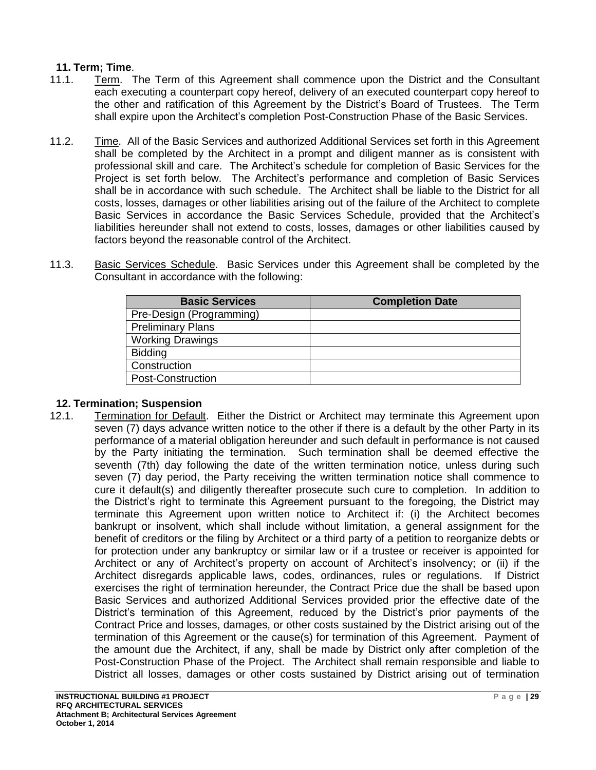## 11. Term; Time.

11.1. Term. The Term of this Agreement shall commence upon the District and the Consultant each executing a counterpart copy hereof, delivery of an executed counterpart copy hereof to the other and ratification of this Agreement by the District's Board of Trustees. The Term shall expire upon the Architect's completion Post-Construction Phase of the Basic Services.

11.2. Time. All of the Basic Services and authorized Additional Services set forth in this Agreement shall be completed by the Architect in a prompt and diligent manner as is consistent with professional skill and care. The Architect's schedule for completion of Basic Services for the Project is set forth below. The Architect's performance and completion of Basic Services shall be in accordance with such schedule. The Architect shall be liable to the District for all costs, losses, damages or other liabilities arising out of the failure of the Architect to complete Basic Services in accordance the Basic Services Schedule, provided that the Architect's liabilities hereunder shall not extend to costs, losses, damages or other liabilities caused by factors beyond the reasonable control of the Architect.

11.3. Basic Services Schedule. Basic Services under this Agreement shall be completed by the Consultant in accordance with the following:

| Basic Services | Completion Date |
|---|---|
| Pre-Design (Programming) | |
| Preliminary Plans | |
| Working Drawings | |
| Bidding | |
| Construction | |
| Post-Construction | |

## 12. Termination; Suspension

12.1. Termination for Default. Either the District or Architect may terminate this Agreement upon seven (7) days advance written notice to the other if there is a default by the other Party in its performance of a material obligation hereunder and such default in performance is not caused by the Party initiating the termination. Such termination shall be deemed effective the seventh (7th) day following the date of the written termination notice, unless during such seven (7) day period, the Party receiving the written termination notice shall commence to cure it default(s) and diligently thereafter prosecute such cure to completion. In addition to the District's right to terminate this Agreement pursuant to the foregoing, the District may terminate this Agreement upon written notice to Architect if: (i) the Architect becomes bankrupt or insolvent, which shall include without limitation, a general assignment for the benefit of creditors or the filing by Architect or a third party of a petition to reorganize debts or for protection under any bankruptcy or similar law or if a trustee or receiver is appointed for Architect or any of Architect's property on account of Architect's insolvency; or (ii) if the Architect disregards applicable laws, codes, ordinances, rules or regulations. If District exercises the right of termination hereunder, the Contract Price due the shall be based upon Basic Services and authorized Additional Services provided prior the effective date of the District's termination of this Agreement, reduced by the District's prior payments of the Contract Price and losses, damages, or other costs sustained by the District arising out of the termination of this Agreement or the cause(s) for termination of this Agreement. Payment of the amount due the Architect, if any, shall be made by District only after completion of the Post-Construction Phase of the Project. The Architect shall remain responsible and liable to District all losses, damages or other costs sustained by District arising out of termination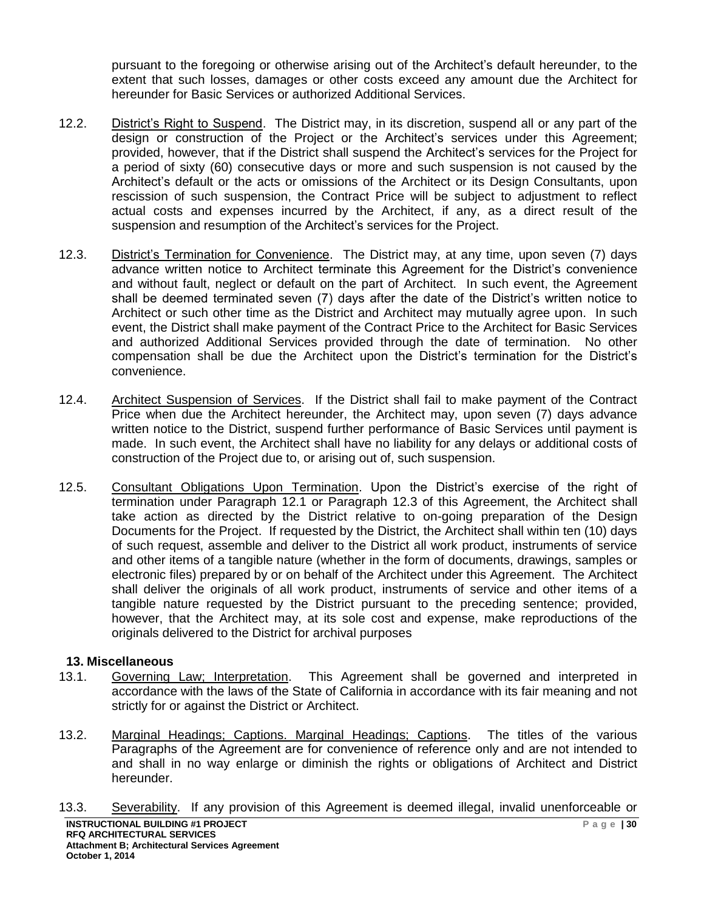pursuant to the foregoing or otherwise arising out of the Architect's default hereunder, to the extent that such losses, damages or other costs exceed any amount due the Architect for hereunder for Basic Services or authorized Additional Services.

12.2. District's Right to Suspend. The District may, in its discretion, suspend all or any part of the design or construction of the Project or the Architect's services under this Agreement; provided, however, that if the District shall suspend the Architect's services for the Project for a period of sixty (60) consecutive days or more and such suspension is not caused by the Architect's default or the acts or omissions of the Architect or its Design Consultants, upon rescission of such suspension, the Contract Price will be subject to adjustment to reflect actual costs and expenses incurred by the Architect, if any, as a direct result of the suspension and resumption of the Architect's services for the Project.

12.3. District's Termination for Convenience. The District may, at any time, upon seven (7) days advance written notice to Architect terminate this Agreement for the District's convenience and without fault, neglect or default on the part of Architect. In such event, the Agreement shall be deemed terminated seven (7) days after the date of the District's written notice to Architect or such other time as the District and Architect may mutually agree upon. In such event, the District shall make payment of the Contract Price to the Architect for Basic Services and authorized Additional Services provided through the date of termination. No other compensation shall be due the Architect upon the District's termination for the District's convenience.

12.4. Architect Suspension of Services. If the District shall fail to make payment of the Contract Price when due the Architect hereunder, the Architect may, upon seven (7) days advance written notice to the District, suspend further performance of Basic Services until payment is made. In such event, the Architect shall have no liability for any delays or additional costs of construction of the Project due to, or arising out of, such suspension.

12.5. Consultant Obligations Upon Termination. Upon the District's exercise of the right of termination under Paragraph 12.1 or Paragraph 12.3 of this Agreement, the Architect shall take action as directed by the District relative to on-going preparation of the Design Documents for the Project. If requested by the District, the Architect shall within ten (10) days of such request, assemble and deliver to the District all work product, instruments of service and other items of a tangible nature (whether in the form of documents, drawings, samples or electronic files) prepared by or on behalf of the Architect under this Agreement. The Architect shall deliver the originals of all work product, instruments of service and other items of a tangible nature requested by the District pursuant to the preceding sentence; provided, however, that the Architect may, at its sole cost and expense, make reproductions of the originals delivered to the District for archival purposes

## 13. Miscellaneous

13.1. Governing Law; Interpretation. This Agreement shall be governed and interpreted in accordance with the laws of the State of California in accordance with its fair meaning and not strictly for or against the District or Architect.

13.2. Marginal Headings; Captions. Marginal Headings; Captions. The titles of the various Paragraphs of the Agreement are for convenience of reference only and are not intended to and shall in no way enlarge or diminish the rights or obligations of Architect and District hereunder.

13.3. Severability. If any provision of this Agreement is deemed illegal, invalid unenforceable or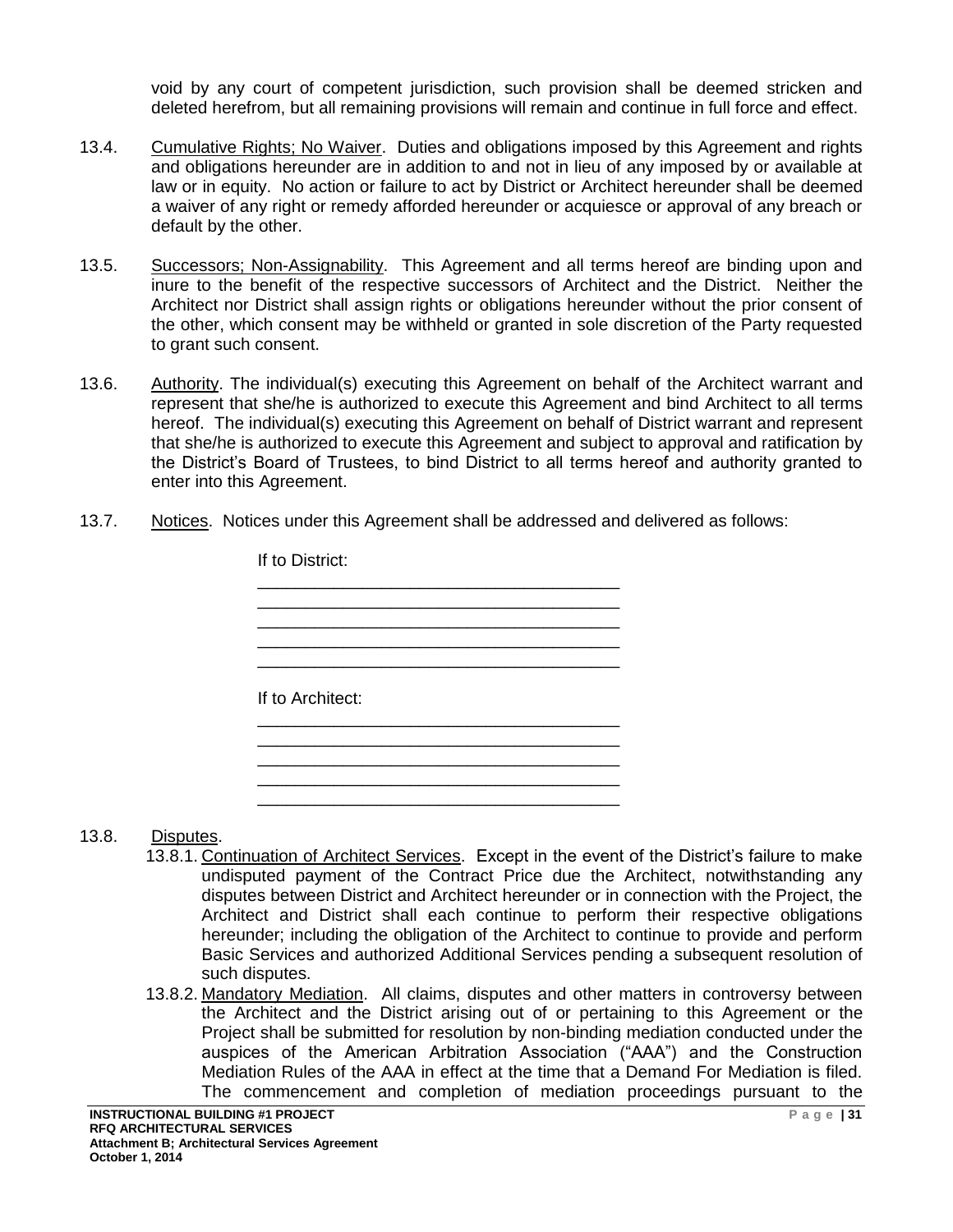void by any court of competent jurisdiction, such provision shall be deemed stricken and deleted herefrom, but all remaining provisions will remain and continue in full force and effect.

13.4. Cumulative Rights; No Waiver. Duties and obligations imposed by this Agreement and rights and obligations hereunder are in addition to and not in lieu of any imposed by or available at law or in equity. No action or failure to act by District or Architect hereunder shall be deemed a waiver of any right or remedy afforded hereunder or acquiesce or approval of any breach or default by the other.

13.5. Successors; Non-Assignability. This Agreement and all terms hereof are binding upon and inure to the benefit of the respective successors of Architect and the District. Neither the Architect nor District shall assign rights or obligations hereunder without the prior consent of the other, which consent may be withheld or granted in sole discretion of the Party requested to grant such consent.

13.6. Authority. The individual(s) executing this Agreement on behalf of the Architect warrant and represent that she/he is authorized to execute this Agreement and bind Architect to all terms hereof. The individual(s) executing this Agreement on behalf of District warrant and represent that she/he is authorized to execute this Agreement and subject to approval and ratification by the District's Board of Trustees, to bind District to all terms hereof and authority granted to enter into this Agreement.

13.7. Notices. Notices under this Agreement shall be addressed and delivered as follows:

If to District:

______________________________________
______________________________________
______________________________________
______________________________________
______________________________________

If to Architect:

______________________________________
______________________________________
______________________________________
______________________________________
______________________________________

13.8. Disputes.

13.8.1. Continuation of Architect Services. Except in the event of the District's failure to make undisputed payment of the Contract Price due the Architect, notwithstanding any disputes between District and Architect hereunder or in connection with the Project, the Architect and District shall each continue to perform their respective obligations hereunder; including the obligation of the Architect to continue to provide and perform Basic Services and authorized Additional Services pending a subsequent resolution of such disputes.

13.8.2. Mandatory Mediation. All claims, disputes and other matters in controversy between the Architect and the District arising out of or pertaining to this Agreement or the Project shall be submitted for resolution by non-binding mediation conducted under the auspices of the American Arbitration Association ("AAA") and the Construction Mediation Rules of the AAA in effect at the time that a Demand For Mediation is filed. The commencement and completion of mediation proceedings pursuant to the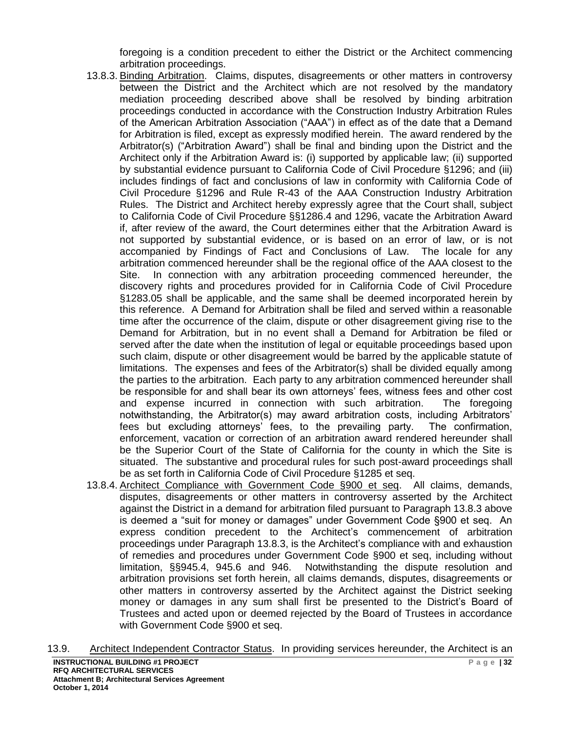foregoing is a condition precedent to either the District or the Architect commencing arbitration proceedings.

13.8.3. Binding Arbitration. Claims, disputes, disagreements or other matters in controversy between the District and the Architect which are not resolved by the mandatory mediation proceeding described above shall be resolved by binding arbitration proceedings conducted in accordance with the Construction Industry Arbitration Rules of the American Arbitration Association ("AAA") in effect as of the date that a Demand for Arbitration is filed, except as expressly modified herein. The award rendered by the Arbitrator(s) ("Arbitration Award") shall be final and binding upon the District and the Architect only if the Arbitration Award is: (i) supported by applicable law; (ii) supported by substantial evidence pursuant to California Code of Civil Procedure §1296; and (iii) includes findings of fact and conclusions of law in conformity with California Code of Civil Procedure §1296 and Rule R-43 of the AAA Construction Industry Arbitration Rules. The District and Architect hereby expressly agree that the Court shall, subject to California Code of Civil Procedure §§1286.4 and 1296, vacate the Arbitration Award if, after review of the award, the Court determines either that the Arbitration Award is not supported by substantial evidence, or is based on an error of law, or is not accompanied by Findings of Fact and Conclusions of Law. The locale for any arbitration commenced hereunder shall be the regional office of the AAA closest to the Site. In connection with any arbitration proceeding commenced hereunder, the discovery rights and procedures provided for in California Code of Civil Procedure §1283.05 shall be applicable, and the same shall be deemed incorporated herein by this reference. A Demand for Arbitration shall be filed and served within a reasonable time after the occurrence of the claim, dispute or other disagreement giving rise to the Demand for Arbitration, but in no event shall a Demand for Arbitration be filed or served after the date when the institution of legal or equitable proceedings based upon such claim, dispute or other disagreement would be barred by the applicable statute of limitations. The expenses and fees of the Arbitrator(s) shall be divided equally among the parties to the arbitration. Each party to any arbitration commenced hereunder shall be responsible for and shall bear its own attorneys' fees, witness fees and other cost and expense incurred in connection with such arbitration. The foregoing notwithstanding, the Arbitrator(s) may award arbitration costs, including Arbitrators' fees but excluding attorneys' fees, to the prevailing party. The confirmation, enforcement, vacation or correction of an arbitration award rendered hereunder shall be the Superior Court of the State of California for the county in which the Site is situated. The substantive and procedural rules for such post-award proceedings shall be as set forth in California Code of Civil Procedure §1285 et seq.

13.8.4. Architect Compliance with Government Code §900 et seq. All claims, demands, disputes, disagreements or other matters in controversy asserted by the Architect against the District in a demand for arbitration filed pursuant to Paragraph 13.8.3 above is deemed a "suit for money or damages" under Government Code §900 et seq. An express condition precedent to the Architect's commencement of arbitration proceedings under Paragraph 13.8.3, is the Architect's compliance with and exhaustion of remedies and procedures under Government Code §900 et seq, including without limitation, §§945.4, 945.6 and 946. Notwithstanding the dispute resolution and arbitration provisions set forth herein, all claims demands, disputes, disagreements or other matters in controversy asserted by the Architect against the District seeking money or damages in any sum shall first be presented to the District's Board of Trustees and acted upon or deemed rejected by the Board of Trustees in accordance with Government Code §900 et seq.

13.9. Architect Independent Contractor Status. In providing services hereunder, the Architect is an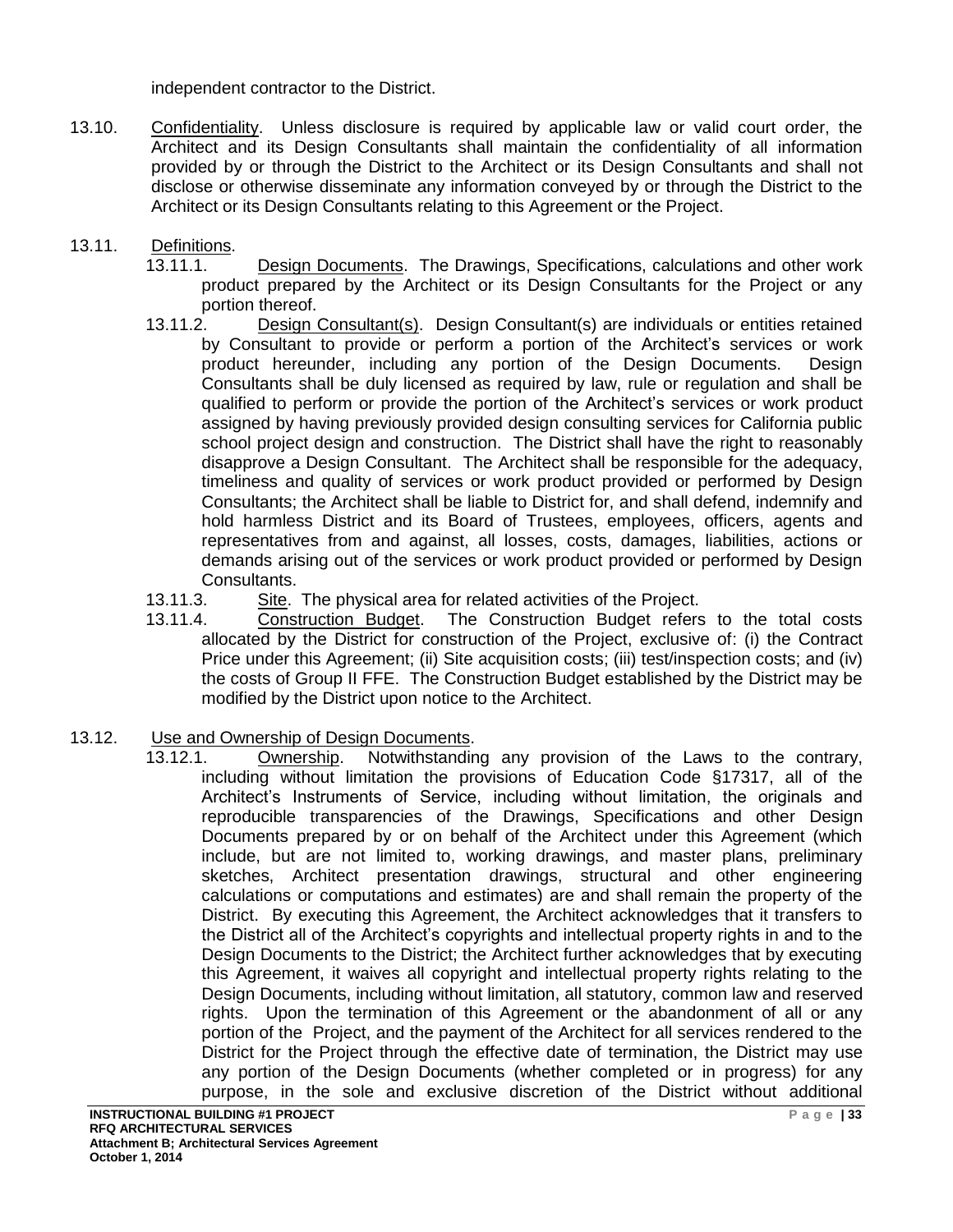independent contractor to the District.

13.10. Confidentiality. Unless disclosure is required by applicable law or valid court order, the Architect and its Design Consultants shall maintain the confidentiality of all information provided by or through the District to the Architect or its Design Consultants and shall not disclose or otherwise disseminate any information conveyed by or through the District to the Architect or its Design Consultants relating to this Agreement or the Project.

13.11. Definitions.

13.11.1. Design Documents. The Drawings, Specifications, calculations and other work product prepared by the Architect or its Design Consultants for the Project or any portion thereof.

13.11.2. Design Consultant(s). Design Consultant(s) are individuals or entities retained by Consultant to provide or perform a portion of the Architect's services or work product hereunder, including any portion of the Design Documents. Design Consultants shall be duly licensed as required by law, rule or regulation and shall be qualified to perform or provide the portion of the Architect's services or work product assigned by having previously provided design consulting services for California public school project design and construction. The District shall have the right to reasonably disapprove a Design Consultant. The Architect shall be responsible for the adequacy, timeliness and quality of services or work product provided or performed by Design Consultants; the Architect shall be liable to District for, and shall defend, indemnify and hold harmless District and its Board of Trustees, employees, officers, agents and representatives from and against, all losses, costs, damages, liabilities, actions or demands arising out of the services or work product provided or performed by Design Consultants.

13.11.3. Site. The physical area for related activities of the Project.

13.11.4. Construction Budget. The Construction Budget refers to the total costs allocated by the District for construction of the Project, exclusive of: (i) the Contract Price under this Agreement; (ii) Site acquisition costs; (iii) test/inspection costs; and (iv) the costs of Group II FFE. The Construction Budget established by the District may be modified by the District upon notice to the Architect.

13.12. Use and Ownership of Design Documents.

13.12.1. Ownership. Notwithstanding any provision of the Laws to the contrary, including without limitation the provisions of Education Code §17317, all of the Architect's Instruments of Service, including without limitation, the originals and reproducible transparencies of the Drawings, Specifications and other Design Documents prepared by or on behalf of the Architect under this Agreement (which include, but are not limited to, working drawings, and master plans, preliminary sketches, Architect presentation drawings, structural and other engineering calculations or computations and estimates) are and shall remain the property of the District. By executing this Agreement, the Architect acknowledges that it transfers to the District all of the Architect's copyrights and intellectual property rights in and to the Design Documents to the District; the Architect further acknowledges that by executing this Agreement, it waives all copyright and intellectual property rights relating to the Design Documents, including without limitation, all statutory, common law and reserved rights. Upon the termination of this Agreement or the abandonment of all or any portion of the Project, and the payment of the Architect for all services rendered to the District for the Project through the effective date of termination, the District may use any portion of the Design Documents (whether completed or in progress) for any purpose, in the sole and exclusive discretion of the District without additional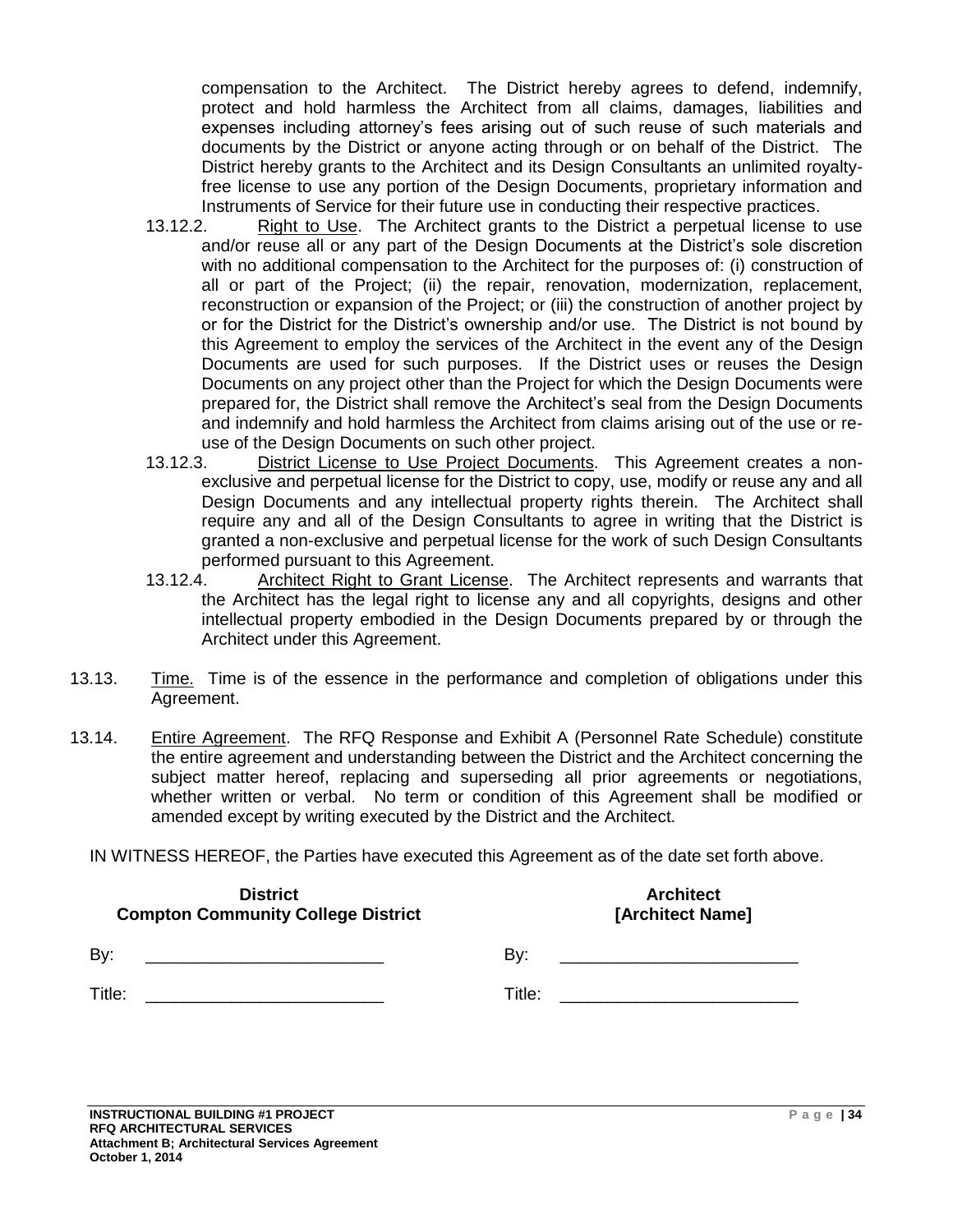compensation to the Architect. The District hereby agrees to defend, indemnify, protect and hold harmless the Architect from all claims, damages, liabilities and expenses including attorney's fees arising out of such reuse of such materials and documents by the District or anyone acting through or on behalf of the District. The District hereby grants to the Architect and its Design Consultants an unlimited royalty-free license to use any portion of the Design Documents, proprietary information and Instruments of Service for their future use in conducting their respective practices.

13.12.2. Right to Use. The Architect grants to the District a perpetual license to use and/or reuse all or any part of the Design Documents at the District's sole discretion with no additional compensation to the Architect for the purposes of: (i) construction of all or part of the Project; (ii) the repair, renovation, modernization, replacement, reconstruction or expansion of the Project; or (iii) the construction of another project by or for the District for the District's ownership and/or use. The District is not bound by this Agreement to employ the services of the Architect in the event any of the Design Documents are used for such purposes. If the District uses or reuses the Design Documents on any project other than the Project for which the Design Documents were prepared for, the District shall remove the Architect's seal from the Design Documents and indemnify and hold harmless the Architect from claims arising out of the use or re-use of the Design Documents on such other project.

13.12.3. District License to Use Project Documents. This Agreement creates a non-exclusive and perpetual license for the District to copy, use, modify or reuse any and all Design Documents and any intellectual property rights therein. The Architect shall require any and all of the Design Consultants to agree in writing that the District is granted a non-exclusive and perpetual license for the work of such Design Consultants performed pursuant to this Agreement.

13.12.4. Architect Right to Grant License. The Architect represents and warrants that the Architect has the legal right to license any and all copyrights, designs and other intellectual property embodied in the Design Documents prepared by or through the Architect under this Agreement.

13.13. Time. Time is of the essence in the performance and completion of obligations under this Agreement.

13.14. Entire Agreement. The RFQ Response and Exhibit A (Personnel Rate Schedule) constitute the entire agreement and understanding between the District and the Architect concerning the subject matter hereof, replacing and superseding all prior agreements or negotiations, whether written or verbal. No term or condition of this Agreement shall be modified or amended except by writing executed by the District and the Architect.

IN WITNESS HEREOF, the Parties have executed this Agreement as of the date set forth above.

| **District**<br>**Compton Community College District** | **Architect**<br>**[Architect Name]** |
|---|---|
| By: _________________________ | By: _________________________ |
| Title: _________________________ | Title: _________________________ |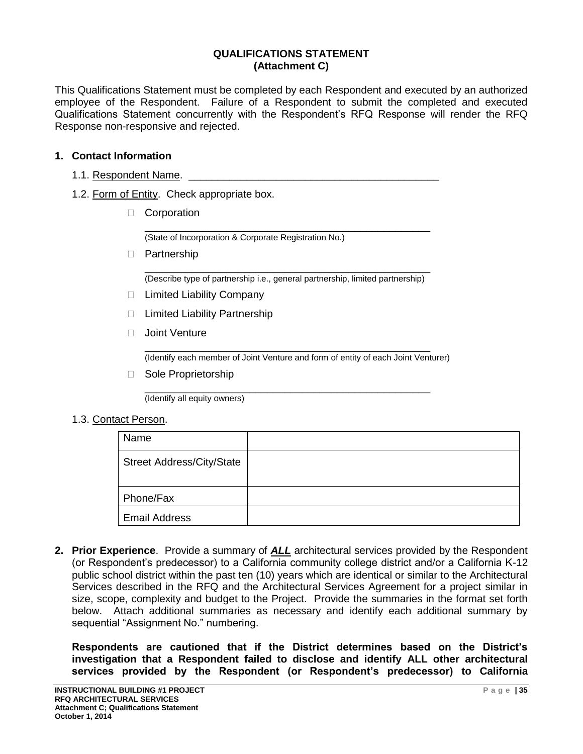**QUALIFICATIONS STATEMENT**
**(Attachment C)**

This Qualifications Statement must be completed by each Respondent and executed by an authorized employee of the Respondent. Failure of a Respondent to submit the completed and executed Qualifications Statement concurrently with the Respondent's RFQ Response will render the RFQ Response non-responsive and rejected.

**1. Contact Information**

1.1. Respondent Name. ____________________________________________

1.2. Form of Entity. Check appropriate box.

- ☐ Corporation
  
  ____________________________________________________
  (State of Incorporation & Corporate Registration No.)

- ☐ Partnership
  
  ____________________________________________________
  (Describe type of partnership i.e., general partnership, limited partnership)

- ☐ Limited Liability Company

- ☐ Limited Liability Partnership

- ☐ Joint Venture
  
  ____________________________________________________
  (Identify each member of Joint Venture and form of entity of each Joint Venturer)

- ☐ Sole Proprietorship
  
  ____________________________________________________
  (Identify all equity owners)

1.3. Contact Person.

| Name | |
|---|---|
| Street Address/City/State | |
| Phone/Fax | |
| Email Address | |

**2. Prior Experience**. Provide a summary of ***ALL*** architectural services provided by the Respondent (or Respondent's predecessor) to a California community college district and/or a California K-12 public school district within the past ten (10) years which are identical or similar to the Architectural Services described in the RFQ and the Architectural Services Agreement for a project similar in size, scope, complexity and budget to the Project. Provide the summaries in the format set forth below. Attach additional summaries as necessary and identify each additional summary by sequential "Assignment No." numbering.

**Respondents are cautioned that if the District determines based on the District's investigation that a Respondent failed to disclose and identify ALL other architectural services provided by the Respondent (or Respondent's predecessor) to California**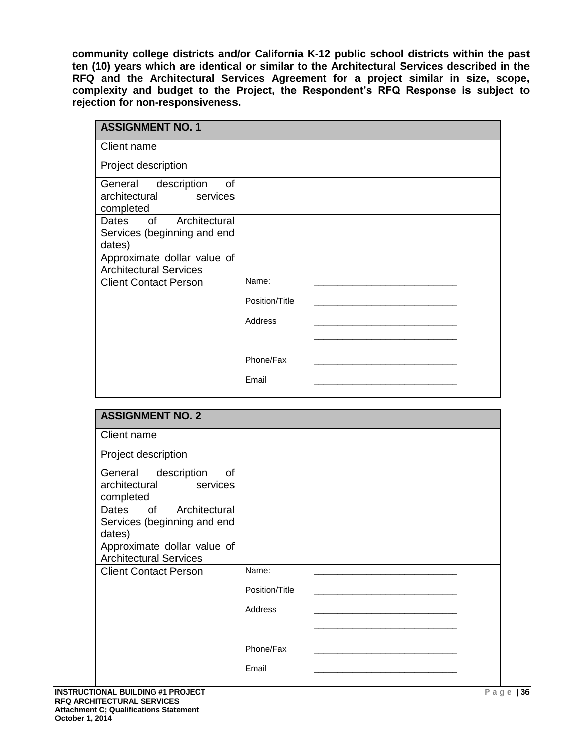**community college districts and/or California K-12 public school districts within the past ten (10) years which are identical or similar to the Architectural Services described in the RFQ and the Architectural Services Agreement for a project similar in size, scope, complexity and budget to the Project, the Respondent's RFQ Response is subject to rejection for non-responsiveness.**

| **ASSIGNMENT NO. 1** | |
|---|---|
| Client name | |
| Project description | |
| General description of architectural services completed | |
| Dates of Architectural Services (beginning and end dates) | |
| Approximate dollar value of Architectural Services | |
| Client Contact Person | Name: ______________________________<br>Position/Title ______________________________<br>Address ______________________________<br>______________________________<br>Phone/Fax ______________________________<br>Email ______________________________ |

| **ASSIGNMENT NO. 2** | |
|---|---|
| Client name | |
| Project description | |
| General description of architectural services completed | |
| Dates of Architectural Services (beginning and end dates) | |
| Approximate dollar value of Architectural Services | |
| Client Contact Person | Name: ______________________________<br>Position/Title ______________________________<br>Address ______________________________<br>______________________________<br>Phone/Fax ______________________________<br>Email ______________________________ |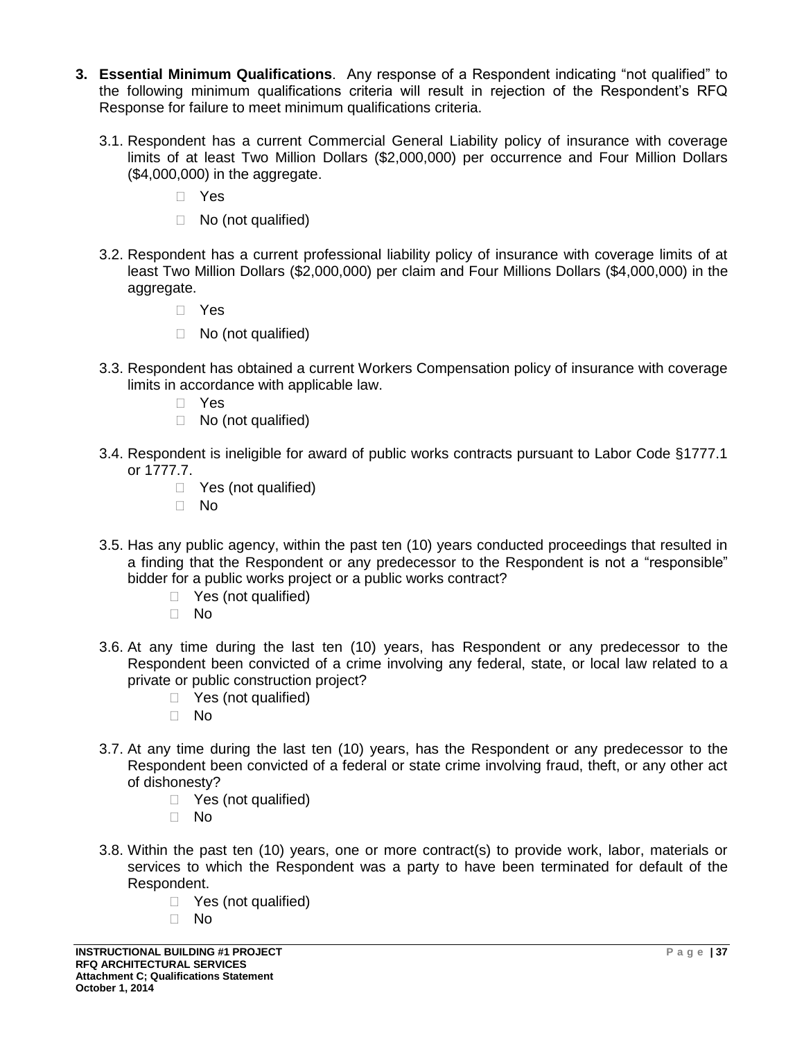3. **Essential Minimum Qualifications**. Any response of a Respondent indicating "not qualified" to the following minimum qualifications criteria will result in rejection of the Respondent's RFQ Response for failure to meet minimum qualifications criteria.

   3.1. Respondent has a current Commercial General Liability policy of insurance with coverage limits of at least Two Million Dollars ($2,000,000) per occurrence and Four Million Dollars ($4,000,000) in the aggregate.

   - ☐ Yes
   - ☐ No (not qualified)

   3.2. Respondent has a current professional liability policy of insurance with coverage limits of at least Two Million Dollars ($2,000,000) per claim and Four Millions Dollars ($4,000,000) in the aggregate.

   - ☐ Yes
   - ☐ No (not qualified)

   3.3. Respondent has obtained a current Workers Compensation policy of insurance with coverage limits in accordance with applicable law.

   - ☐ Yes
   - ☐ No (not qualified)

   3.4. Respondent is ineligible for award of public works contracts pursuant to Labor Code §1777.1 or 1777.7.

   - ☐ Yes (not qualified)
   - ☐ No

   3.5. Has any public agency, within the past ten (10) years conducted proceedings that resulted in a finding that the Respondent or any predecessor to the Respondent is not a "responsible" bidder for a public works project or a public works contract?

   - ☐ Yes (not qualified)
   - ☐ No

   3.6. At any time during the last ten (10) years, has Respondent or any predecessor to the Respondent been convicted of a crime involving any federal, state, or local law related to a private or public construction project?

   - ☐ Yes (not qualified)
   - ☐ No

   3.7. At any time during the last ten (10) years, has the Respondent or any predecessor to the Respondent been convicted of a federal or state crime involving fraud, theft, or any other act of dishonesty?

   - ☐ Yes (not qualified)
   - ☐ No

   3.8. Within the past ten (10) years, one or more contract(s) to provide work, labor, materials or services to which the Respondent was a party to have been terminated for default of the Respondent.

   - ☐ Yes (not qualified)
   - ☐ No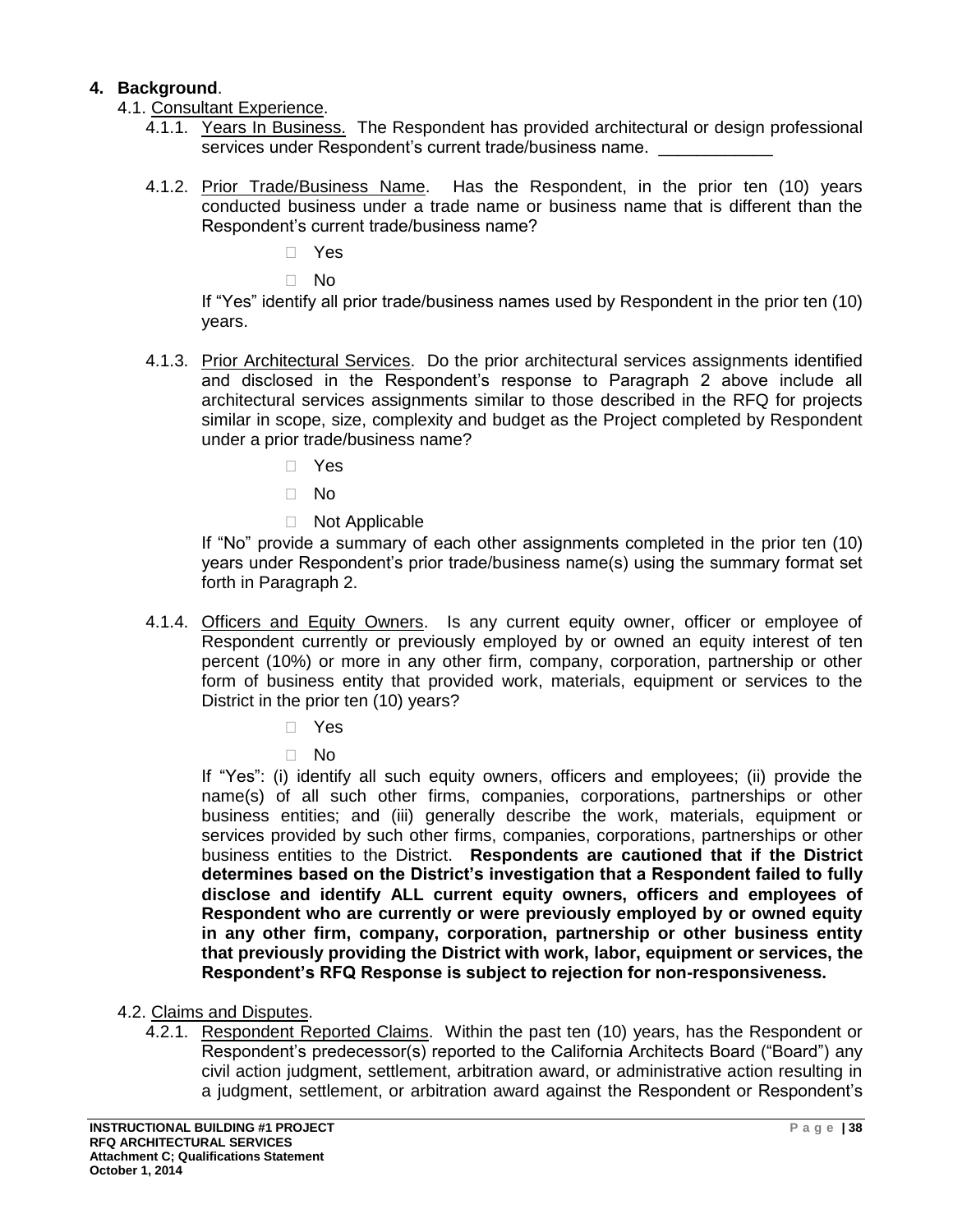## 4. **Background**.

4.1. <u>Consultant Experience</u>.

4.1.1. <u>Years In Business.</u> The Respondent has provided architectural or design professional services under Respondent's current trade/business name. ____________

4.1.2. <u>Prior Trade/Business Name</u>. Has the Respondent, in the prior ten (10) years conducted business under a trade name or business name that is different than the Respondent's current trade/business name?

- ☐ Yes
- ☐ No

If "Yes" identify all prior trade/business names used by Respondent in the prior ten (10) years.

4.1.3. <u>Prior Architectural Services</u>. Do the prior architectural services assignments identified and disclosed in the Respondent's response to Paragraph 2 above include all architectural services assignments similar to those described in the RFQ for projects similar in scope, size, complexity and budget as the Project completed by Respondent under a prior trade/business name?

- ☐ Yes
- ☐ No
- ☐ Not Applicable

If "No" provide a summary of each other assignments completed in the prior ten (10) years under Respondent's prior trade/business name(s) using the summary format set forth in Paragraph 2.

4.1.4. <u>Officers and Equity Owners</u>. Is any current equity owner, officer or employee of Respondent currently or previously employed by or owned an equity interest of ten percent (10%) or more in any other firm, company, corporation, partnership or other form of business entity that provided work, materials, equipment or services to the District in the prior ten (10) years?

- ☐ Yes
- ☐ No

If "Yes": (i) identify all such equity owners, officers and employees; (ii) provide the name(s) of all such other firms, companies, corporations, partnerships or other business entities; and (iii) generally describe the work, materials, equipment or services provided by such other firms, companies, corporations, partnerships or other business entities to the District. **Respondents are cautioned that if the District determines based on the District's investigation that a Respondent failed to fully disclose and identify ALL current equity owners, officers and employees of Respondent who are currently or were previously employed by or owned equity in any other firm, company, corporation, partnership or other business entity that previously providing the District with work, labor, equipment or services, the Respondent's RFQ Response is subject to rejection for non-responsiveness.**

4.2. <u>Claims and Disputes</u>.

4.2.1. <u>Respondent Reported Claims</u>. Within the past ten (10) years, has the Respondent or Respondent's predecessor(s) reported to the California Architects Board ("Board") any civil action judgment, settlement, arbitration award, or administrative action resulting in a judgment, settlement, or arbitration award against the Respondent or Respondent's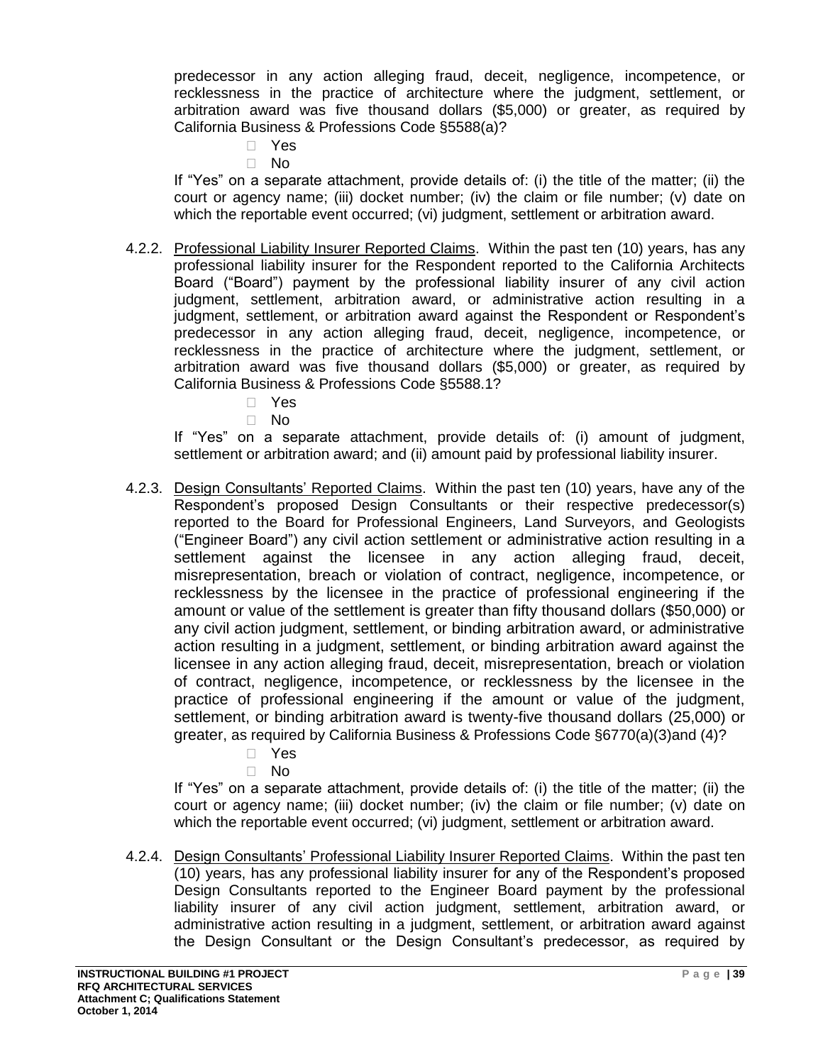predecessor in any action alleging fraud, deceit, negligence, incompetence, or recklessness in the practice of architecture where the judgment, settlement, or arbitration award was five thousand dollars ($5,000) or greater, as required by California Business & Professions Code §5588(a)?

- Yes
- No

If "Yes" on a separate attachment, provide details of: (i) the title of the matter; (ii) the court or agency name; (iii) docket number; (iv) the claim or file number; (v) date on which the reportable event occurred; (vi) judgment, settlement or arbitration award.

4.2.2. Professional Liability Insurer Reported Claims. Within the past ten (10) years, has any professional liability insurer for the Respondent reported to the California Architects Board ("Board") payment by the professional liability insurer of any civil action judgment, settlement, arbitration award, or administrative action resulting in a judgment, settlement, or arbitration award against the Respondent or Respondent's predecessor in any action alleging fraud, deceit, negligence, incompetence, or recklessness in the practice of architecture where the judgment, settlement, or arbitration award was five thousand dollars ($5,000) or greater, as required by California Business & Professions Code §5588.1?

- Yes
- No

If "Yes" on a separate attachment, provide details of: (i) amount of judgment, settlement or arbitration award; and (ii) amount paid by professional liability insurer.

4.2.3. Design Consultants' Reported Claims. Within the past ten (10) years, have any of the Respondent's proposed Design Consultants or their respective predecessor(s) reported to the Board for Professional Engineers, Land Surveyors, and Geologists ("Engineer Board") any civil action settlement or administrative action resulting in a settlement against the licensee in any action alleging fraud, deceit, misrepresentation, breach or violation of contract, negligence, incompetence, or recklessness by the licensee in the practice of professional engineering if the amount or value of the settlement is greater than fifty thousand dollars ($50,000) or any civil action judgment, settlement, or binding arbitration award, or administrative action resulting in a judgment, settlement, or binding arbitration award against the licensee in any action alleging fraud, deceit, misrepresentation, breach or violation of contract, negligence, incompetence, or recklessness by the licensee in the practice of professional engineering if the amount or value of the judgment, settlement, or binding arbitration award is twenty-five thousand dollars (25,000) or greater, as required by California Business & Professions Code §6770(a)(3)and (4)?

- Yes
- No

If "Yes" on a separate attachment, provide details of: (i) the title of the matter; (ii) the court or agency name; (iii) docket number; (iv) the claim or file number; (v) date on which the reportable event occurred; (vi) judgment, settlement or arbitration award.

4.2.4. Design Consultants' Professional Liability Insurer Reported Claims. Within the past ten (10) years, has any professional liability insurer for any of the Respondent's proposed Design Consultants reported to the Engineer Board payment by the professional liability insurer of any civil action judgment, settlement, arbitration award, or administrative action resulting in a judgment, settlement, or arbitration award against the Design Consultant or the Design Consultant's predecessor, as required by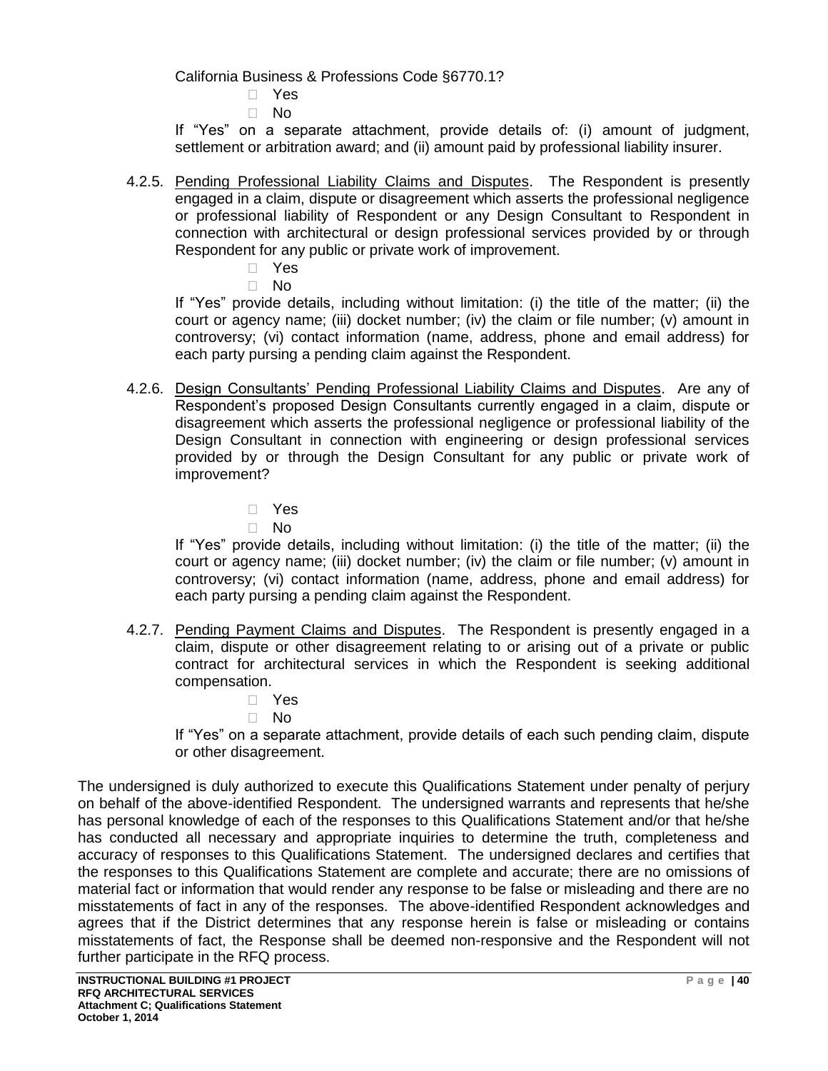California Business & Professions Code §6770.1?

- Yes
- No

If "Yes" on a separate attachment, provide details of: (i) amount of judgment, settlement or arbitration award; and (ii) amount paid by professional liability insurer.

4.2.5. Pending Professional Liability Claims and Disputes. The Respondent is presently engaged in a claim, dispute or disagreement which asserts the professional negligence or professional liability of Respondent or any Design Consultant to Respondent in connection with architectural or design professional services provided by or through Respondent for any public or private work of improvement.

- Yes
- No

If "Yes" provide details, including without limitation: (i) the title of the matter; (ii) the court or agency name; (iii) docket number; (iv) the claim or file number; (v) amount in controversy; (vi) contact information (name, address, phone and email address) for each party pursing a pending claim against the Respondent.

4.2.6. Design Consultants' Pending Professional Liability Claims and Disputes. Are any of Respondent's proposed Design Consultants currently engaged in a claim, dispute or disagreement which asserts the professional negligence or professional liability of the Design Consultant in connection with engineering or design professional services provided by or through the Design Consultant for any public or private work of improvement?

- Yes
- No

If "Yes" provide details, including without limitation: (i) the title of the matter; (ii) the court or agency name; (iii) docket number; (iv) the claim or file number; (v) amount in controversy; (vi) contact information (name, address, phone and email address) for each party pursing a pending claim against the Respondent.

4.2.7. Pending Payment Claims and Disputes. The Respondent is presently engaged in a claim, dispute or other disagreement relating to or arising out of a private or public contract for architectural services in which the Respondent is seeking additional compensation.

- Yes
- No

If "Yes" on a separate attachment, provide details of each such pending claim, dispute or other disagreement.

The undersigned is duly authorized to execute this Qualifications Statement under penalty of perjury on behalf of the above-identified Respondent. The undersigned warrants and represents that he/she has personal knowledge of each of the responses to this Qualifications Statement and/or that he/she has conducted all necessary and appropriate inquiries to determine the truth, completeness and accuracy of responses to this Qualifications Statement. The undersigned declares and certifies that the responses to this Qualifications Statement are complete and accurate; there are no omissions of material fact or information that would render any response to be false or misleading and there are no misstatements of fact in any of the responses. The above-identified Respondent acknowledges and agrees that if the District determines that any response herein is false or misleading or contains misstatements of fact, the Response shall be deemed non-responsive and the Respondent will not further participate in the RFQ process.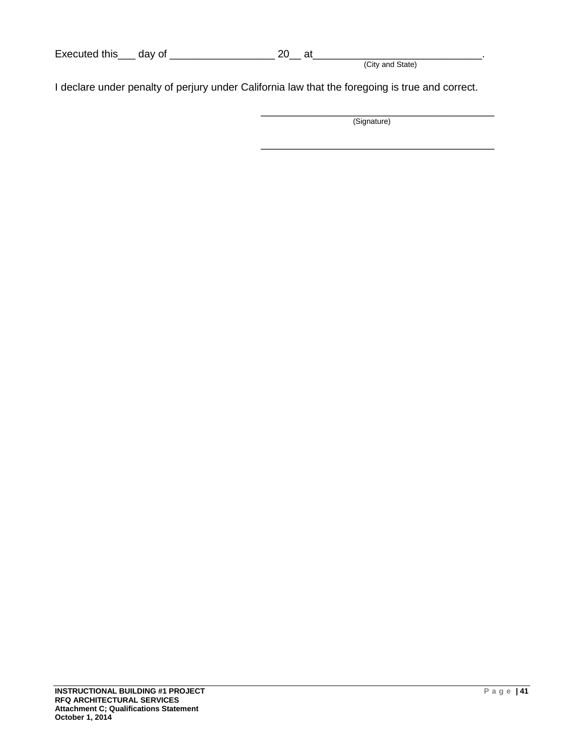Executed this___ day of __________________ 20__ at______________________________.
(City and State)

I declare under penalty of perjury under California law that the foregoing is true and correct.

__________________________________________
(Signature)

__________________________________________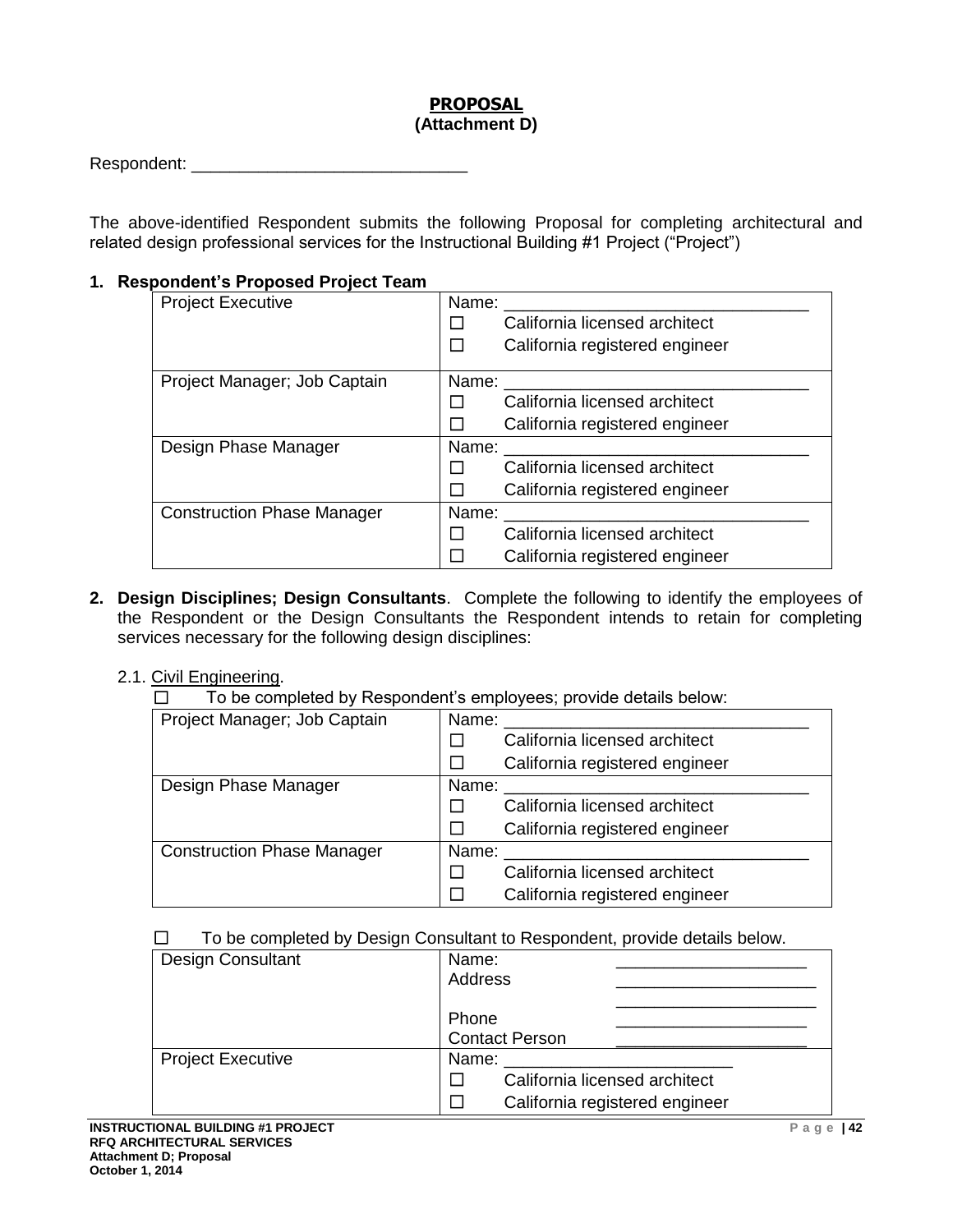**PROPOSAL**
**(Attachment D)**

Respondent: ______________________________

The above-identified Respondent submits the following Proposal for completing architectural and related design professional services for the Instructional Building #1 Project ("Project")

**1. Respondent's Proposed Project Team**

| | |
|---|---|
| Project Executive | Name: ________________________________<br>☐ California licensed architect<br>☐ California registered engineer |
| Project Manager; Job Captain | Name: ________________________________<br>☐ California licensed architect<br>☐ California registered engineer |
| Design Phase Manager | Name: ________________________________<br>☐ California licensed architect<br>☐ California registered engineer |
| Construction Phase Manager | Name: ________________________________<br>☐ California licensed architect<br>☐ California registered engineer |

**2. Design Disciplines; Design Consultants**. Complete the following to identify the employees of the Respondent or the Design Consultants the Respondent intends to retain for completing services necessary for the following design disciplines:

2.1. Civil Engineering.

☐ To be completed by Respondent's employees; provide details below:

| | |
|---|---|
| Project Manager; Job Captain | Name: ________________________________<br>☐ California licensed architect<br>☐ California registered engineer |
| Design Phase Manager | Name: ________________________________<br>☐ California licensed architect<br>☐ California registered engineer |
| Construction Phase Manager | Name: ________________________________<br>☐ California licensed architect<br>☐ California registered engineer |

☐ To be completed by Design Consultant to Respondent, provide details below.

| | |
|---|---|
| Design Consultant | Name: ____________________<br>Address ____________________<br>____________________<br>Phone ____________________<br>Contact Person ____________________ |
| Project Executive | Name: ________________________<br>☐ California licensed architect<br>☐ California registered engineer |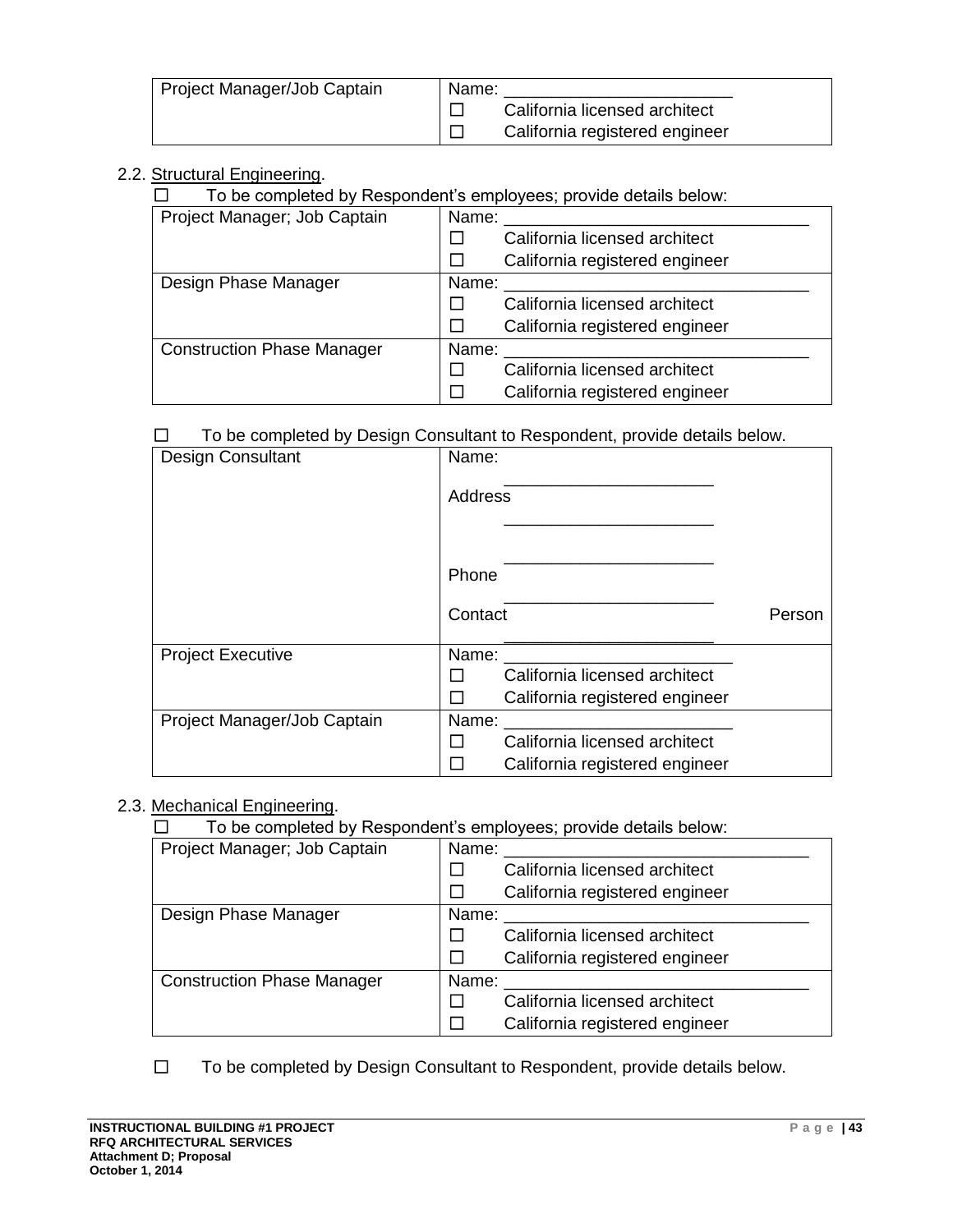| Project Manager/Job Captain | Name: ________________________<br>☐ California licensed architect<br>☐ California registered engineer |
|---|---|

2.2. Structural Engineering.

☐ To be completed by Respondent's employees; provide details below:

| Project Manager; Job Captain | Name: ________________________________<br>☐ California licensed architect<br>☐ California registered engineer |
|---|---|
| Design Phase Manager | Name: ________________________________<br>☐ California licensed architect<br>☐ California registered engineer |
| Construction Phase Manager | Name: ________________________________<br>☐ California licensed architect<br>☐ California registered engineer |

☐ To be completed by Design Consultant to Respondent, provide details below.

| Design Consultant | Name: ______________________<br>Address ______________________<br>______________________<br>Phone ______________________<br>Contact Person ______________________ |
|---|---|
| Project Executive | Name: ________________________<br>☐ California licensed architect<br>☐ California registered engineer |
| Project Manager/Job Captain | Name: ________________________<br>☐ California licensed architect<br>☐ California registered engineer |

2.3. Mechanical Engineering.

☐ To be completed by Respondent's employees; provide details below:

| Project Manager; Job Captain | Name: ________________________________<br>☐ California licensed architect<br>☐ California registered engineer |
|---|---|
| Design Phase Manager | Name: ________________________________<br>☐ California licensed architect<br>☐ California registered engineer |
| Construction Phase Manager | Name: ________________________________<br>☐ California licensed architect<br>☐ California registered engineer |

☐ To be completed by Design Consultant to Respondent, provide details below.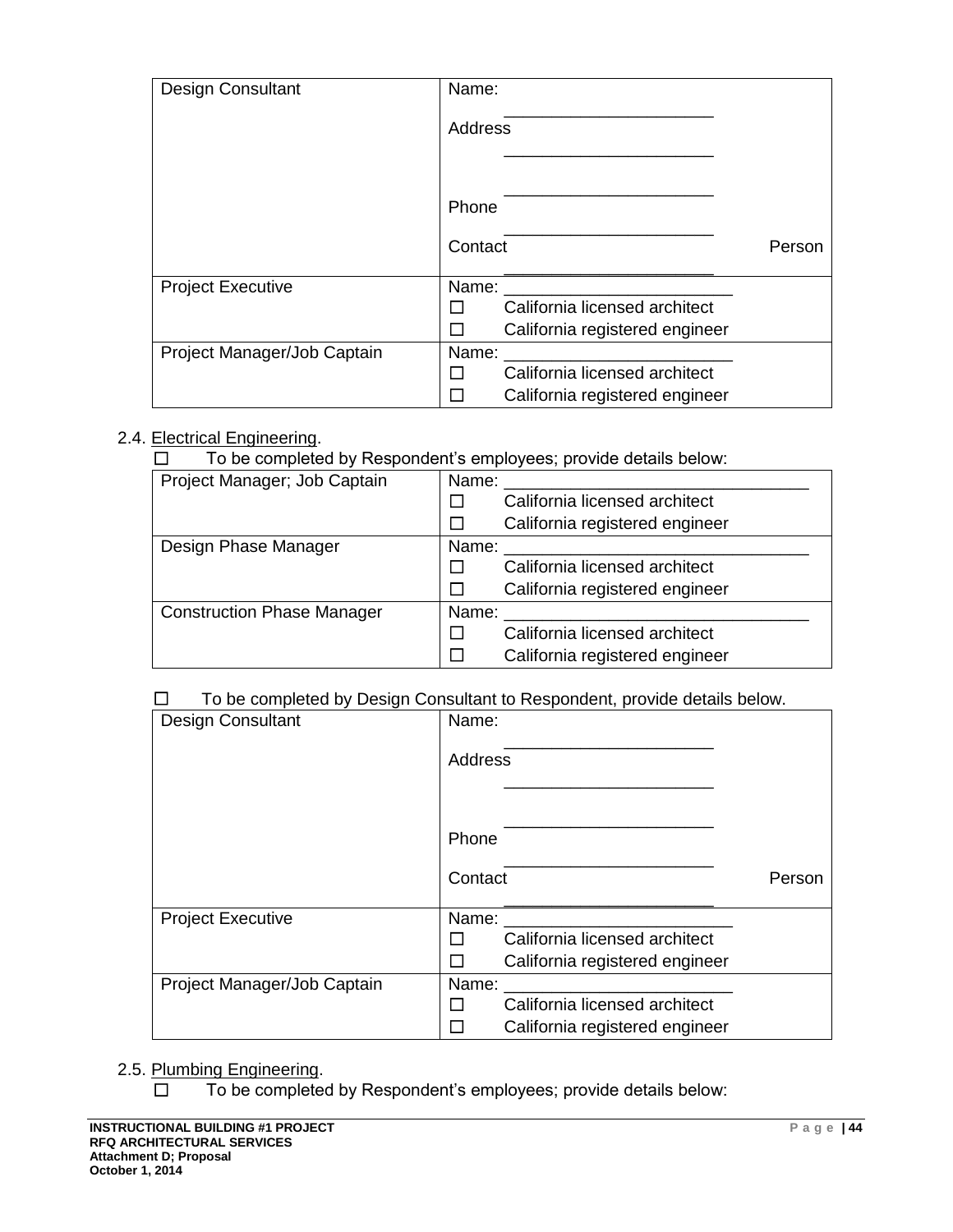| Design Consultant | Name: _____________________<br>Address _____________________<br>_____________________<br>Phone _____________________<br>Contact Person _____________________ |
|---|---|
| Project Executive | Name: _____________________<br>☐ California licensed architect<br>☐ California registered engineer |
| Project Manager/Job Captain | Name: _____________________<br>☐ California licensed architect<br>☐ California registered engineer |

2.4. Electrical Engineering.

☐ To be completed by Respondent's employees; provide details below:

| Project Manager; Job Captain | Name: _____________________<br>☐ California licensed architect<br>☐ California registered engineer |
|---|---|
| Design Phase Manager | Name: _____________________<br>☐ California licensed architect<br>☐ California registered engineer |
| Construction Phase Manager | Name: _____________________<br>☐ California licensed architect<br>☐ California registered engineer |

☐ To be completed by Design Consultant to Respondent, provide details below.

| Design Consultant | Name: _____________________<br>Address _____________________<br>_____________________<br>Phone _____________________<br>Contact Person _____________________ |
|---|---|
| Project Executive | Name: _____________________<br>☐ California licensed architect<br>☐ California registered engineer |
| Project Manager/Job Captain | Name: _____________________<br>☐ California licensed architect<br>☐ California registered engineer |

2.5. Plumbing Engineering.

☐ To be completed by Respondent's employees; provide details below: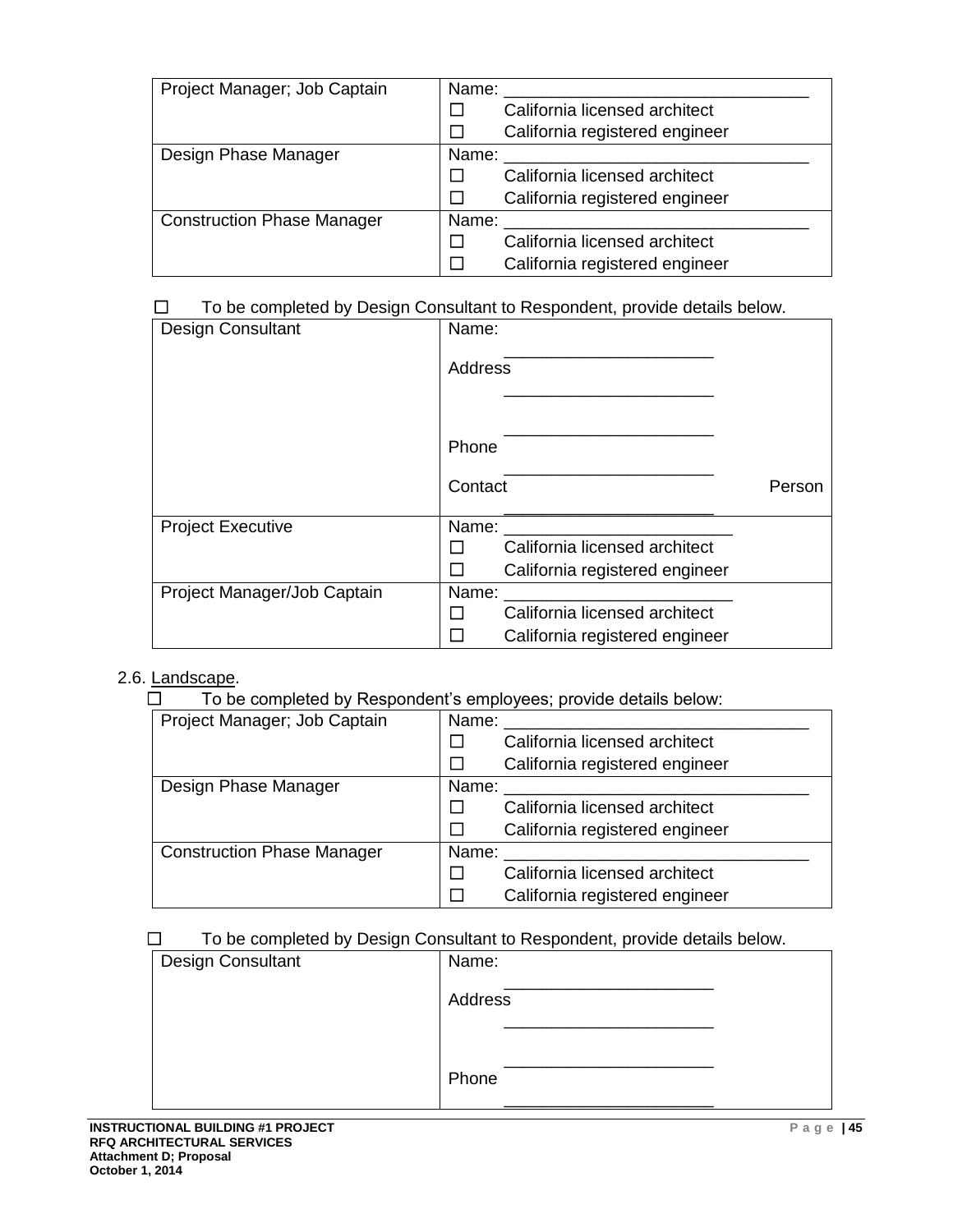| | |
|---|---|
| Project Manager; Job Captain | Name: ______________________________<br>☐ California licensed architect<br>☐ California registered engineer |
| Design Phase Manager | Name: ______________________________<br>☐ California licensed architect<br>☐ California registered engineer |
| Construction Phase Manager | Name: ______________________________<br>☐ California licensed architect<br>☐ California registered engineer |

☐ To be completed by Design Consultant to Respondent, provide details below.

| | |
|---|---|
| Design Consultant | Name: ______________________<br>Address ______________________<br>______________________<br>Phone ______________________<br>Contact Person ______________________ |
| Project Executive | Name: ______________________<br>☐ California licensed architect<br>☐ California registered engineer |
| Project Manager/Job Captain | Name: ______________________<br>☐ California licensed architect<br>☐ California registered engineer |

2.6. Landscape.

☐ To be completed by Respondent's employees; provide details below:

| | |
|---|---|
| Project Manager; Job Captain | Name: ______________________________<br>☐ California licensed architect<br>☐ California registered engineer |
| Design Phase Manager | Name: ______________________________<br>☐ California licensed architect<br>☐ California registered engineer |
| Construction Phase Manager | Name: ______________________________<br>☐ California licensed architect<br>☐ California registered engineer |

☐ To be completed by Design Consultant to Respondent, provide details below.

| | |
|---|---|
| Design Consultant | Name: ______________________<br>Address ______________________<br>______________________<br>Phone ______________________ |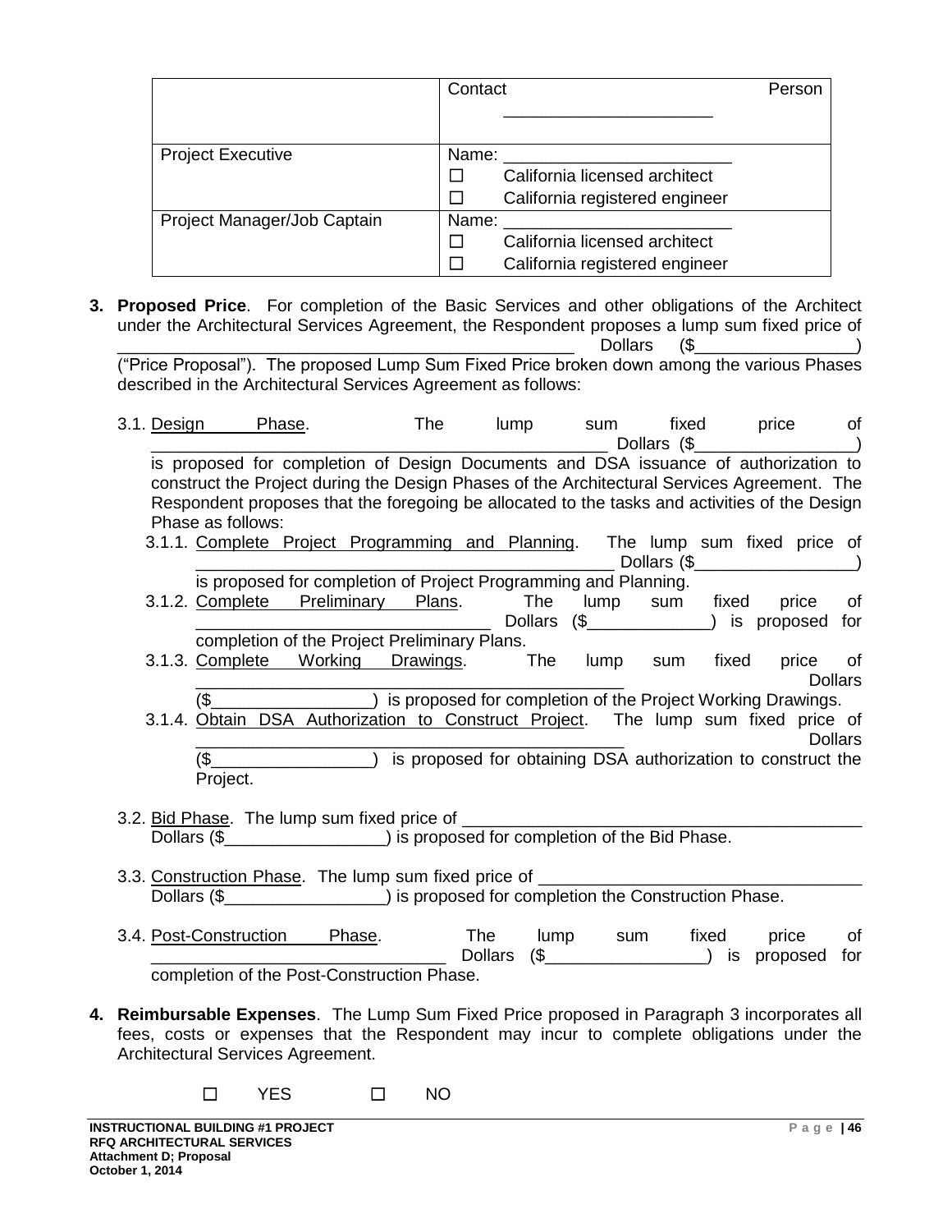| | Contact Person ______________________ |
|---|---|
| Project Executive | Name: ________________________<br>☐ California licensed architect<br>☐ California registered engineer |
| Project Manager/Job Captain | Name: ________________________<br>☐ California licensed architect<br>☐ California registered engineer |

**3. Proposed Price**. For completion of the Basic Services and other obligations of the Architect under the Architectural Services Agreement, the Respondent proposes a lump sum fixed price of _______________________________________________ Dollars ($_________________) ("Price Proposal"). The proposed Lump Sum Fixed Price broken down among the various Phases described in the Architectural Services Agreement as follows:

3.1. Design Phase. The lump sum fixed price of _________________________________________________ Dollars ($_________________) is proposed for completion of Design Documents and DSA issuance of authorization to construct the Project during the Design Phases of the Architectural Services Agreement. The Respondent proposes that the foregoing be allocated to the tasks and activities of the Design Phase as follows:

3.1.1. Complete Project Programming and Planning. The lump sum fixed price of _____________________________________________ Dollars ($_________________) is proposed for completion of Project Programming and Planning.

3.1.2. Complete Preliminary Plans. The lump sum fixed price of _______________________________ Dollars ($_____________) is proposed for completion of the Project Preliminary Plans.

3.1.3. Complete Working Drawings. The lump sum fixed price of ______________________________________________ Dollars ($_________________) is proposed for completion of the Project Working Drawings.

3.1.4. Obtain DSA Authorization to Construct Project. The lump sum fixed price of ______________________________________________ Dollars ($_________________) is proposed for obtaining DSA authorization to construct the Project.

3.2. Bid Phase. The lump sum fixed price of __________________________________________ Dollars ($_________________) is proposed for completion of the Bid Phase.

3.3. Construction Phase. The lump sum fixed price of _________________________________ Dollars ($_________________) is proposed for completion the Construction Phase.

3.4. Post-Construction Phase. The lump sum fixed price of _______________________________ Dollars ($_________________) is proposed for completion of the Post-Construction Phase.

**4. Reimbursable Expenses**. The Lump Sum Fixed Price proposed in Paragraph 3 incorporates all fees, costs or expenses that the Respondent may incur to complete obligations under the Architectural Services Agreement.

☐ YES ☐ NO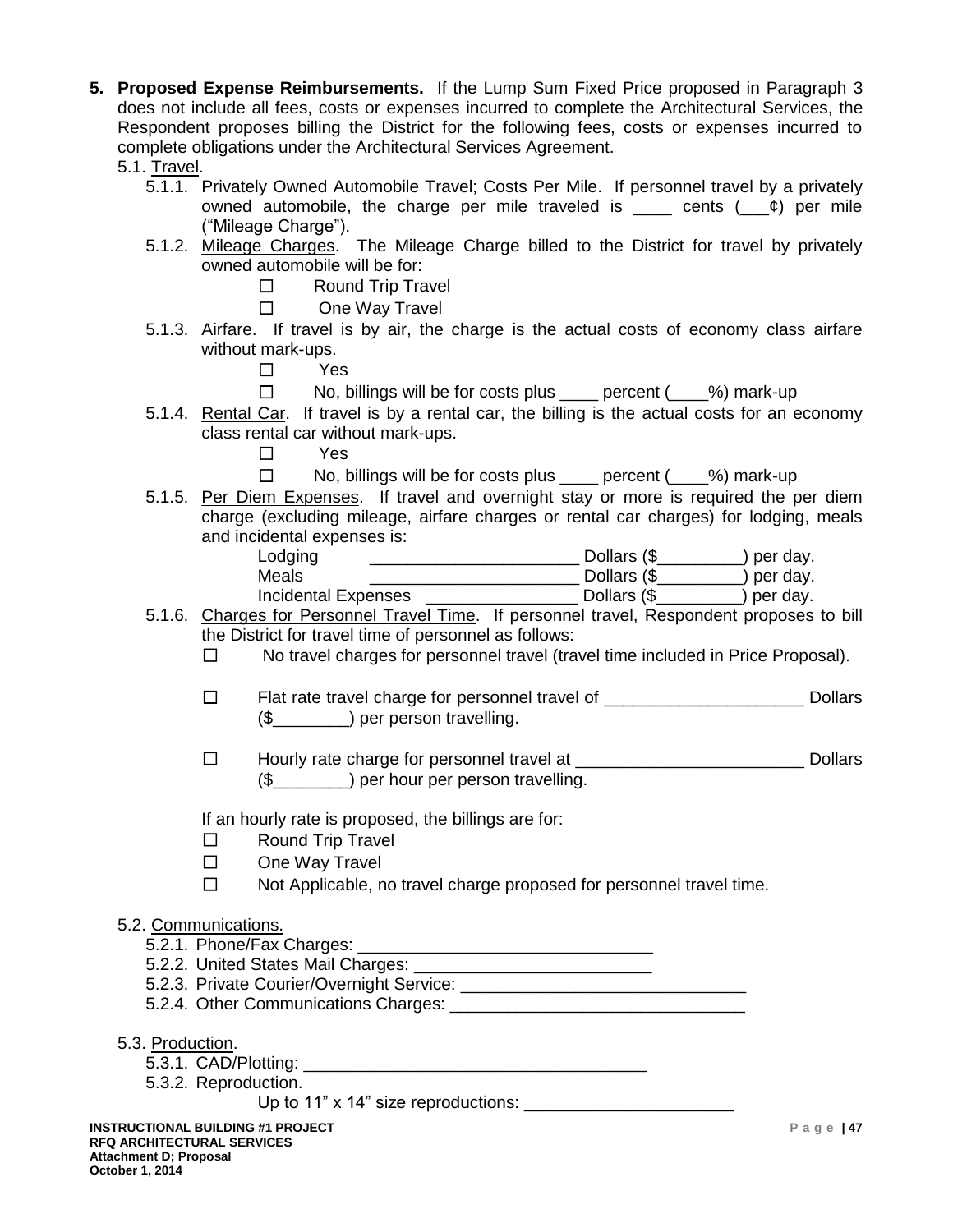**5. Proposed Expense Reimbursements.** If the Lump Sum Fixed Price proposed in Paragraph 3 does not include all fees, costs or expenses incurred to complete the Architectural Services, the Respondent proposes billing the District for the following fees, costs or expenses incurred to complete obligations under the Architectural Services Agreement.

5.1. Travel.

5.1.1. Privately Owned Automobile Travel; Costs Per Mile. If personnel travel by a privately owned automobile, the charge per mile traveled is ____ cents (___¢) per mile ("Mileage Charge").

5.1.2. Mileage Charges. The Mileage Charge billed to the District for travel by privately owned automobile will be for:

☐ Round Trip Travel

☐ One Way Travel

5.1.3. Airfare. If travel is by air, the charge is the actual costs of economy class airfare without mark-ups.

☐ Yes

☐ No, billings will be for costs plus ____ percent (____%) mark-up

5.1.4. Rental Car. If travel is by a rental car, the billing is the actual costs for an economy class rental car without mark-ups.

☐ Yes

☐ No, billings will be for costs plus ____ percent (____%) mark-up

5.1.5. Per Diem Expenses. If travel and overnight stay or more is required the per diem charge (excluding mileage, airfare charges or rental car charges) for lodging, meals and incidental expenses is:

Lodging ______________________ Dollars ($_________) per day.
Meals ______________________ Dollars ($_________) per day.
Incidental Expenses ________________ Dollars ($_________) per day.

5.1.6. Charges for Personnel Travel Time. If personnel travel, Respondent proposes to bill the District for travel time of personnel as follows:

☐ No travel charges for personnel travel (travel time included in Price Proposal).

☐ Flat rate travel charge for personnel travel of _____________________ Dollars ($________) per person travelling.

☐ Hourly rate charge for personnel travel at ________________________ Dollars ($________) per hour per person travelling.

If an hourly rate is proposed, the billings are for:

☐ Round Trip Travel

☐ One Way Travel

☐ Not Applicable, no travel charge proposed for personnel travel time.

5.2. Communications.

5.2.1. Phone/Fax Charges: _____________________________

5.2.2. United States Mail Charges: _________________________

5.2.3. Private Courier/Overnight Service: ______________________________

5.2.4. Other Communications Charges: ______________________________

5.3. Production.

5.3.1. CAD/Plotting: ___________________________________

5.3.2. Reproduction.

Up to 11" x 14" size reproductions: ______________________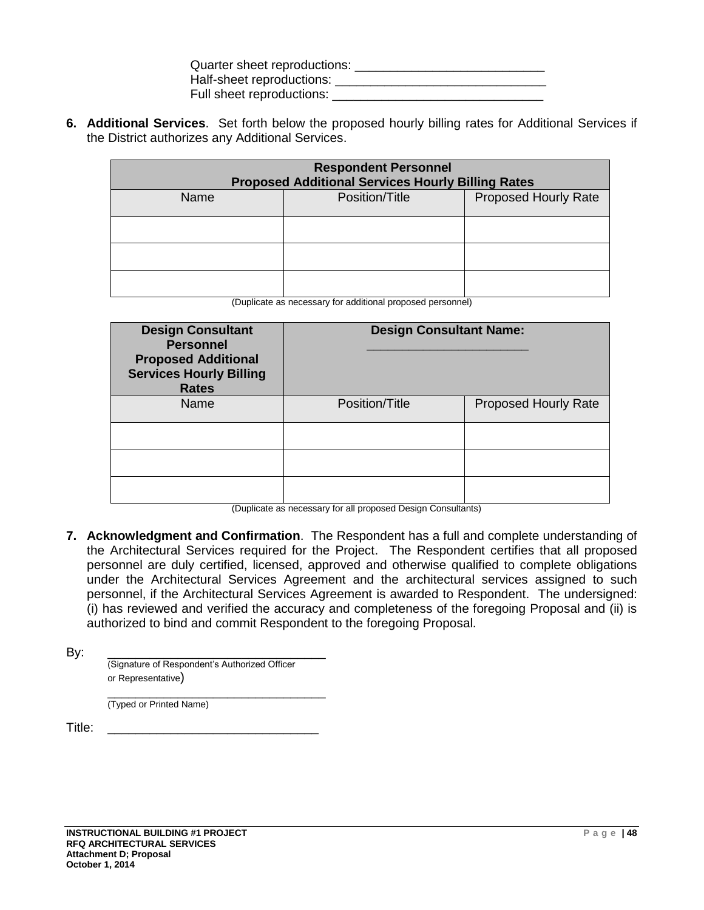Quarter sheet reproductions: ___________________________
Half-sheet reproductions: ______________________________
Full sheet reproductions: ______________________________

6. **Additional Services**. Set forth below the proposed hourly billing rates for Additional Services if the District authorizes any Additional Services.

| **Respondent Personnel Proposed Additional Services Hourly Billing Rates** | | |
|---|---|---|
| Name | Position/Title | Proposed Hourly Rate |
| | | |
| | | |
| | | |

(Duplicate as necessary for additional proposed personnel)

| **Design Consultant Personnel Proposed Additional Services Hourly Billing Rates** | **Design Consultant Name:** ________________________ | |
|---|---|---|
| Name | Position/Title | Proposed Hourly Rate |
| | | |
| | | |
| | | |

(Duplicate as necessary for all proposed Design Consultants)

7. **Acknowledgment and Confirmation**. The Respondent has a full and complete understanding of the Architectural Services required for the Project. The Respondent certifies that all proposed personnel are duly certified, licensed, approved and otherwise qualified to complete obligations under the Architectural Services Agreement and the architectural services assigned to such personnel, if the Architectural Services Agreement is awarded to Respondent. The undersigned: (i) has reviewed and verified the accuracy and completeness of the foregoing Proposal and (ii) is authorized to bind and commit Respondent to the foregoing Proposal.

By: _________________________________
(Signature of Respondent's Authorized Officer or Representative)

_________________________________
(Typed or Printed Name)

Title: ______________________________